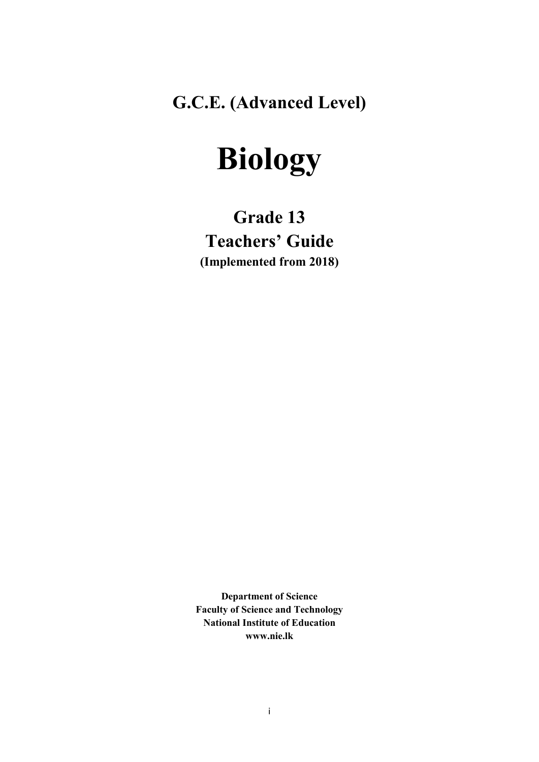## G.C.E. (Advanced Level)

# Biology

## Grade 13
## Teachers' Guide
**(Implemented from 2018)**

**Department of Science**
**Faculty of Science and Technology**
**National Institute of Education**
**www.nie.lk**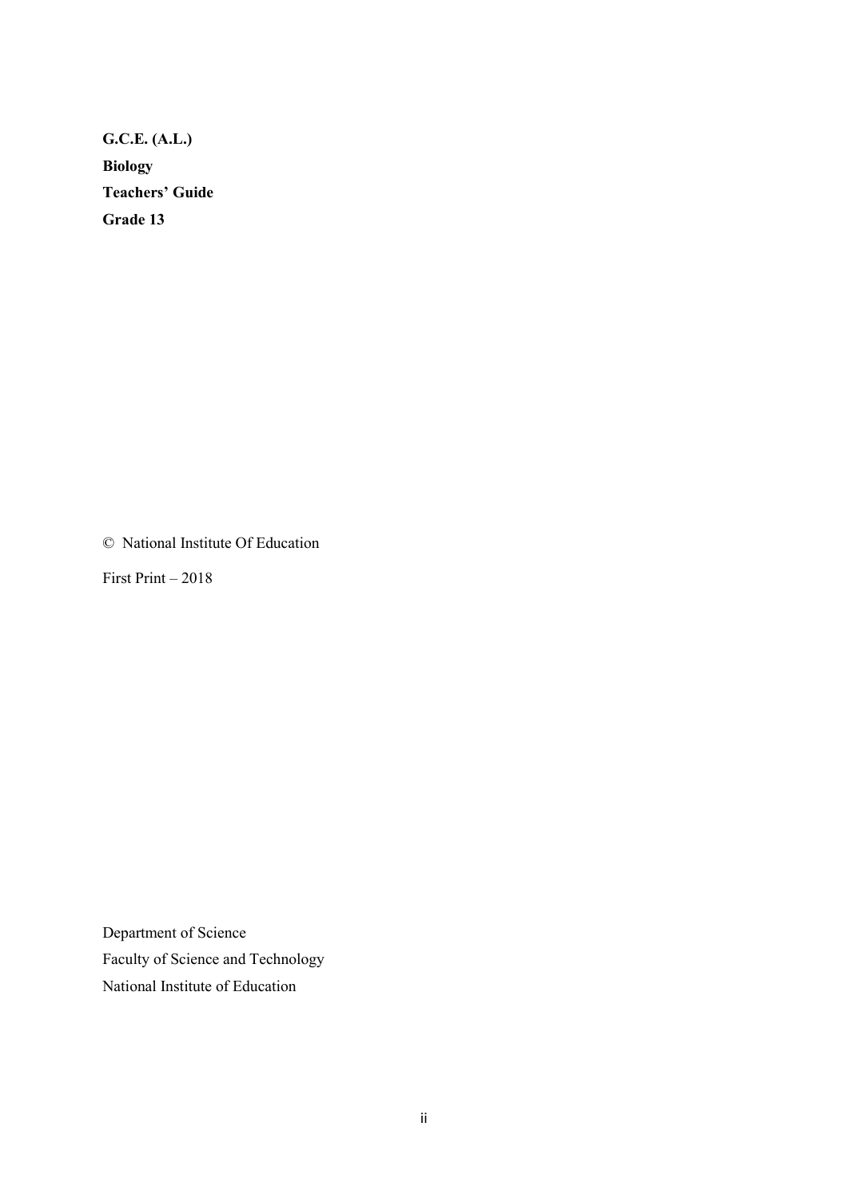**G.C.E. (A.L.)**

**Biology**

**Teachers' Guide**

**Grade 13**

© National Institute Of Education

First Print – 2018

Department of Science

Faculty of Science and Technology

National Institute of Education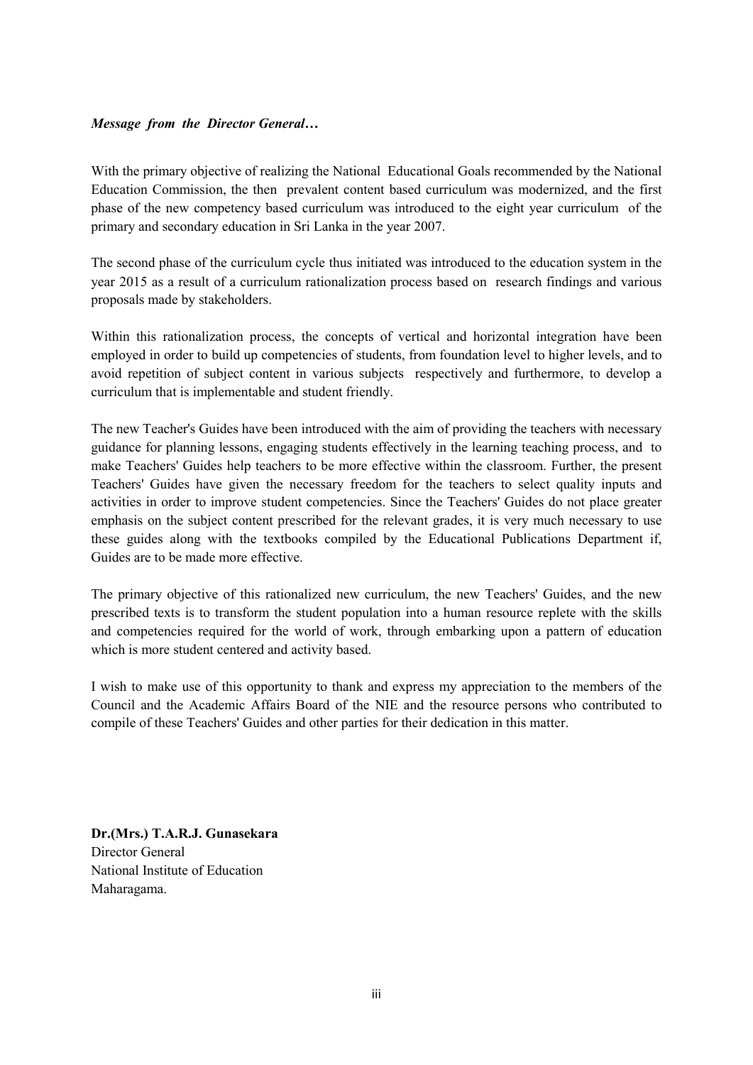***Message from the Director General…***

With the primary objective of realizing the National Educational Goals recommended by the National Education Commission, the then prevalent content based curriculum was modernized, and the first phase of the new competency based curriculum was introduced to the eight year curriculum of the primary and secondary education in Sri Lanka in the year 2007.

The second phase of the curriculum cycle thus initiated was introduced to the education system in the year 2015 as a result of a curriculum rationalization process based on research findings and various proposals made by stakeholders.

Within this rationalization process, the concepts of vertical and horizontal integration have been employed in order to build up competencies of students, from foundation level to higher levels, and to avoid repetition of subject content in various subjects respectively and furthermore, to develop a curriculum that is implementable and student friendly.

The new Teacher's Guides have been introduced with the aim of providing the teachers with necessary guidance for planning lessons, engaging students effectively in the learning teaching process, and to make Teachers' Guides help teachers to be more effective within the classroom. Further, the present Teachers' Guides have given the necessary freedom for the teachers to select quality inputs and activities in order to improve student competencies. Since the Teachers' Guides do not place greater emphasis on the subject content prescribed for the relevant grades, it is very much necessary to use these guides along with the textbooks compiled by the Educational Publications Department if, Guides are to be made more effective.

The primary objective of this rationalized new curriculum, the new Teachers' Guides, and the new prescribed texts is to transform the student population into a human resource replete with the skills and competencies required for the world of work, through embarking upon a pattern of education which is more student centered and activity based.

I wish to make use of this opportunity to thank and express my appreciation to the members of the Council and the Academic Affairs Board of the NIE and the resource persons who contributed to compile of these Teachers' Guides and other parties for their dedication in this matter.

**Dr.(Mrs.) T.A.R.J. Gunasekara**
Director General
National Institute of Education
Maharagama.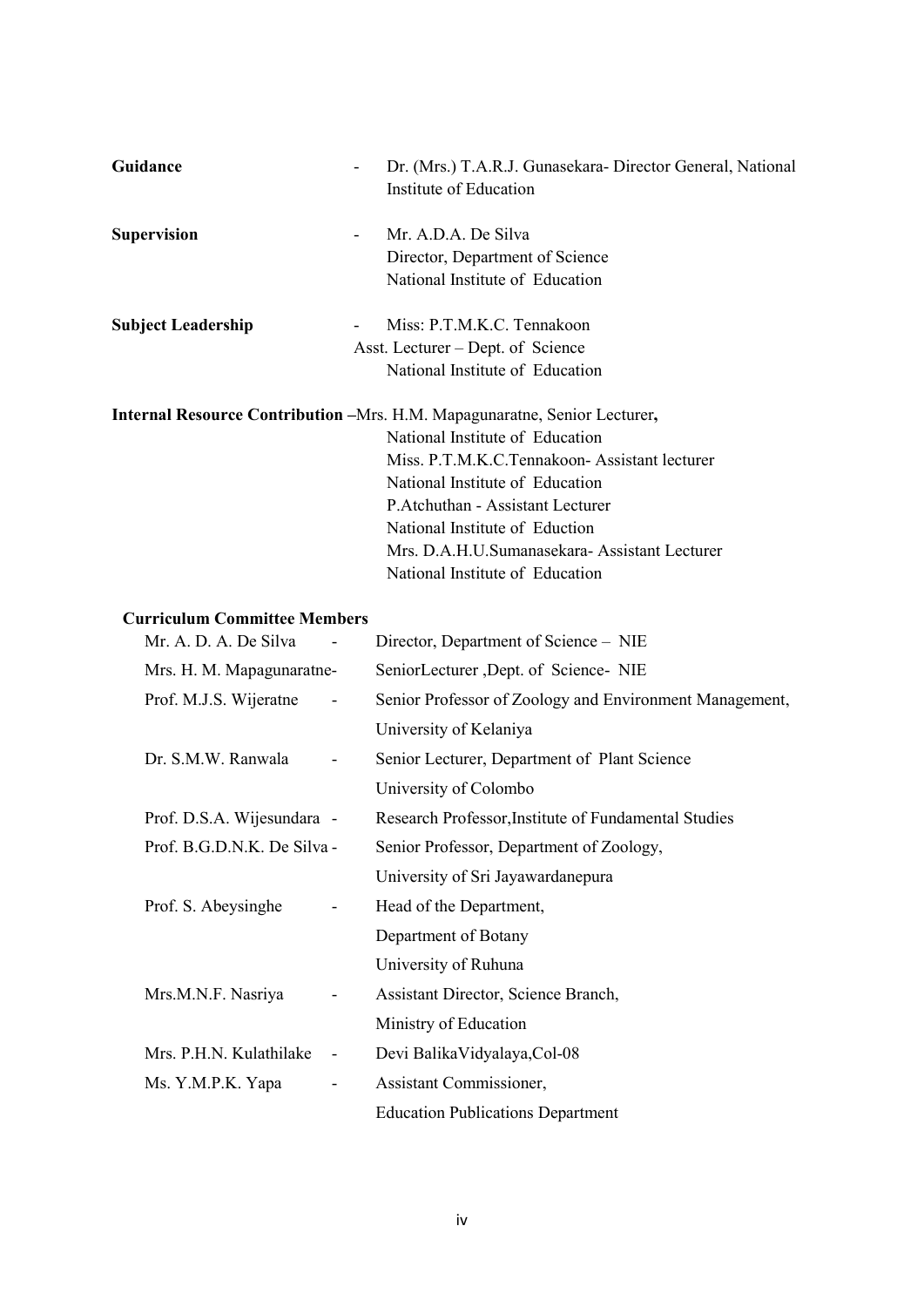**Guidance** - Dr. (Mrs.) T.A.R.J. Gunasekara- Director General, National Institute of Education

**Supervision** - Mr. A.D.A. De Silva
Director, Department of Science
National Institute of Education

**Subject Leadership** - Miss: P.T.M.K.C. Tennakoon
Asst. Lecturer – Dept. of Science
National Institute of Education

**Internal Resource Contribution** –Mrs. H.M. Mapagunaratne, Senior Lecturer**,**
National Institute of Education
Miss. P.T.M.K.C.Tennakoon- Assistant lecturer
National Institute of Education
P.Atchuthan - Assistant Lecturer
National Institute of Eduction
Mrs. D.A.H.U.Sumanasekara- Assistant Lecturer
National Institute of Education

**Curriculum Committee Members**

| | | |
|---|---|---|
| Mr. A. D. A. De Silva | - | Director, Department of Science – NIE |
| Mrs. H. M. Mapagunaratne | - | SeniorLecturer ,Dept. of Science- NIE |
| Prof. M.J.S. Wijeratne | - | Senior Professor of Zoology and Environment Management, University of Kelaniya |
| Dr. S.M.W. Ranwala | - | Senior Lecturer, Department of Plant Science University of Colombo |
| Prof. D.S.A. Wijesundara | - | Research Professor,Institute of Fundamental Studies |
| Prof. B.G.D.N.K. De Silva | - | Senior Professor, Department of Zoology, University of Sri Jayawardanepura |
| Prof. S. Abeysinghe | - | Head of the Department, Department of Botany University of Ruhuna |
| Mrs.M.N.F. Nasriya | - | Assistant Director, Science Branch, Ministry of Education |
| Mrs. P.H.N. Kulathilake | - | Devi BalikaVidyalaya,Col-08 |
| Ms. Y.M.P.K. Yapa | - | Assistant Commissioner, Education Publications Department |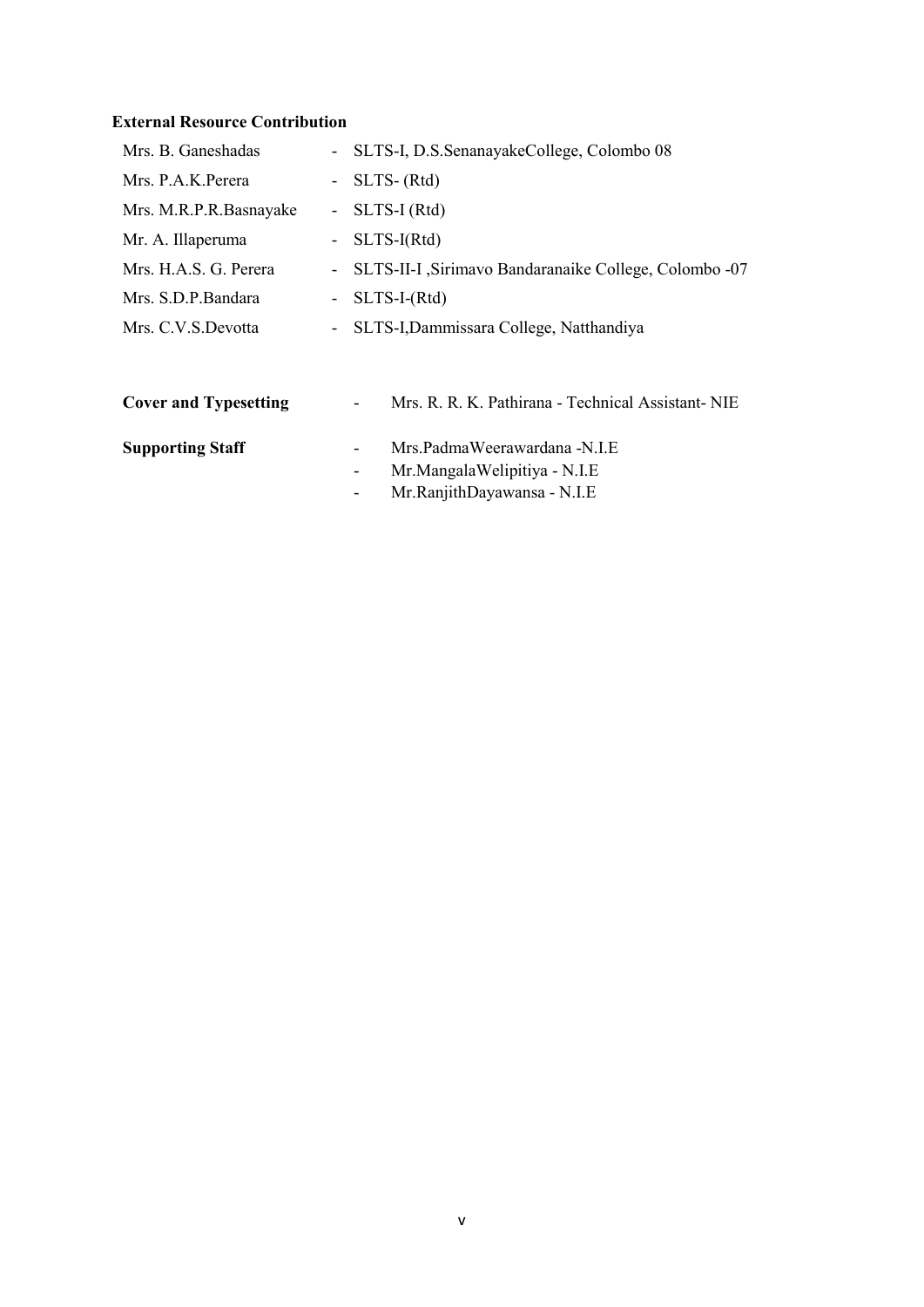**External Resource Contribution**

| | | |
|---|---|---|
| Mrs. B. Ganeshadas | - | SLTS-I, D.S.SenanayakeCollege, Colombo 08 |
| Mrs. P.A.K.Perera | - | SLTS- (Rtd) |
| Mrs. M.R.P.R.Basnayake | - | SLTS-I (Rtd) |
| Mr. A. Illaperuma | - | SLTS-I(Rtd) |
| Mrs. H.A.S. G. Perera | - | SLTS-II-I ,Sirimavo Bandaranaike College, Colombo -07 |
| Mrs. S.D.P.Bandara | - | SLTS-I-(Rtd) |
| Mrs. C.V.S.Devotta | - | SLTS-I,Dammissara College, Natthandiya |

**Cover and Typesetting** - Mrs. R. R. K. Pathirana - Technical Assistant- NIE

**Supporting Staff**

- Mrs.PadmaWeerawardana -N.I.E
- Mr.MangalaWelipitiya - N.I.E
- Mr.RanjithDayawansa - N.I.E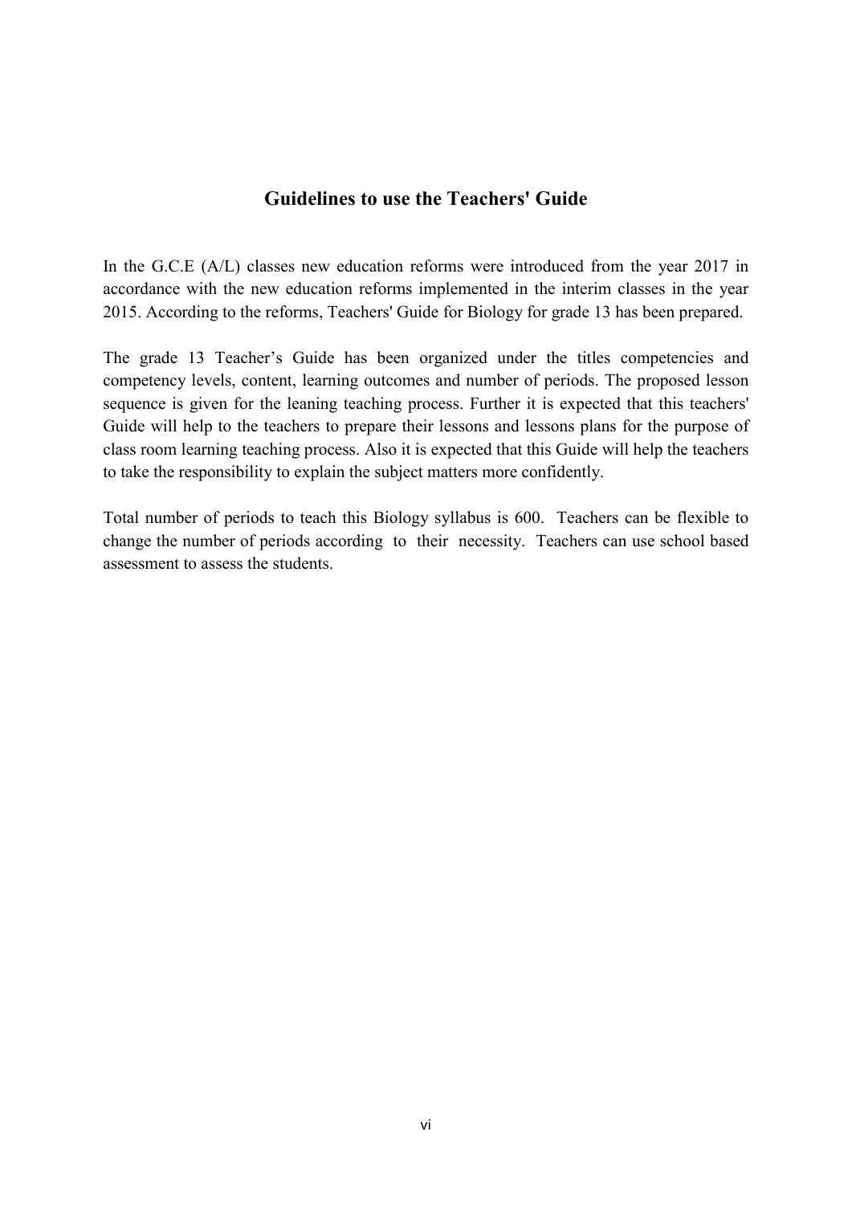## Guidelines to use the Teachers' Guide

In the G.C.E (A/L) classes new education reforms were introduced from the year 2017 in accordance with the new education reforms implemented in the interim classes in the year 2015. According to the reforms, Teachers' Guide for Biology for grade 13 has been prepared.

The grade 13 Teacher's Guide has been organized under the titles competencies and competency levels, content, learning outcomes and number of periods. The proposed lesson sequence is given for the leaning teaching process. Further it is expected that this teachers' Guide will help to the teachers to prepare their lessons and lessons plans for the purpose of class room learning teaching process. Also it is expected that this Guide will help the teachers to take the responsibility to explain the subject matters more confidently.

Total number of periods to teach this Biology syllabus is 600. Teachers can be flexible to change the number of periods according to their necessity. Teachers can use school based assessment to assess the students.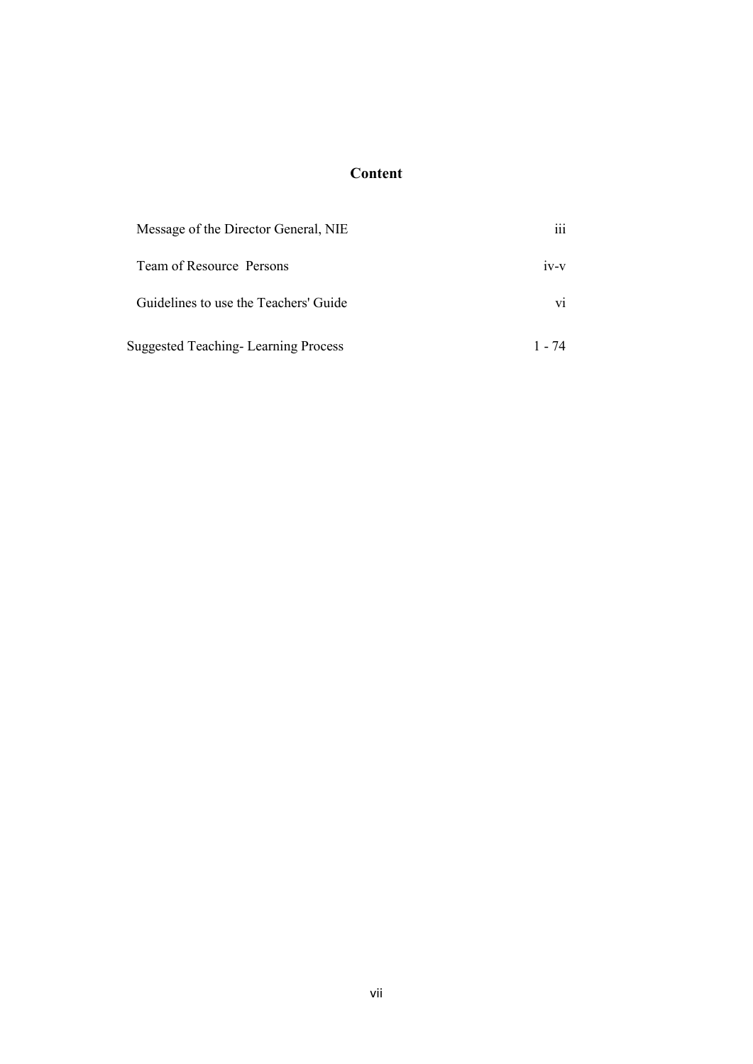# Content

| | |
|---|---|
| Message of the Director General, NIE | iii |
| Team of Resource Persons | iv-v |
| Guidelines to use the Teachers' Guide | vi |
| Suggested Teaching- Learning Process | 1 - 74 |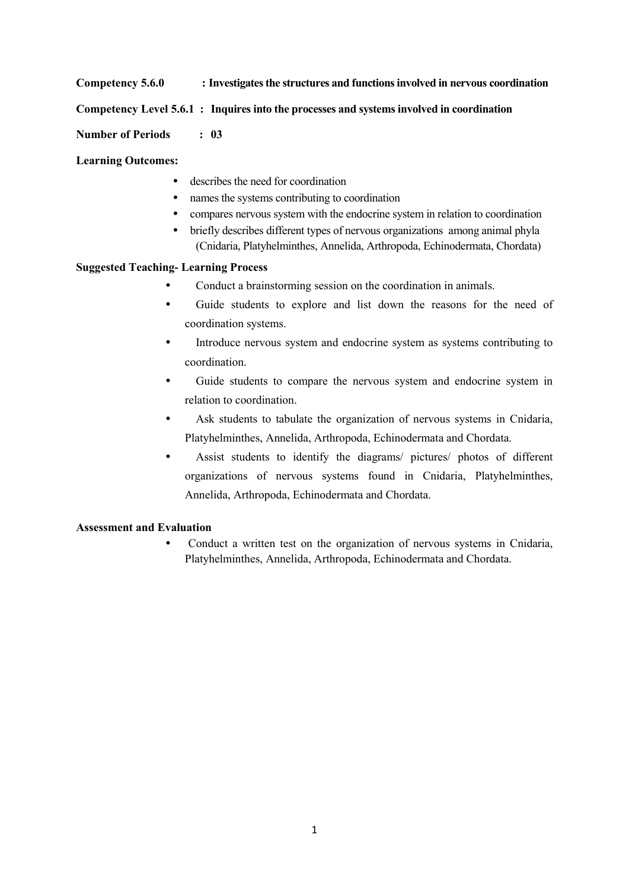**Competency 5.6.0 : Investigates the structures and functions involved in nervous coordination**

**Competency Level 5.6.1 : Inquires into the processes and systems involved in coordination**

**Number of Periods : 03**

**Learning Outcomes:**

- describes the need for coordination
- names the systems contributing to coordination
- compares nervous system with the endocrine system in relation to coordination
- briefly describes different types of nervous organizations among animal phyla (Cnidaria, Platyhelminthes, Annelida, Arthropoda, Echinodermata, Chordata)

**Suggested Teaching- Learning Process**

- Conduct a brainstorming session on the coordination in animals.
- Guide students to explore and list down the reasons for the need of coordination systems.
- Introduce nervous system and endocrine system as systems contributing to coordination.
- Guide students to compare the nervous system and endocrine system in relation to coordination.
- Ask students to tabulate the organization of nervous systems in Cnidaria, Platyhelminthes, Annelida, Arthropoda, Echinodermata and Chordata.
- Assist students to identify the diagrams/ pictures/ photos of different organizations of nervous systems found in Cnidaria, Platyhelminthes, Annelida, Arthropoda, Echinodermata and Chordata.

**Assessment and Evaluation**

- Conduct a written test on the organization of nervous systems in Cnidaria, Platyhelminthes, Annelida, Arthropoda, Echinodermata and Chordata.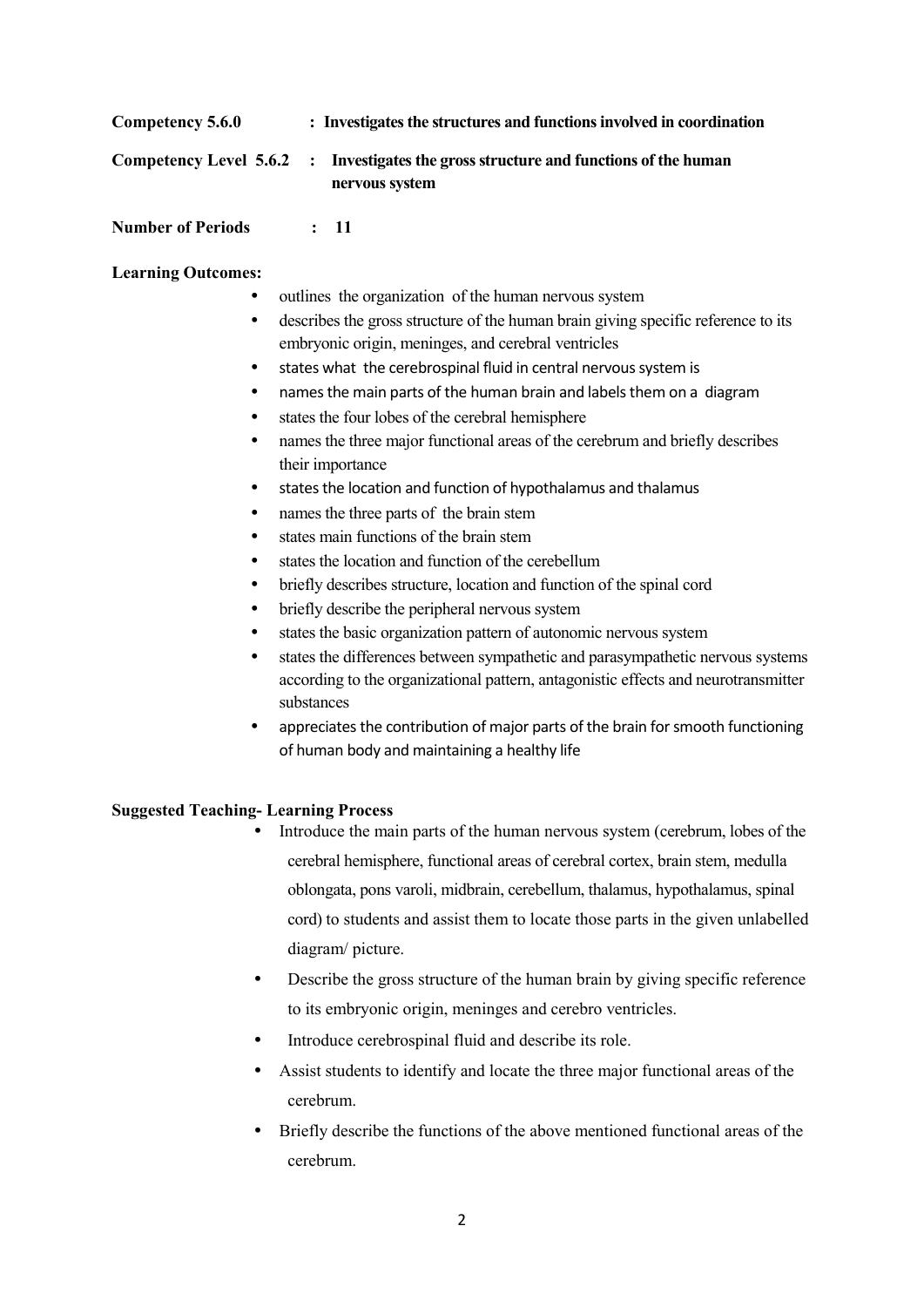**Competency 5.6.0** : **Investigates the structures and functions involved in coordination**

**Competency Level 5.6.2** : **Investigates the gross structure and functions of the human nervous system**

**Number of Periods** : **11**

**Learning Outcomes:**

- outlines the organization of the human nervous system
- describes the gross structure of the human brain giving specific reference to its embryonic origin, meninges, and cerebral ventricles
- states what the cerebrospinal fluid in central nervous system is
- names the main parts of the human brain and labels them on a diagram
- states the four lobes of the cerebral hemisphere
- names the three major functional areas of the cerebrum and briefly describes their importance
- states the location and function of hypothalamus and thalamus
- names the three parts of the brain stem
- states main functions of the brain stem
- states the location and function of the cerebellum
- briefly describes structure, location and function of the spinal cord
- briefly describe the peripheral nervous system
- states the basic organization pattern of autonomic nervous system
- states the differences between sympathetic and parasympathetic nervous systems according to the organizational pattern, antagonistic effects and neurotransmitter substances
- appreciates the contribution of major parts of the brain for smooth functioning of human body and maintaining a healthy life

**Suggested Teaching- Learning Process**

- Introduce the main parts of the human nervous system (cerebrum, lobes of the cerebral hemisphere, functional areas of cerebral cortex, brain stem, medulla oblongata, pons varoli, midbrain, cerebellum, thalamus, hypothalamus, spinal cord) to students and assist them to locate those parts in the given unlabelled diagram/ picture.
- Describe the gross structure of the human brain by giving specific reference to its embryonic origin, meninges and cerebro ventricles.
- Introduce cerebrospinal fluid and describe its role.
- Assist students to identify and locate the three major functional areas of the cerebrum.
- Briefly describe the functions of the above mentioned functional areas of the cerebrum.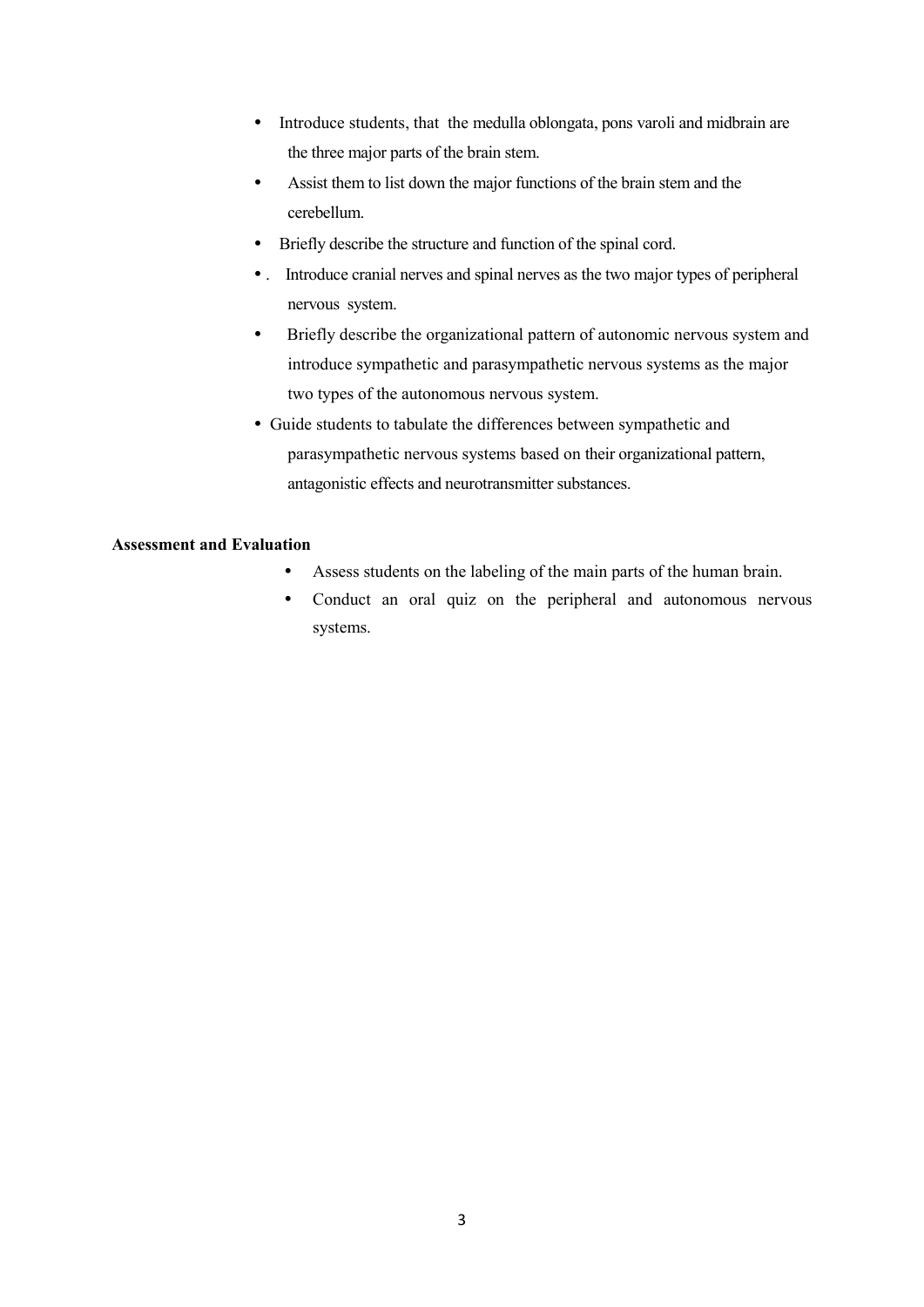- Introduce students, that the medulla oblongata, pons varoli and midbrain are the three major parts of the brain stem.
- Assist them to list down the major functions of the brain stem and the cerebellum.
- Briefly describe the structure and function of the spinal cord.
- . Introduce cranial nerves and spinal nerves as the two major types of peripheral nervous system.
- Briefly describe the organizational pattern of autonomic nervous system and introduce sympathetic and parasympathetic nervous systems as the major two types of the autonomous nervous system.
- Guide students to tabulate the differences between sympathetic and parasympathetic nervous systems based on their organizational pattern, antagonistic effects and neurotransmitter substances.

**Assessment and Evaluation**

- Assess students on the labeling of the main parts of the human brain.
- Conduct an oral quiz on the peripheral and autonomous nervous systems.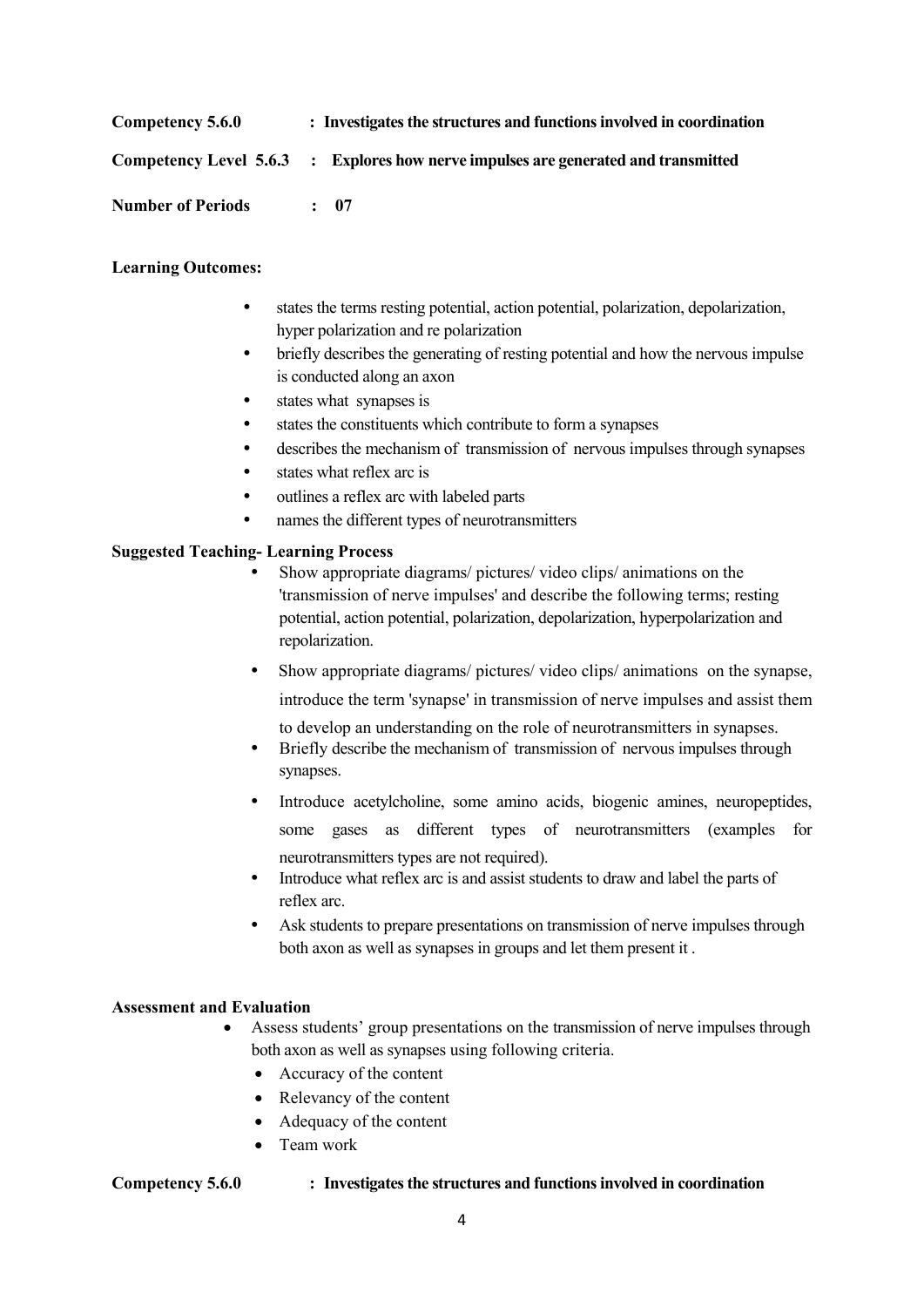**Competency 5.6.0** : **Investigates the structures and functions involved in coordination**

**Competency Level 5.6.3** : **Explores how nerve impulses are generated and transmitted**

**Number of Periods** : **07**

**Learning Outcomes:**

- states the terms resting potential, action potential, polarization, depolarization, hyper polarization and re polarization
- briefly describes the generating of resting potential and how the nervous impulse is conducted along an axon
- states what synapses is
- states the constituents which contribute to form a synapses
- describes the mechanism of transmission of nervous impulses through synapses
- states what reflex arc is
- outlines a reflex arc with labeled parts
- names the different types of neurotransmitters

**Suggested Teaching- Learning Process**

- Show appropriate diagrams/ pictures/ video clips/ animations on the 'transmission of nerve impulses' and describe the following terms; resting potential, action potential, polarization, depolarization, hyperpolarization and repolarization.
- Show appropriate diagrams/ pictures/ video clips/ animations on the synapse, introduce the term 'synapse' in transmission of nerve impulses and assist them to develop an understanding on the role of neurotransmitters in synapses.
- Briefly describe the mechanism of transmission of nervous impulses through synapses.
- Introduce acetylcholine, some amino acids, biogenic amines, neuropeptides, some gases as different types of neurotransmitters (examples for neurotransmitters types are not required).
- Introduce what reflex arc is and assist students to draw and label the parts of reflex arc.
- Ask students to prepare presentations on transmission of nerve impulses through both axon as well as synapses in groups and let them present it .

**Assessment and Evaluation**

- Assess students' group presentations on the transmission of nerve impulses through both axon as well as synapses using following criteria.
  - Accuracy of the content
  - Relevancy of the content
  - Adequacy of the content
  - Team work

**Competency 5.6.0** : **Investigates the structures and functions involved in coordination**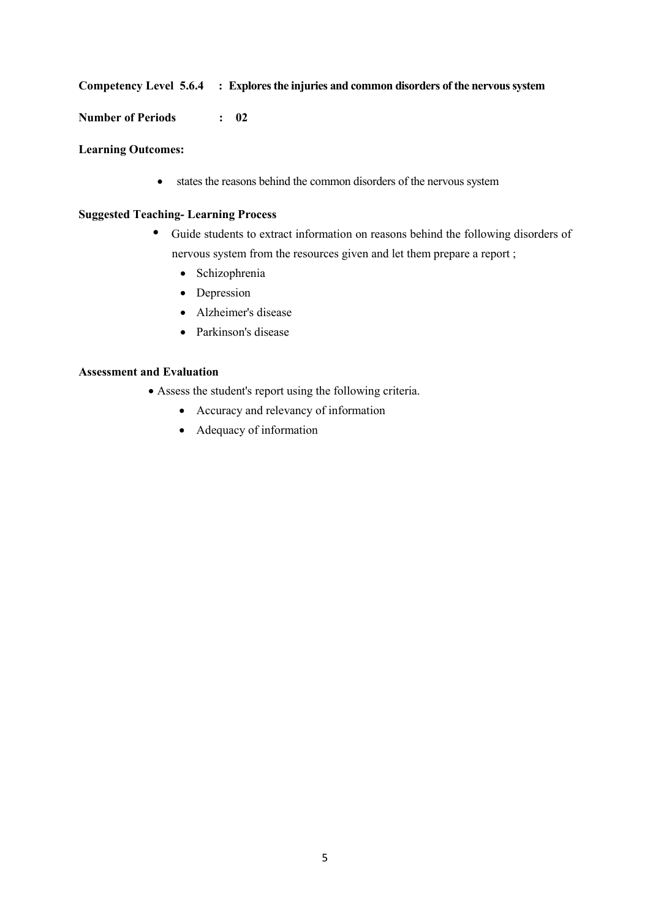**Competency Level 5.6.4 : Explores the injuries and common disorders of the nervous system**

**Number of Periods : 02**

**Learning Outcomes:**

- states the reasons behind the common disorders of the nervous system

**Suggested Teaching- Learning Process**

- Guide students to extract information on reasons behind the following disorders of nervous system from the resources given and let them prepare a report ;
  - Schizophrenia
  - Depression
  - Alzheimer's disease
  - Parkinson's disease

**Assessment and Evaluation**

- Assess the student's report using the following criteria.
  - Accuracy and relevancy of information
  - Adequacy of information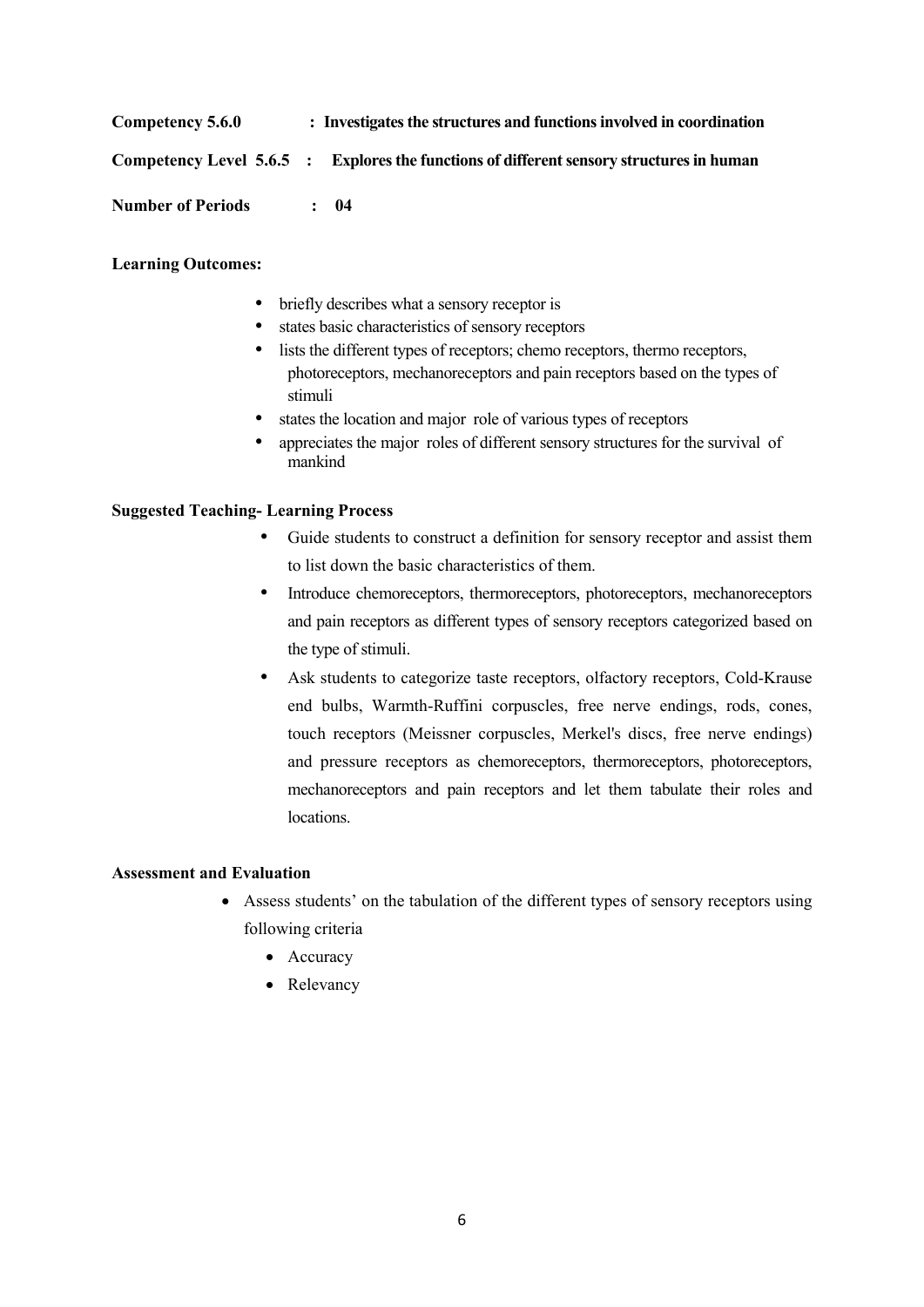**Competency 5.6.0** : **Investigates the structures and functions involved in coordination**

**Competency Level 5.6.5** : **Explores the functions of different sensory structures in human**

**Number of Periods** : **04**

**Learning Outcomes:**

- briefly describes what a sensory receptor is
- states basic characteristics of sensory receptors
- lists the different types of receptors; chemo receptors, thermo receptors, photoreceptors, mechanoreceptors and pain receptors based on the types of stimuli
- states the location and major role of various types of receptors
- appreciates the major roles of different sensory structures for the survival of mankind

**Suggested Teaching- Learning Process**

- Guide students to construct a definition for sensory receptor and assist them to list down the basic characteristics of them.
- Introduce chemoreceptors, thermoreceptors, photoreceptors, mechanoreceptors and pain receptors as different types of sensory receptors categorized based on the type of stimuli.
- Ask students to categorize taste receptors, olfactory receptors, Cold-Krause end bulbs, Warmth-Ruffini corpuscles, free nerve endings, rods, cones, touch receptors (Meissner corpuscles, Merkel's discs, free nerve endings) and pressure receptors as chemoreceptors, thermoreceptors, photoreceptors, mechanoreceptors and pain receptors and let them tabulate their roles and locations.

**Assessment and Evaluation**

- Assess students' on the tabulation of the different types of sensory receptors using following criteria
  - Accuracy
  - Relevancy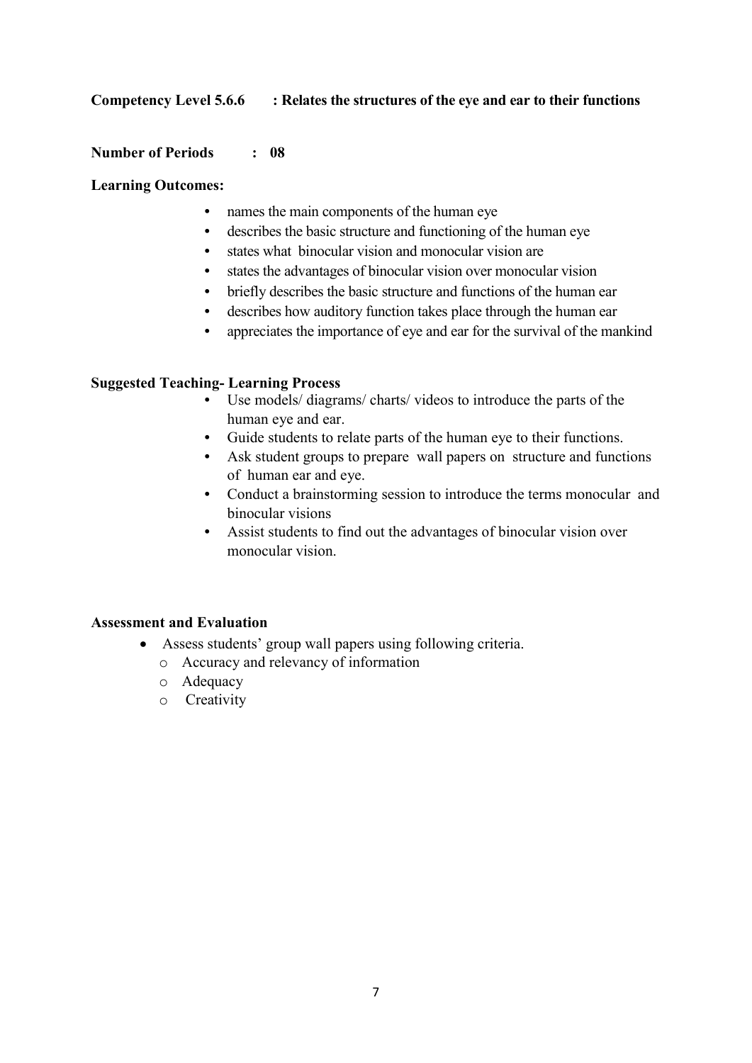**Competency Level 5.6.6 : Relates the structures of the eye and ear to their functions**

**Number of Periods : 08**

**Learning Outcomes:**

- names the main components of the human eye
- describes the basic structure and functioning of the human eye
- states what binocular vision and monocular vision are
- states the advantages of binocular vision over monocular vision
- briefly describes the basic structure and functions of the human ear
- describes how auditory function takes place through the human ear
- appreciates the importance of eye and ear for the survival of the mankind

**Suggested Teaching- Learning Process**

- Use models/ diagrams/ charts/ videos to introduce the parts of the human eye and ear.
- Guide students to relate parts of the human eye to their functions.
- Ask student groups to prepare wall papers on structure and functions of human ear and eye.
- Conduct a brainstorming session to introduce the terms monocular and binocular visions
- Assist students to find out the advantages of binocular vision over monocular vision.

**Assessment and Evaluation**

- Assess students' group wall papers using following criteria.
  - Accuracy and relevancy of information
  - Adequacy
  - Creativity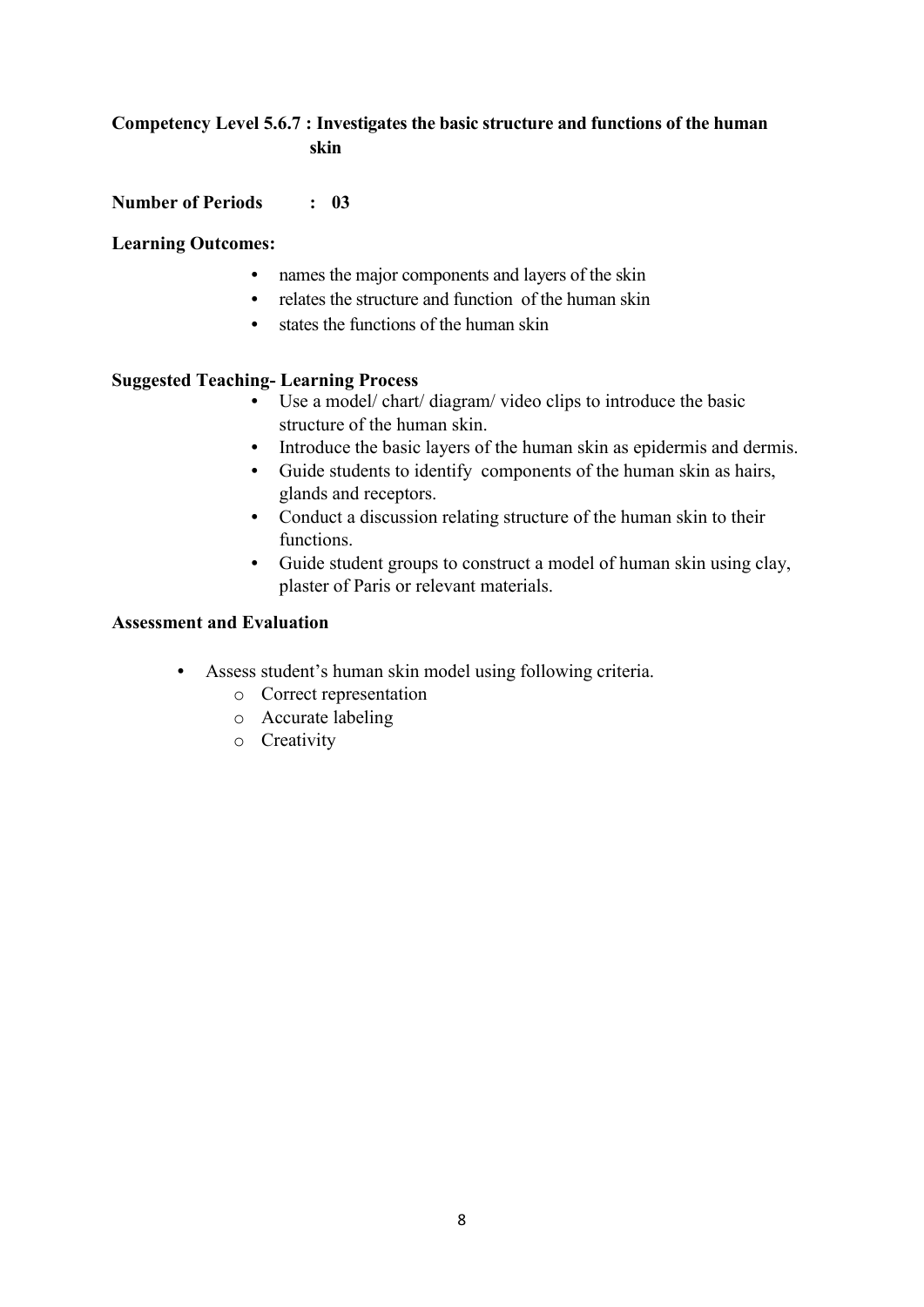**Competency Level 5.6.7 : Investigates the basic structure and functions of the human skin**

**Number of Periods : 03**

**Learning Outcomes:**

- names the major components and layers of the skin
- relates the structure and function of the human skin
- states the functions of the human skin

**Suggested Teaching- Learning Process**

- Use a model/ chart/ diagram/ video clips to introduce the basic structure of the human skin.
- Introduce the basic layers of the human skin as epidermis and dermis.
- Guide students to identify components of the human skin as hairs, glands and receptors.
- Conduct a discussion relating structure of the human skin to their functions.
- Guide student groups to construct a model of human skin using clay, plaster of Paris or relevant materials.

**Assessment and Evaluation**

- Assess student's human skin model using following criteria.
    - Correct representation
    - Accurate labeling
    - Creativity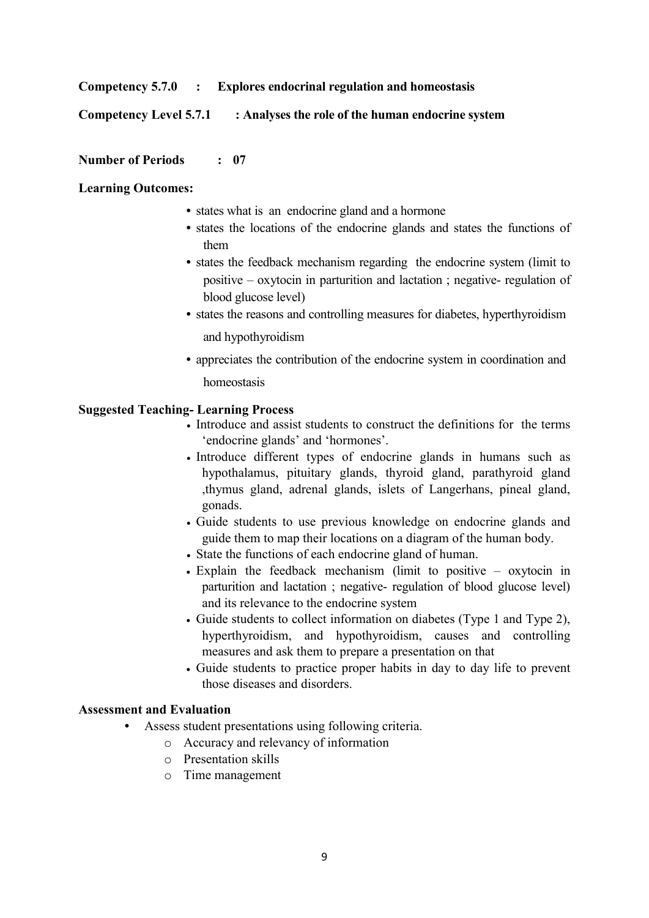**Competency 5.7.0 : Explores endocrinal regulation and homeostasis**

**Competency Level 5.7.1 : Analyses the role of the human endocrine system**

**Number of Periods : 07**

**Learning Outcomes:**

- states what is an endocrine gland and a hormone
- states the locations of the endocrine glands and states the functions of them
- states the feedback mechanism regarding the endocrine system (limit to positive – oxytocin in parturition and lactation ; negative- regulation of blood glucose level)
- states the reasons and controlling measures for diabetes, hyperthyroidism and hypothyroidism
- appreciates the contribution of the endocrine system in coordination and homeostasis

**Suggested Teaching- Learning Process**

- Introduce and assist students to construct the definitions for the terms 'endocrine glands' and 'hormones'.
- Introduce different types of endocrine glands in humans such as hypothalamus, pituitary glands, thyroid gland, parathyroid gland ,thymus gland, adrenal glands, islets of Langerhans, pineal gland, gonads.
- Guide students to use previous knowledge on endocrine glands and guide them to map their locations on a diagram of the human body.
- State the functions of each endocrine gland of human.
- Explain the feedback mechanism (limit to positive – oxytocin in parturition and lactation ; negative- regulation of blood glucose level) and its relevance to the endocrine system
- Guide students to collect information on diabetes (Type 1 and Type 2), hyperthyroidism, and hypothyroidism, causes and controlling measures and ask them to prepare a presentation on that
- Guide students to practice proper habits in day to day life to prevent those diseases and disorders.

**Assessment and Evaluation**

- Assess student presentations using following criteria.
  - Accuracy and relevancy of information
  - Presentation skills
  - Time management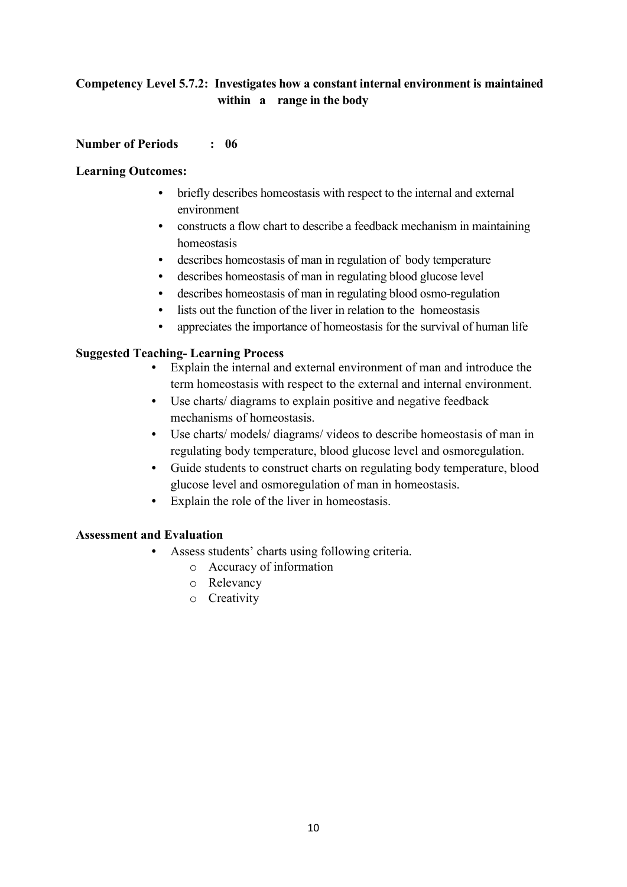**Competency Level 5.7.2: Investigates how a constant internal environment is maintained within a range in the body**

**Number of Periods : 06**

**Learning Outcomes:**

- briefly describes homeostasis with respect to the internal and external environment
- constructs a flow chart to describe a feedback mechanism in maintaining homeostasis
- describes homeostasis of man in regulation of body temperature
- describes homeostasis of man in regulating blood glucose level
- describes homeostasis of man in regulating blood osmo-regulation
- lists out the function of the liver in relation to the homeostasis
- appreciates the importance of homeostasis for the survival of human life

**Suggested Teaching- Learning Process**

- Explain the internal and external environment of man and introduce the term homeostasis with respect to the external and internal environment.
- Use charts/ diagrams to explain positive and negative feedback mechanisms of homeostasis.
- Use charts/ models/ diagrams/ videos to describe homeostasis of man in regulating body temperature, blood glucose level and osmoregulation.
- Guide students to construct charts on regulating body temperature, blood glucose level and osmoregulation of man in homeostasis.
- Explain the role of the liver in homeostasis.

**Assessment and Evaluation**

- Assess students' charts using following criteria.
  - Accuracy of information
  - Relevancy
  - Creativity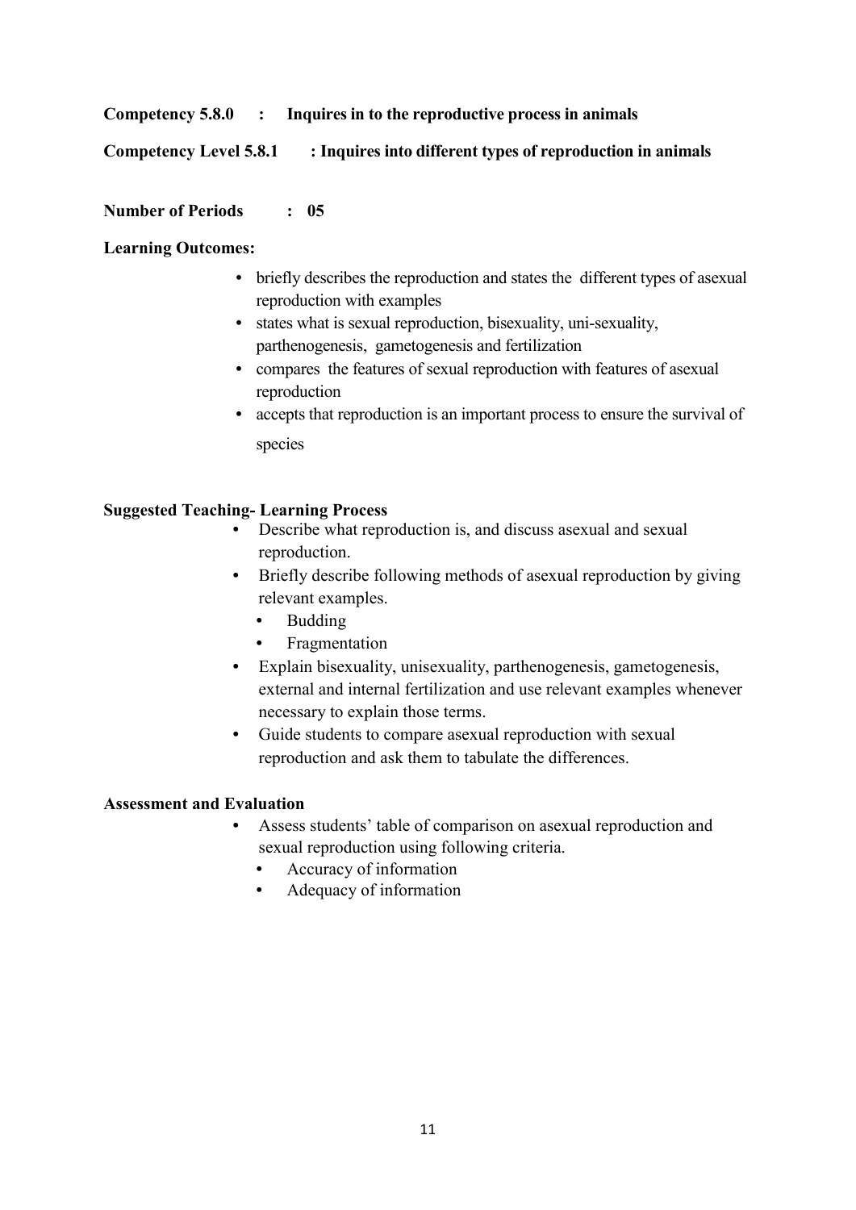**Competency 5.8.0 : Inquires in to the reproductive process in animals**

**Competency Level 5.8.1 : Inquires into different types of reproduction in animals**

**Number of Periods : 05**

**Learning Outcomes:**

- briefly describes the reproduction and states the different types of asexual reproduction with examples
- states what is sexual reproduction, bisexuality, uni-sexuality, parthenogenesis, gametogenesis and fertilization
- compares the features of sexual reproduction with features of asexual reproduction
- accepts that reproduction is an important process to ensure the survival of species

**Suggested Teaching- Learning Process**

- Describe what reproduction is, and discuss asexual and sexual reproduction.
- Briefly describe following methods of asexual reproduction by giving relevant examples.
  - Budding
  - Fragmentation
- Explain bisexuality, unisexuality, parthenogenesis, gametogenesis, external and internal fertilization and use relevant examples whenever necessary to explain those terms.
- Guide students to compare asexual reproduction with sexual reproduction and ask them to tabulate the differences.

**Assessment and Evaluation**

- Assess students' table of comparison on asexual reproduction and sexual reproduction using following criteria.
  - Accuracy of information
  - Adequacy of information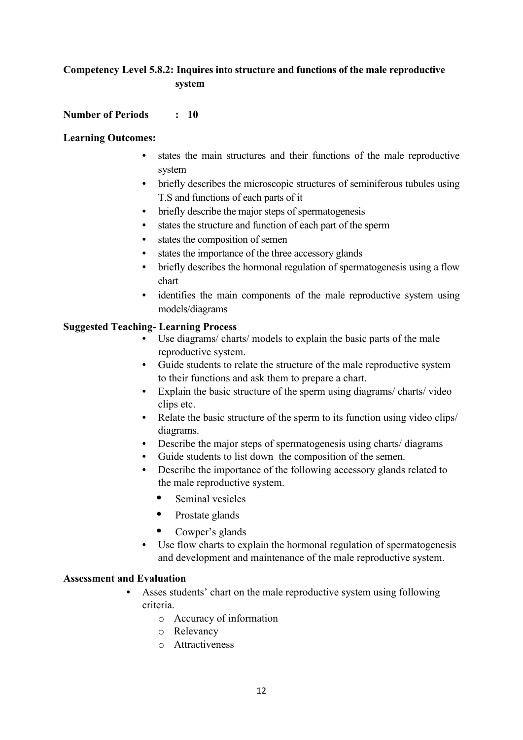**Competency Level 5.8.2: Inquires into structure and functions of the male reproductive system**

**Number of Periods : 10**

**Learning Outcomes:**

- states the main structures and their functions of the male reproductive system
- briefly describes the microscopic structures of seminiferous tubules using T.S and functions of each parts of it
- briefly describe the major steps of spermatogenesis
- states the structure and function of each part of the sperm
- states the composition of semen
- states the importance of the three accessory glands
- briefly describes the hormonal regulation of spermatogenesis using a flow chart
- identifies the main components of the male reproductive system using models/diagrams

**Suggested Teaching- Learning Process**

- Use diagrams/ charts/ models to explain the basic parts of the male reproductive system.
- Guide students to relate the structure of the male reproductive system to their functions and ask them to prepare a chart.
- Explain the basic structure of the sperm using diagrams/ charts/ video clips etc.
- Relate the basic structure of the sperm to its function using video clips/ diagrams.
- Describe the major steps of spermatogenesis using charts/ diagrams
- Guide students to list down the composition of the semen.
- Describe the importance of the following accessory glands related to the male reproductive system.
  - Seminal vesicles
  - Prostate glands
  - Cowper's glands
- Use flow charts to explain the hormonal regulation of spermatogenesis and development and maintenance of the male reproductive system.

**Assessment and Evaluation**

- Asses students' chart on the male reproductive system using following criteria.
  - Accuracy of information
  - Relevancy
  - Attractiveness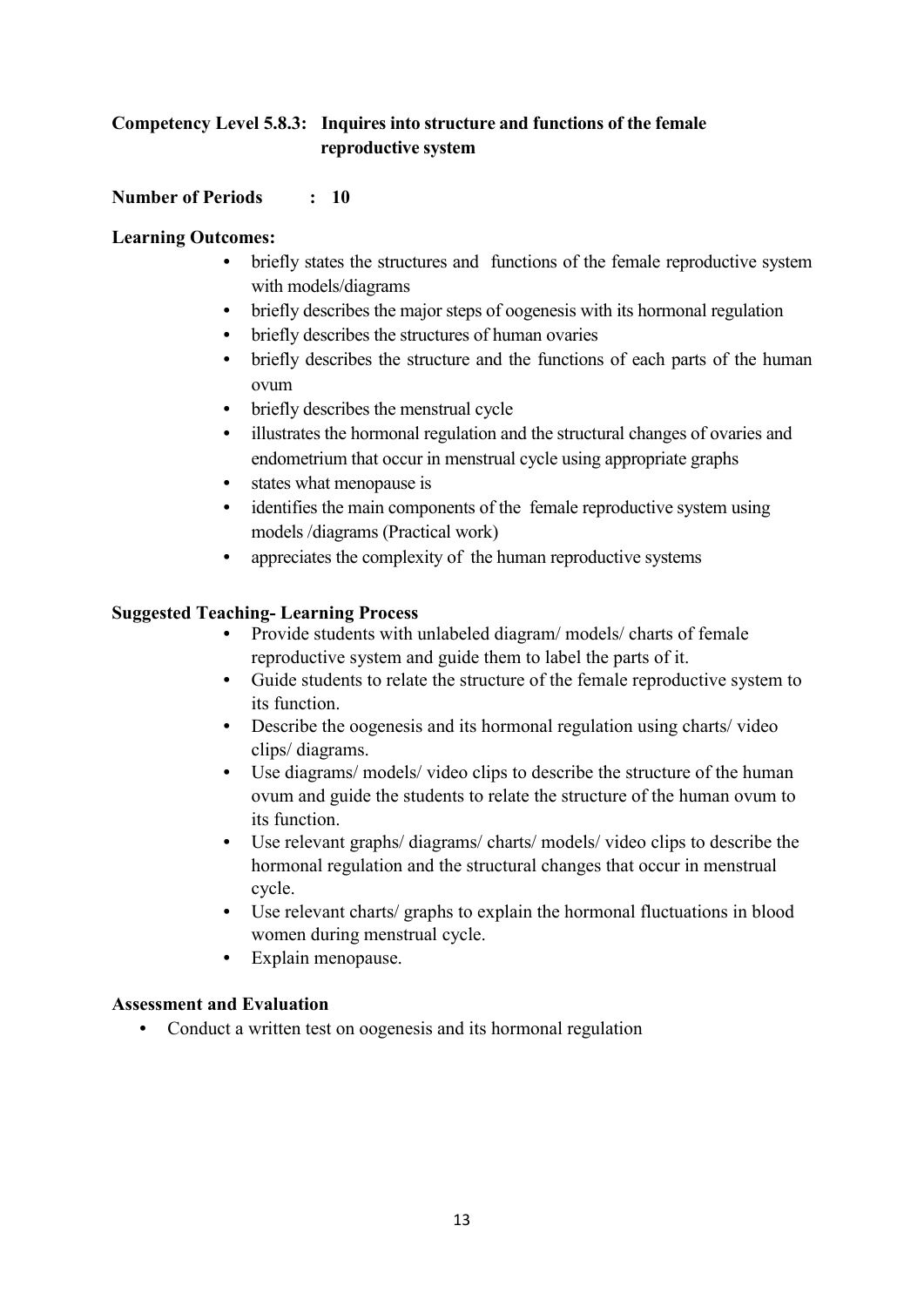**Competency Level 5.8.3: Inquires into structure and functions of the female reproductive system**

**Number of Periods : 10**

**Learning Outcomes:**

- briefly states the structures and functions of the female reproductive system with models/diagrams
- briefly describes the major steps of oogenesis with its hormonal regulation
- briefly describes the structures of human ovaries
- briefly describes the structure and the functions of each parts of the human ovum
- briefly describes the menstrual cycle
- illustrates the hormonal regulation and the structural changes of ovaries and endometrium that occur in menstrual cycle using appropriate graphs
- states what menopause is
- identifies the main components of the female reproductive system using models /diagrams (Practical work)
- appreciates the complexity of the human reproductive systems

**Suggested Teaching- Learning Process**

- Provide students with unlabeled diagram/ models/ charts of female reproductive system and guide them to label the parts of it.
- Guide students to relate the structure of the female reproductive system to its function.
- Describe the oogenesis and its hormonal regulation using charts/ video clips/ diagrams.
- Use diagrams/ models/ video clips to describe the structure of the human ovum and guide the students to relate the structure of the human ovum to its function.
- Use relevant graphs/ diagrams/ charts/ models/ video clips to describe the hormonal regulation and the structural changes that occur in menstrual cycle.
- Use relevant charts/ graphs to explain the hormonal fluctuations in blood women during menstrual cycle.
- Explain menopause.

**Assessment and Evaluation**

- Conduct a written test on oogenesis and its hormonal regulation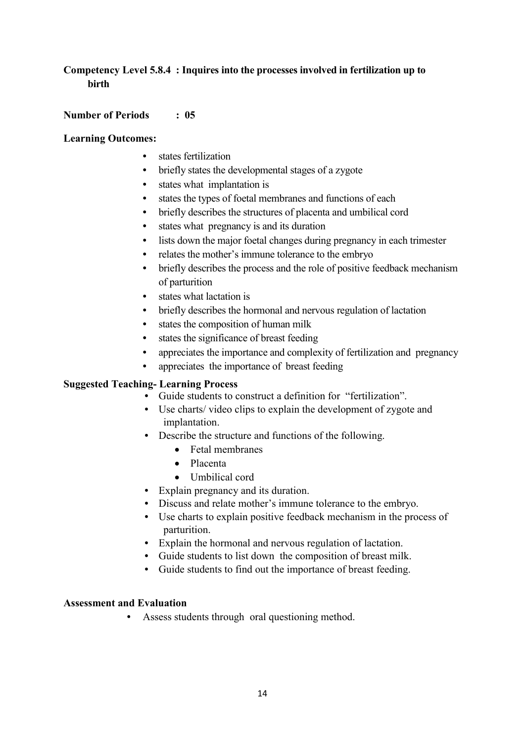**Competency Level 5.8.4 : Inquires into the processes involved in fertilization up to birth**

**Number of Periods : 05**

**Learning Outcomes:**

- states fertilization
- briefly states the developmental stages of a zygote
- states what implantation is
- states the types of foetal membranes and functions of each
- briefly describes the structures of placenta and umbilical cord
- states what pregnancy is and its duration
- lists down the major foetal changes during pregnancy in each trimester
- relates the mother's immune tolerance to the embryo
- briefly describes the process and the role of positive feedback mechanism of parturition
- states what lactation is
- briefly describes the hormonal and nervous regulation of lactation
- states the composition of human milk
- states the significance of breast feeding
- appreciates the importance and complexity of fertilization and pregnancy
- appreciates the importance of breast feeding

**Suggested Teaching- Learning Process**

- Guide students to construct a definition for "fertilization".
- Use charts/ video clips to explain the development of zygote and implantation.
- Describe the structure and functions of the following.
  - Fetal membranes
  - Placenta
  - Umbilical cord
- Explain pregnancy and its duration.
- Discuss and relate mother's immune tolerance to the embryo.
- Use charts to explain positive feedback mechanism in the process of parturition.
- Explain the hormonal and nervous regulation of lactation.
- Guide students to list down the composition of breast milk.
- Guide students to find out the importance of breast feeding.

**Assessment and Evaluation**

- Assess students through oral questioning method.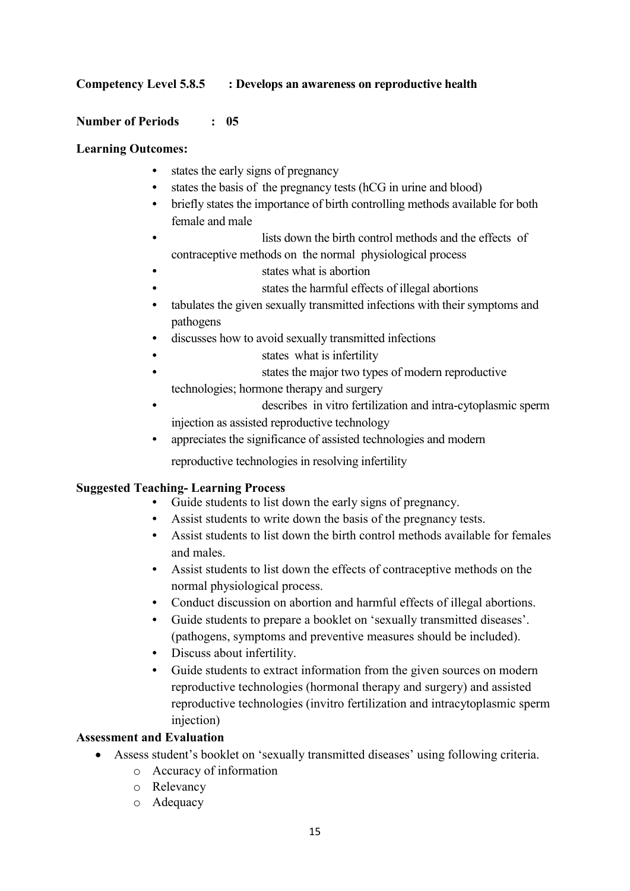**Competency Level 5.8.5 : Develops an awareness on reproductive health**

**Number of Periods : 05**

**Learning Outcomes:**

- states the early signs of pregnancy
- states the basis of the pregnancy tests (hCG in urine and blood)
- briefly states the importance of birth controlling methods available for both female and male
- lists down the birth control methods and the effects of contraceptive methods on the normal physiological process
- states what is abortion
- states the harmful effects of illegal abortions
- tabulates the given sexually transmitted infections with their symptoms and pathogens
- discusses how to avoid sexually transmitted infections
- states what is infertility
- states the major two types of modern reproductive technologies; hormone therapy and surgery
- describes in vitro fertilization and intra-cytoplasmic sperm injection as assisted reproductive technology
- appreciates the significance of assisted technologies and modern reproductive technologies in resolving infertility

**Suggested Teaching- Learning Process**

- Guide students to list down the early signs of pregnancy.
- Assist students to write down the basis of the pregnancy tests.
- Assist students to list down the birth control methods available for females and males.
- Assist students to list down the effects of contraceptive methods on the normal physiological process.
- Conduct discussion on abortion and harmful effects of illegal abortions.
- Guide students to prepare a booklet on 'sexually transmitted diseases'. (pathogens, symptoms and preventive measures should be included).
- Discuss about infertility.
- Guide students to extract information from the given sources on modern reproductive technologies (hormonal therapy and surgery) and assisted reproductive technologies (invitro fertilization and intracytoplasmic sperm injection)

**Assessment and Evaluation**

- Assess student's booklet on 'sexually transmitted diseases' using following criteria.
  - Accuracy of information
  - Relevancy
  - Adequacy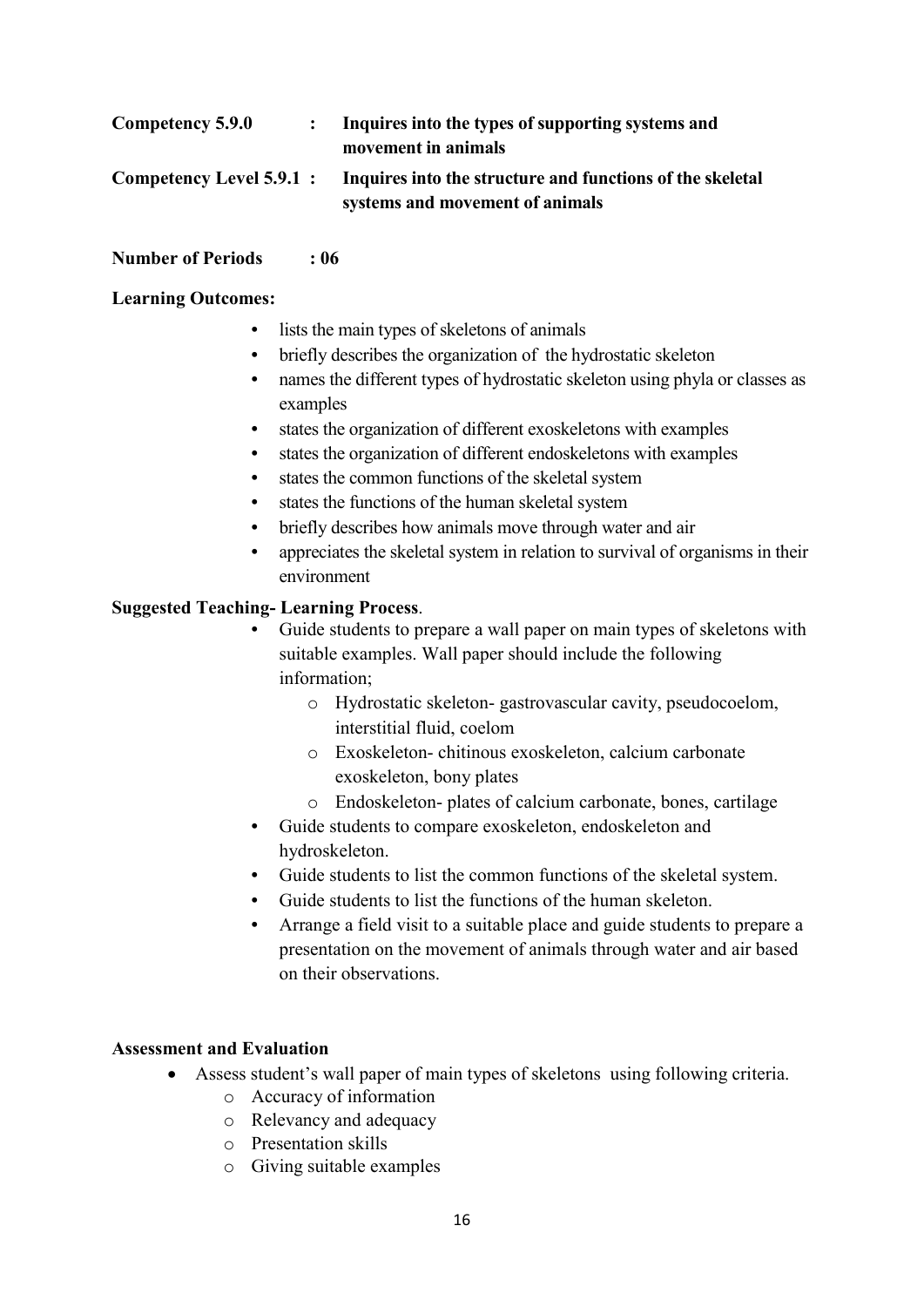**Competency 5.9.0 :** **Inquires into the types of supporting systems and movement in animals**

**Competency Level 5.9.1 :** **Inquires into the structure and functions of the skeletal systems and movement of animals**

**Number of Periods : 06**

**Learning Outcomes:**

- lists the main types of skeletons of animals
- briefly describes the organization of the hydrostatic skeleton
- names the different types of hydrostatic skeleton using phyla or classes as examples
- states the organization of different exoskeletons with examples
- states the organization of different endoskeletons with examples
- states the common functions of the skeletal system
- states the functions of the human skeletal system
- briefly describes how animals move through water and air
- appreciates the skeletal system in relation to survival of organisms in their environment

**Suggested Teaching- Learning Process**.

- Guide students to prepare a wall paper on main types of skeletons with suitable examples. Wall paper should include the following information;
    - Hydrostatic skeleton- gastrovascular cavity, pseudocoelom, interstitial fluid, coelom
    - Exoskeleton- chitinous exoskeleton, calcium carbonate exoskeleton, bony plates
    - Endoskeleton- plates of calcium carbonate, bones, cartilage
- Guide students to compare exoskeleton, endoskeleton and hydroskeleton.
- Guide students to list the common functions of the skeletal system.
- Guide students to list the functions of the human skeleton.
- Arrange a field visit to a suitable place and guide students to prepare a presentation on the movement of animals through water and air based on their observations.

**Assessment and Evaluation**

- Assess student's wall paper of main types of skeletons using following criteria.
    - Accuracy of information
    - Relevancy and adequacy
    - Presentation skills
    - Giving suitable examples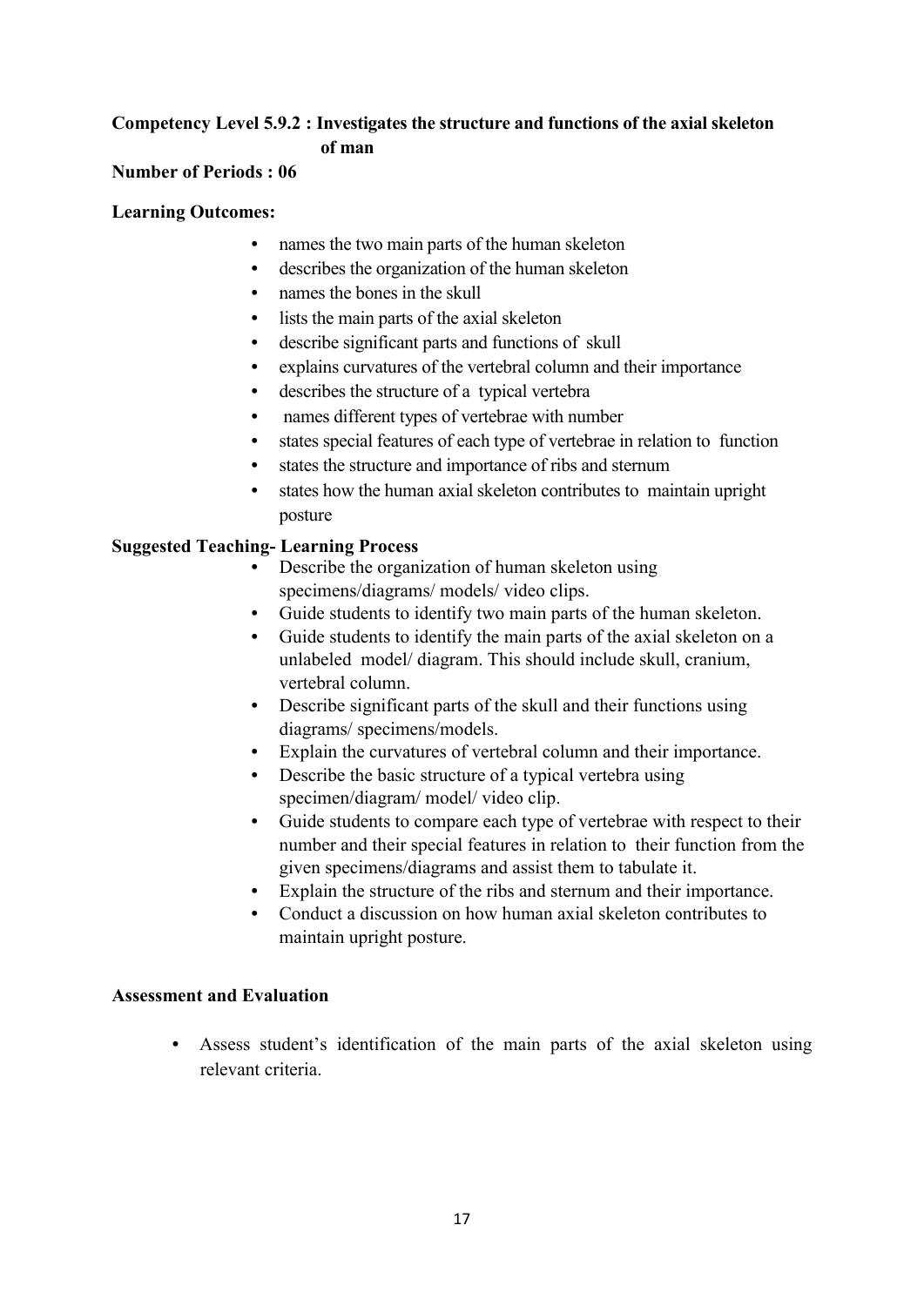**Competency Level 5.9.2 : Investigates the structure and functions of the axial skeleton of man**

**Number of Periods : 06**

**Learning Outcomes:**

- names the two main parts of the human skeleton
- describes the organization of the human skeleton
- names the bones in the skull
- lists the main parts of the axial skeleton
- describe significant parts and functions of skull
- explains curvatures of the vertebral column and their importance
- describes the structure of a typical vertebra
- names different types of vertebrae with number
- states special features of each type of vertebrae in relation to function
- states the structure and importance of ribs and sternum
- states how the human axial skeleton contributes to maintain upright posture

**Suggested Teaching- Learning Process**

- Describe the organization of human skeleton using specimens/diagrams/ models/ video clips.
- Guide students to identify two main parts of the human skeleton.
- Guide students to identify the main parts of the axial skeleton on a unlabeled model/ diagram. This should include skull, cranium, vertebral column.
- Describe significant parts of the skull and their functions using diagrams/ specimens/models.
- Explain the curvatures of vertebral column and their importance.
- Describe the basic structure of a typical vertebra using specimen/diagram/ model/ video clip.
- Guide students to compare each type of vertebrae with respect to their number and their special features in relation to their function from the given specimens/diagrams and assist them to tabulate it.
- Explain the structure of the ribs and sternum and their importance.
- Conduct a discussion on how human axial skeleton contributes to maintain upright posture.

**Assessment and Evaluation**

- Assess student's identification of the main parts of the axial skeleton using relevant criteria.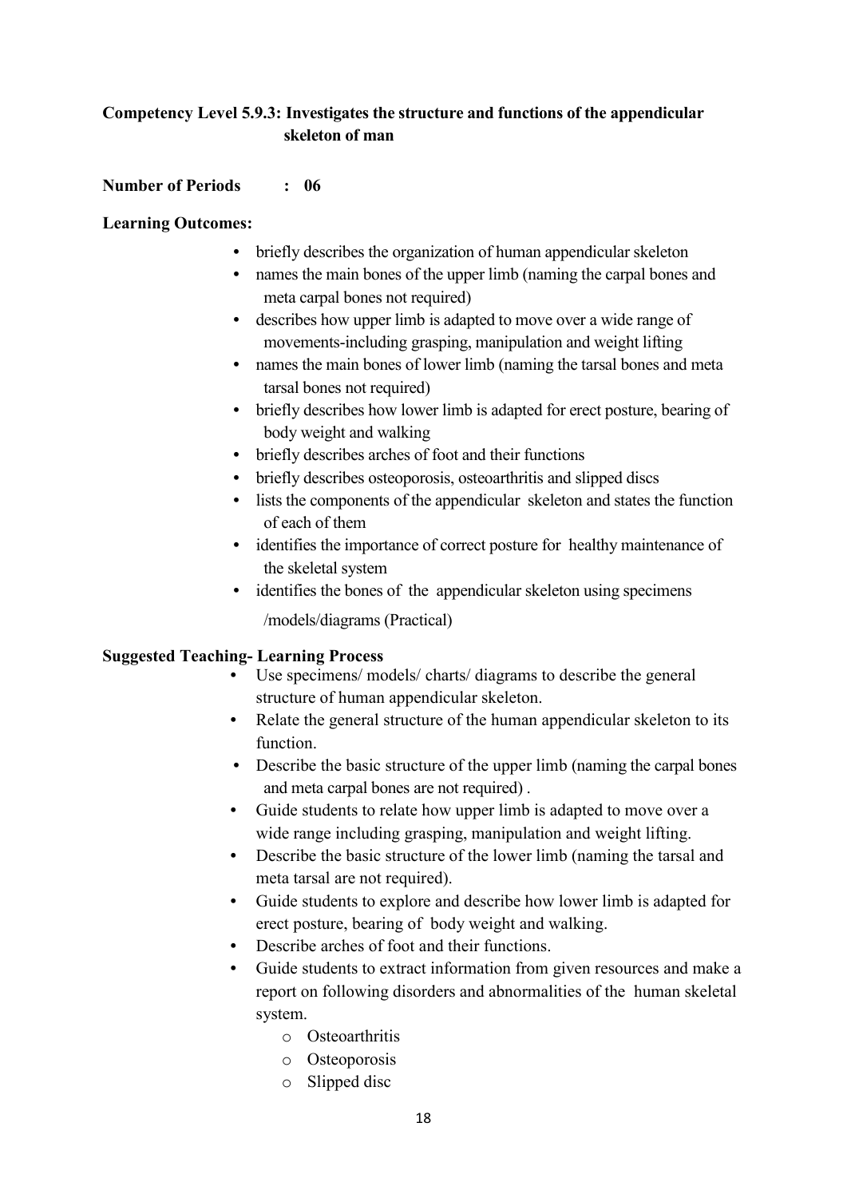**Competency Level 5.9.3: Investigates the structure and functions of the appendicular skeleton of man**

**Number of Periods : 06**

**Learning Outcomes:**

- briefly describes the organization of human appendicular skeleton
- names the main bones of the upper limb (naming the carpal bones and meta carpal bones not required)
- describes how upper limb is adapted to move over a wide range of movements-including grasping, manipulation and weight lifting
- names the main bones of lower limb (naming the tarsal bones and meta tarsal bones not required)
- briefly describes how lower limb is adapted for erect posture, bearing of body weight and walking
- briefly describes arches of foot and their functions
- briefly describes osteoporosis, osteoarthritis and slipped discs
- lists the components of the appendicular skeleton and states the function of each of them
- identifies the importance of correct posture for healthy maintenance of the skeletal system
- identifies the bones of the appendicular skeleton using specimens /models/diagrams (Practical)

**Suggested Teaching- Learning Process**

- Use specimens/ models/ charts/ diagrams to describe the general structure of human appendicular skeleton.
- Relate the general structure of the human appendicular skeleton to its function.
- Describe the basic structure of the upper limb (naming the carpal bones and meta carpal bones are not required) .
- Guide students to relate how upper limb is adapted to move over a wide range including grasping, manipulation and weight lifting.
- Describe the basic structure of the lower limb (naming the tarsal and meta tarsal are not required).
- Guide students to explore and describe how lower limb is adapted for erect posture, bearing of body weight and walking.
- Describe arches of foot and their functions.
- Guide students to extract information from given resources and make a report on following disorders and abnormalities of the human skeletal system.
    - Osteoarthritis
    - Osteoporosis
    - Slipped disc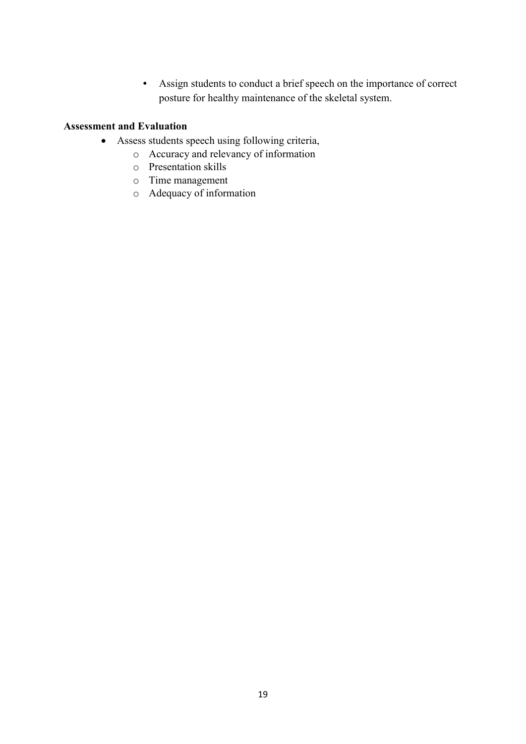- Assign students to conduct a brief speech on the importance of correct posture for healthy maintenance of the skeletal system.

**Assessment and Evaluation**

- Assess students speech using following criteria,
  - Accuracy and relevancy of information
  - Presentation skills
  - Time management
  - Adequacy of information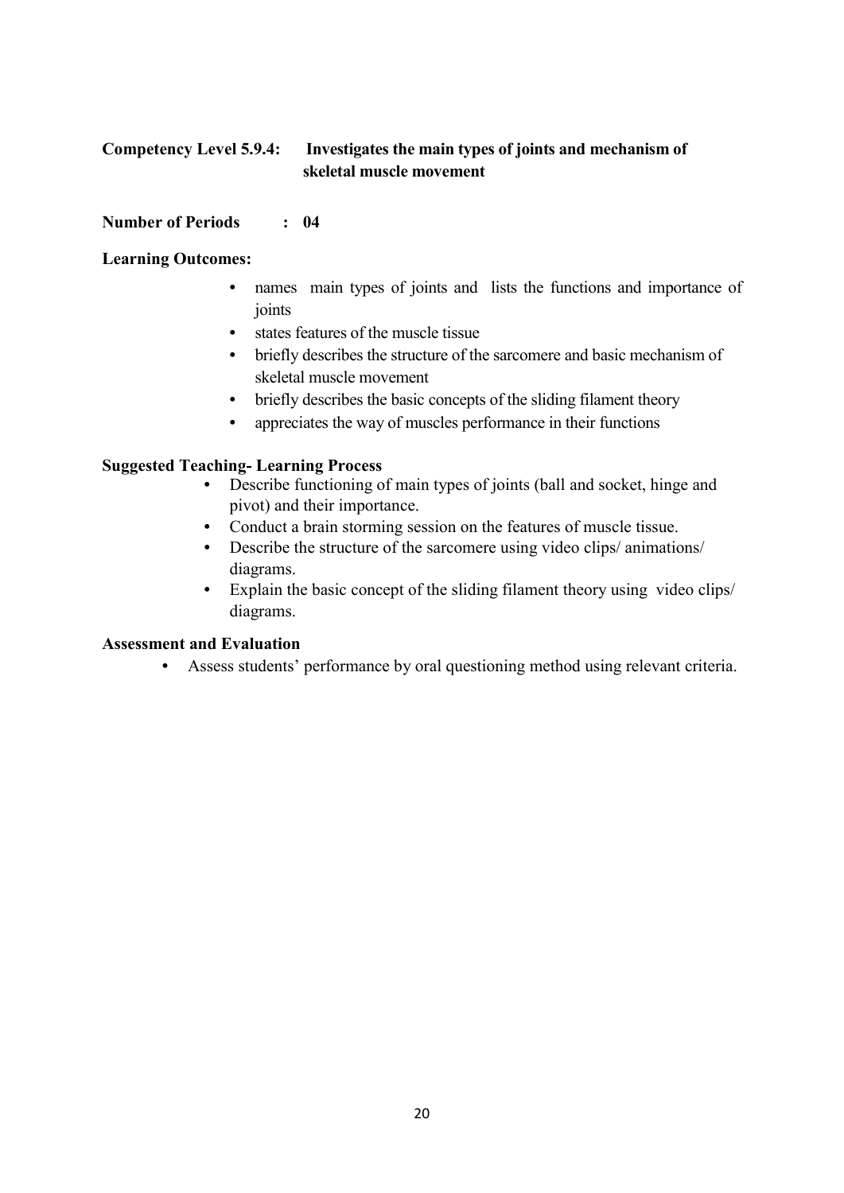**Competency Level 5.9.4:** **Investigates the main types of joints and mechanism of skeletal muscle movement**

**Number of Periods : 04**

**Learning Outcomes:**

- names main types of joints and lists the functions and importance of joints
- states features of the muscle tissue
- briefly describes the structure of the sarcomere and basic mechanism of skeletal muscle movement
- briefly describes the basic concepts of the sliding filament theory
- appreciates the way of muscles performance in their functions

**Suggested Teaching- Learning Process**

- Describe functioning of main types of joints (ball and socket, hinge and pivot) and their importance.
- Conduct a brain storming session on the features of muscle tissue.
- Describe the structure of the sarcomere using video clips/ animations/ diagrams.
- Explain the basic concept of the sliding filament theory using video clips/ diagrams.

**Assessment and Evaluation**

- Assess students' performance by oral questioning method using relevant criteria.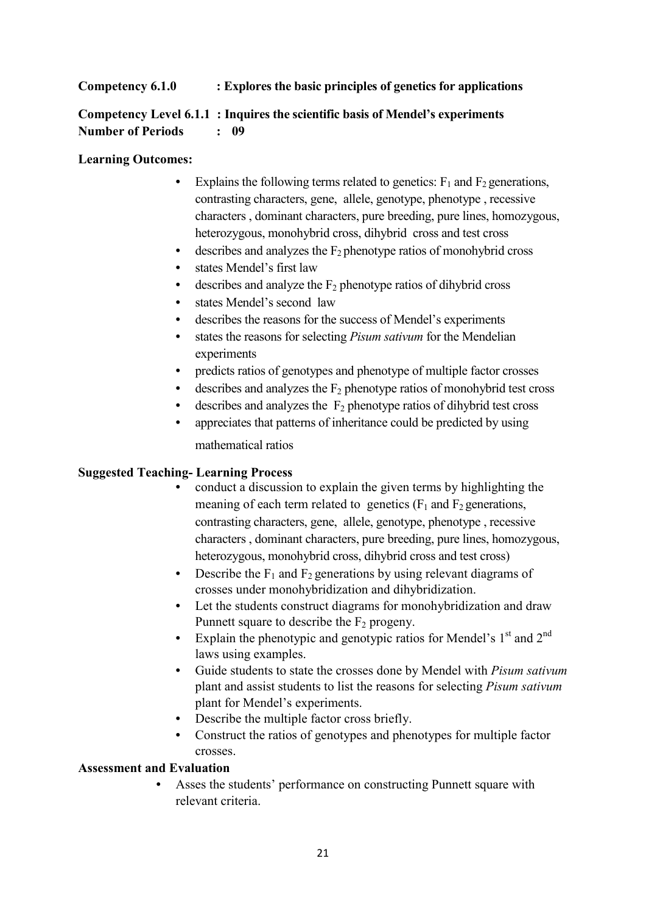**Competency 6.1.0 : Explores the basic principles of genetics for applications**

**Competency Level 6.1.1 : Inquires the scientific basis of Mendel's experiments**
**Number of Periods : 09**

**Learning Outcomes:**

- Explains the following terms related to genetics: $F_1$ and $F_2$ generations, contrasting characters, gene, allele, genotype, phenotype , recessive characters , dominant characters, pure breeding, pure lines, homozygous, heterozygous, monohybrid cross, dihybrid cross and test cross
- describes and analyzes the $F_2$ phenotype ratios of monohybrid cross
- states Mendel's first law
- describes and analyze the $F_2$ phenotype ratios of dihybrid cross
- states Mendel's second law
- describes the reasons for the success of Mendel's experiments
- states the reasons for selecting *Pisum sativum* for the Mendelian experiments
- predicts ratios of genotypes and phenotype of multiple factor crosses
- describes and analyzes the $F_2$ phenotype ratios of monohybrid test cross
- describes and analyzes the $F_2$ phenotype ratios of dihybrid test cross
- appreciates that patterns of inheritance could be predicted by using mathematical ratios

**Suggested Teaching- Learning Process**

- conduct a discussion to explain the given terms by highlighting the meaning of each term related to genetics ($F_1$ and $F_2$ generations, contrasting characters, gene, allele, genotype, phenotype , recessive characters , dominant characters, pure breeding, pure lines, homozygous, heterozygous, monohybrid cross, dihybrid cross and test cross)
- Describe the $F_1$ and $F_2$ generations by using relevant diagrams of crosses under monohybridization and dihybridization.
- Let the students construct diagrams for monohybridization and draw Punnett square to describe the $F_2$ progeny.
- Explain the phenotypic and genotypic ratios for Mendel's 1st and 2nd laws using examples.
- Guide students to state the crosses done by Mendel with *Pisum sativum* plant and assist students to list the reasons for selecting *Pisum sativum* plant for Mendel's experiments.
- Describe the multiple factor cross briefly.
- Construct the ratios of genotypes and phenotypes for multiple factor crosses.

**Assessment and Evaluation**

- Asses the students' performance on constructing Punnett square with relevant criteria.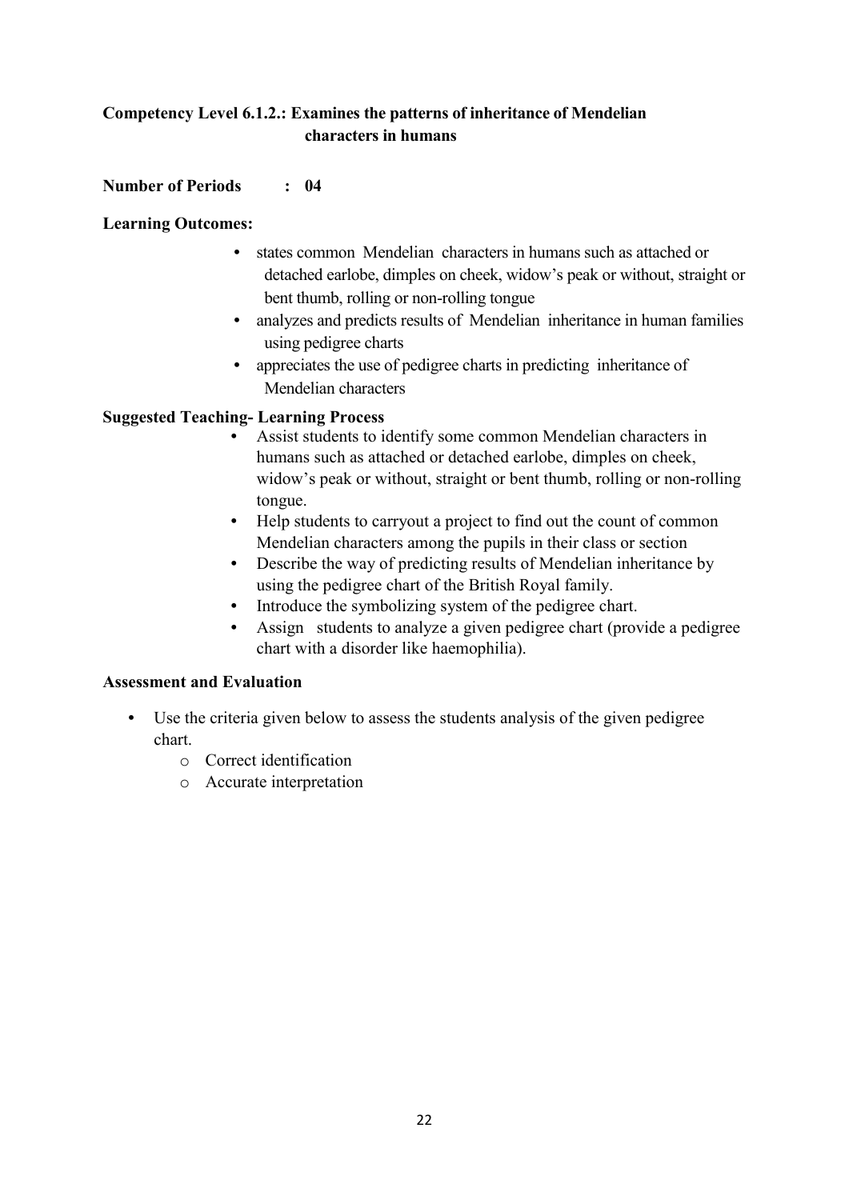**Competency Level 6.1.2.: Examines the patterns of inheritance of Mendelian characters in humans**

**Number of Periods : 04**

**Learning Outcomes:**

- states common Mendelian characters in humans such as attached or detached earlobe, dimples on cheek, widow's peak or without, straight or bent thumb, rolling or non-rolling tongue
- analyzes and predicts results of Mendelian inheritance in human families using pedigree charts
- appreciates the use of pedigree charts in predicting inheritance of Mendelian characters

**Suggested Teaching- Learning Process**

- Assist students to identify some common Mendelian characters in humans such as attached or detached earlobe, dimples on cheek, widow's peak or without, straight or bent thumb, rolling or non-rolling tongue.
- Help students to carryout a project to find out the count of common Mendelian characters among the pupils in their class or section
- Describe the way of predicting results of Mendelian inheritance by using the pedigree chart of the British Royal family.
- Introduce the symbolizing system of the pedigree chart.
- Assign students to analyze a given pedigree chart (provide a pedigree chart with a disorder like haemophilia).

**Assessment and Evaluation**

- Use the criteria given below to assess the students analysis of the given pedigree chart.
  - Correct identification
  - Accurate interpretation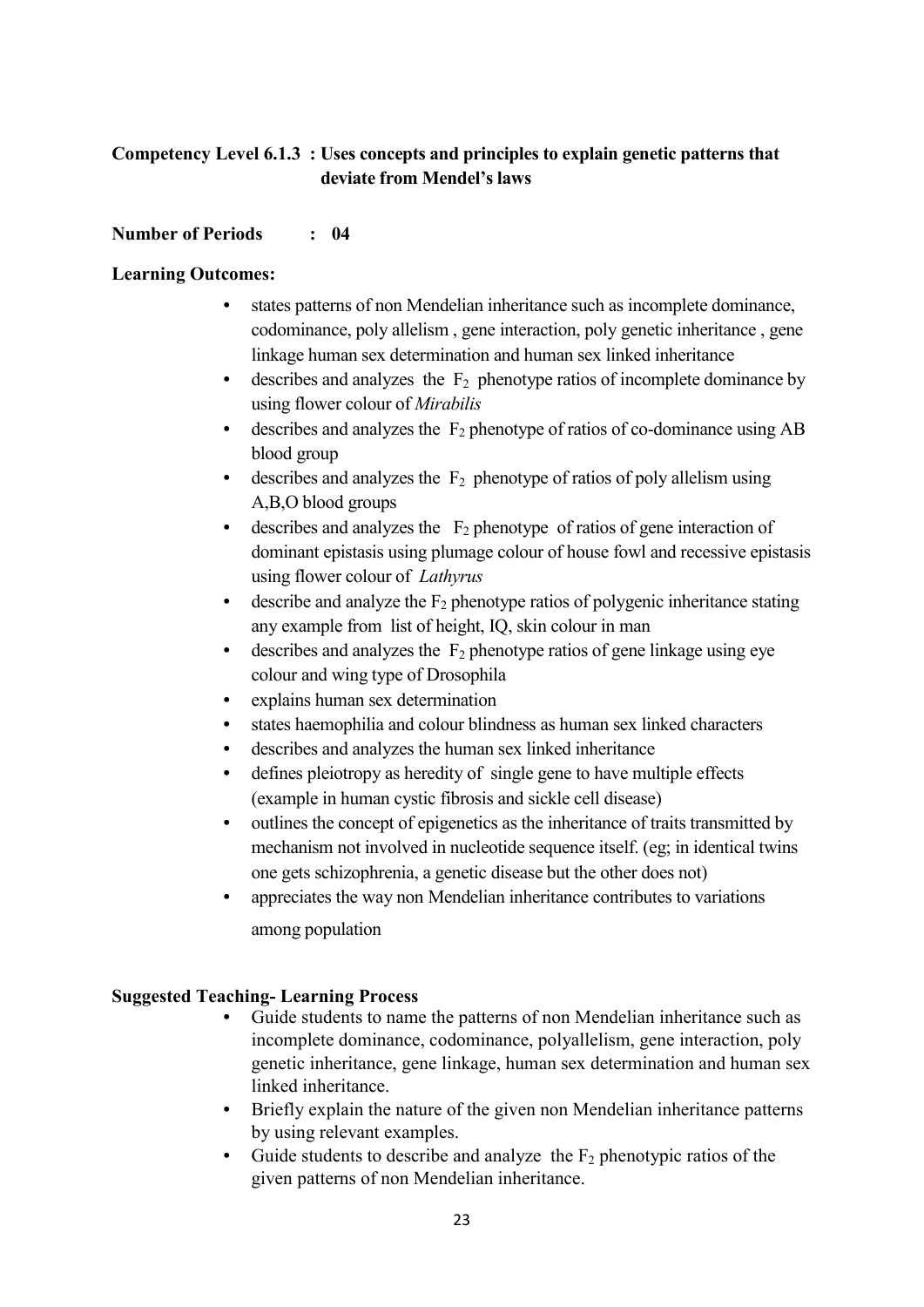**Competency Level 6.1.3 : Uses concepts and principles to explain genetic patterns that deviate from Mendel's laws**

**Number of Periods : 04**

**Learning Outcomes:**

- states patterns of non Mendelian inheritance such as incomplete dominance, codominance, poly allelism , gene interaction, poly genetic inheritance , gene linkage human sex determination and human sex linked inheritance
- describes and analyzes the $F_2$ phenotype ratios of incomplete dominance by using flower colour of *Mirabilis*
- describes and analyzes the $F_2$ phenotype of ratios of co-dominance using AB blood group
- describes and analyzes the $F_2$ phenotype of ratios of poly allelism using A,B,O blood groups
- describes and analyzes the $F_2$ phenotype of ratios of gene interaction of dominant epistasis using plumage colour of house fowl and recessive epistasis using flower colour of *Lathyrus*
- describe and analyze the $F_2$ phenotype ratios of polygenic inheritance stating any example from list of height, IQ, skin colour in man
- describes and analyzes the $F_2$ phenotype ratios of gene linkage using eye colour and wing type of Drosophila
- explains human sex determination
- states haemophilia and colour blindness as human sex linked characters
- describes and analyzes the human sex linked inheritance
- defines pleiotropy as heredity of single gene to have multiple effects (example in human cystic fibrosis and sickle cell disease)
- outlines the concept of epigenetics as the inheritance of traits transmitted by mechanism not involved in nucleotide sequence itself. (eg; in identical twins one gets schizophrenia, a genetic disease but the other does not)
- appreciates the way non Mendelian inheritance contributes to variations among population

**Suggested Teaching- Learning Process**

- Guide students to name the patterns of non Mendelian inheritance such as incomplete dominance, codominance, polyallelism, gene interaction, poly genetic inheritance, gene linkage, human sex determination and human sex linked inheritance.
- Briefly explain the nature of the given non Mendelian inheritance patterns by using relevant examples.
- Guide students to describe and analyze the $F_2$ phenotypic ratios of the given patterns of non Mendelian inheritance.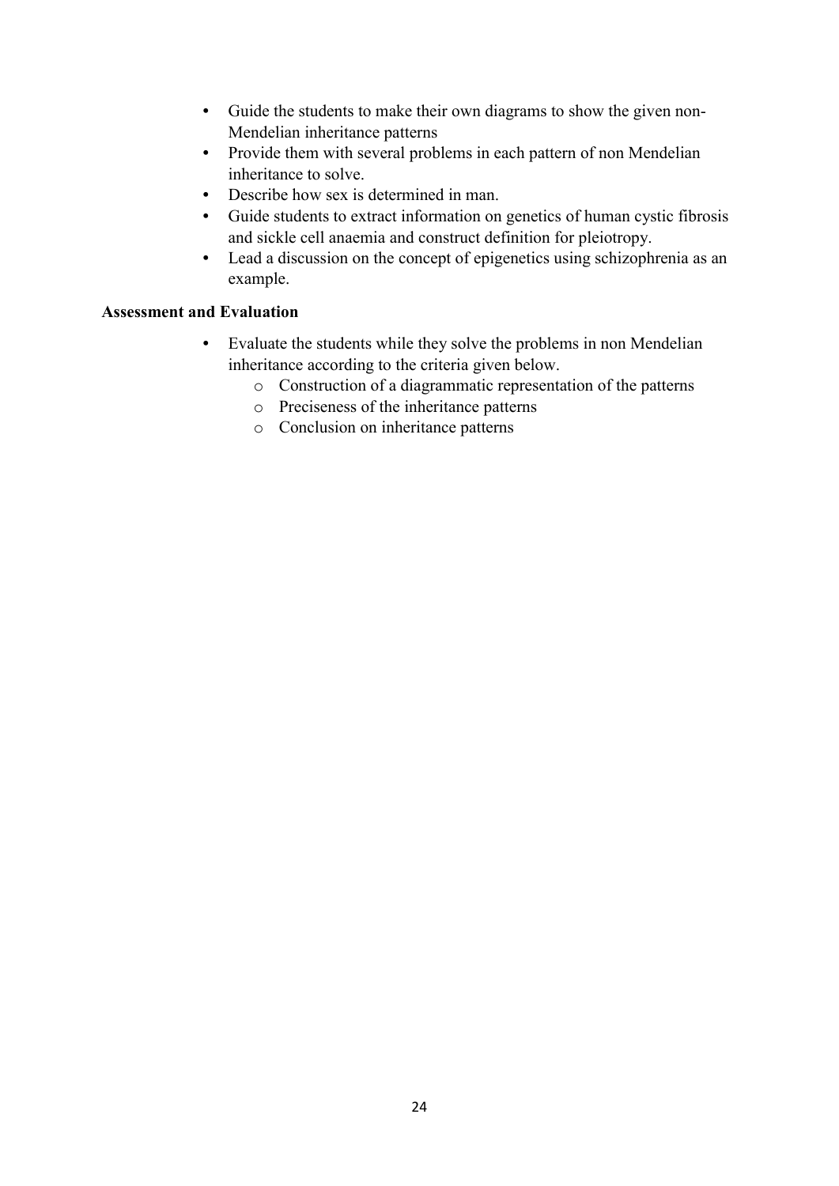- Guide the students to make their own diagrams to show the given non-Mendelian inheritance patterns
- Provide them with several problems in each pattern of non Mendelian inheritance to solve.
- Describe how sex is determined in man.
- Guide students to extract information on genetics of human cystic fibrosis and sickle cell anaemia and construct definition for pleiotropy.
- Lead a discussion on the concept of epigenetics using schizophrenia as an example.

**Assessment and Evaluation**

- Evaluate the students while they solve the problems in non Mendelian inheritance according to the criteria given below.
  - Construction of a diagrammatic representation of the patterns
  - Preciseness of the inheritance patterns
  - Conclusion on inheritance patterns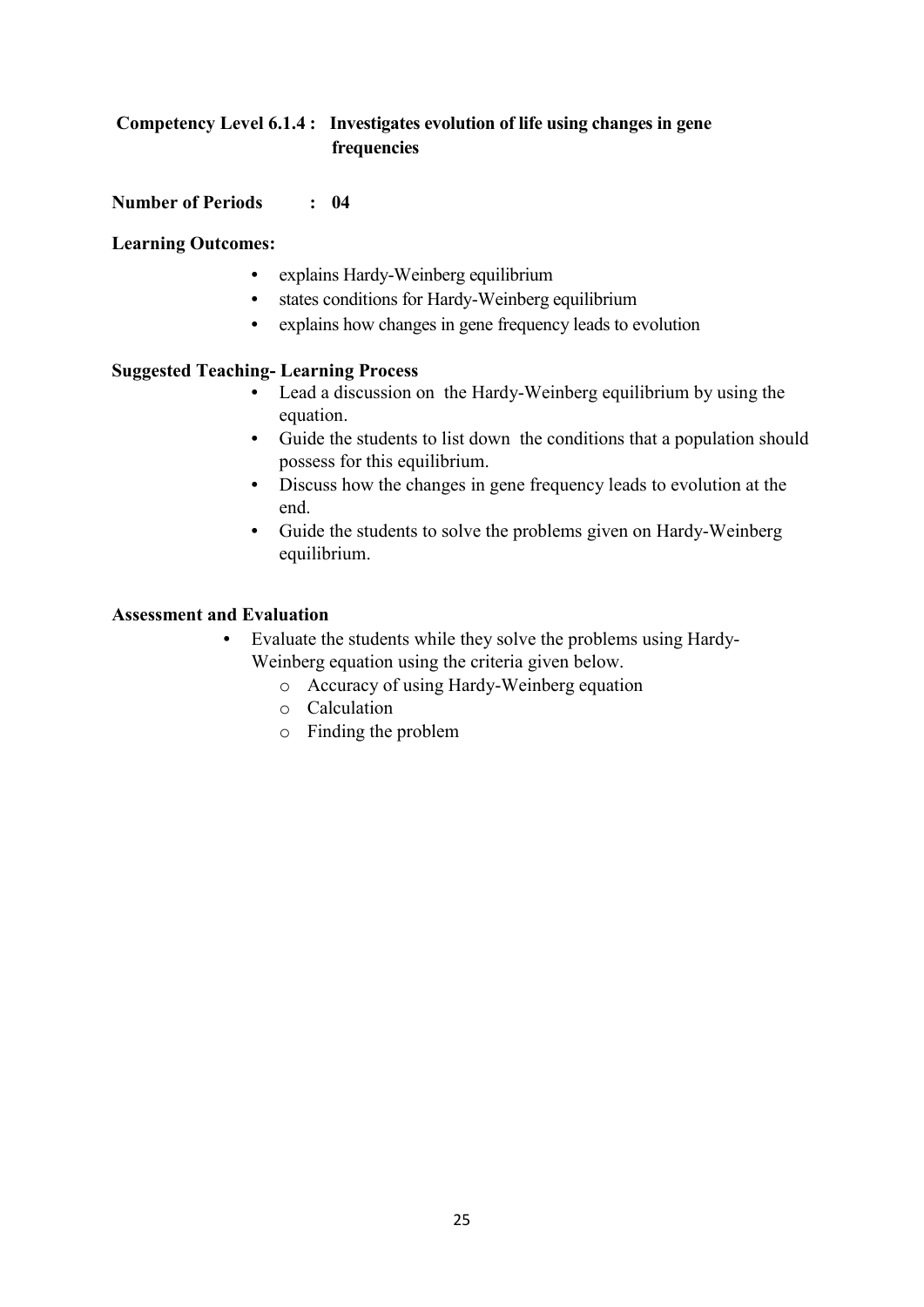**Competency Level 6.1.4 : Investigates evolution of life using changes in gene frequencies**

**Number of Periods : 04**

**Learning Outcomes:**

- explains Hardy-Weinberg equilibrium
- states conditions for Hardy-Weinberg equilibrium
- explains how changes in gene frequency leads to evolution

**Suggested Teaching- Learning Process**

- Lead a discussion on the Hardy-Weinberg equilibrium by using the equation.
- Guide the students to list down the conditions that a population should possess for this equilibrium.
- Discuss how the changes in gene frequency leads to evolution at the end.
- Guide the students to solve the problems given on Hardy-Weinberg equilibrium.

**Assessment and Evaluation**

- Evaluate the students while they solve the problems using Hardy-Weinberg equation using the criteria given below.
  - Accuracy of using Hardy-Weinberg equation
  - Calculation
  - Finding the problem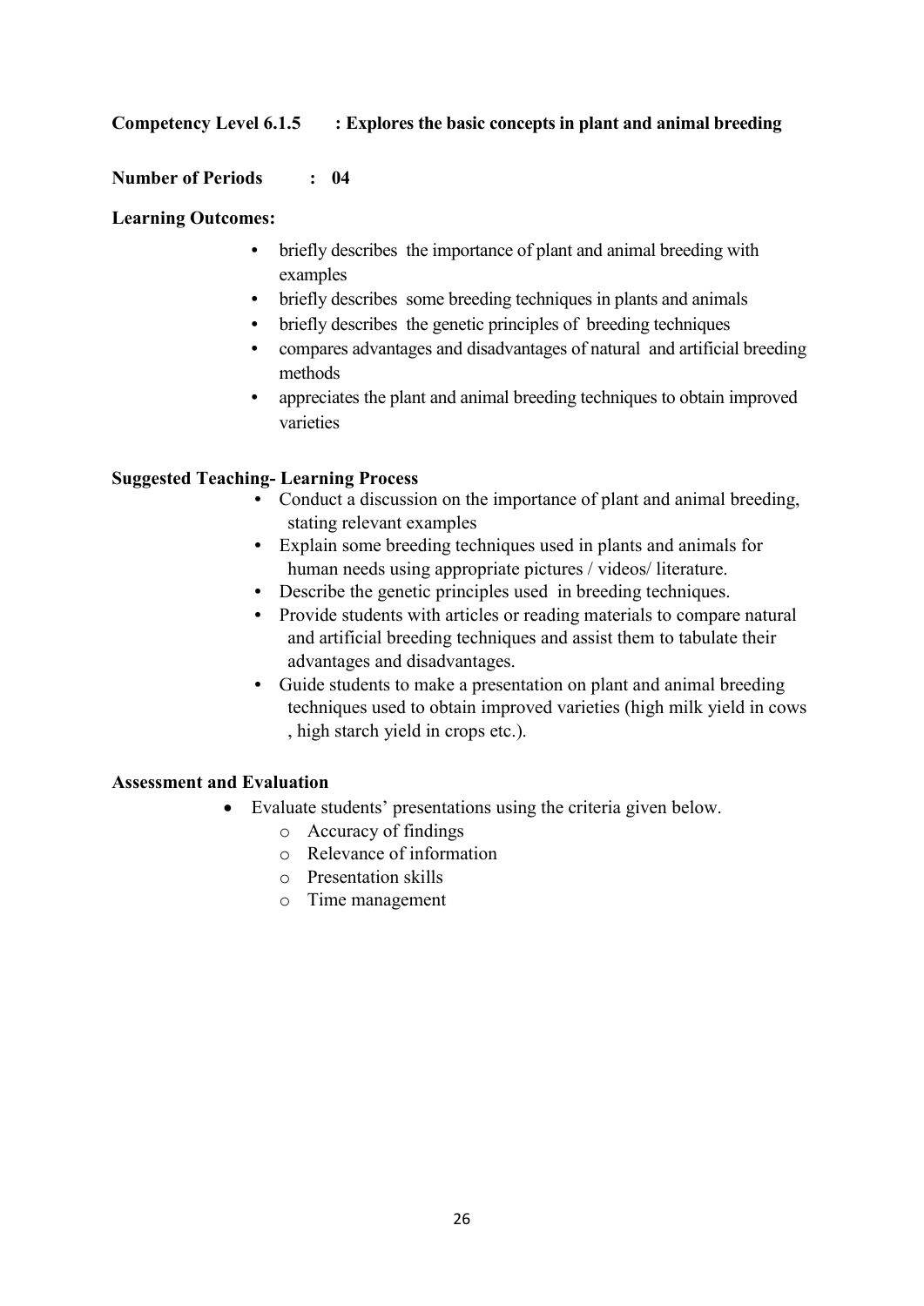**Competency Level 6.1.5 : Explores the basic concepts in plant and animal breeding**

**Number of Periods : 04**

**Learning Outcomes:**

- briefly describes the importance of plant and animal breeding with examples
- briefly describes some breeding techniques in plants and animals
- briefly describes the genetic principles of breeding techniques
- compares advantages and disadvantages of natural and artificial breeding methods
- appreciates the plant and animal breeding techniques to obtain improved varieties

**Suggested Teaching- Learning Process**

- Conduct a discussion on the importance of plant and animal breeding, stating relevant examples
- Explain some breeding techniques used in plants and animals for human needs using appropriate pictures / videos/ literature.
- Describe the genetic principles used in breeding techniques.
- Provide students with articles or reading materials to compare natural and artificial breeding techniques and assist them to tabulate their advantages and disadvantages.
- Guide students to make a presentation on plant and animal breeding techniques used to obtain improved varieties (high milk yield in cows , high starch yield in crops etc.).

**Assessment and Evaluation**

- Evaluate students' presentations using the criteria given below.
  - Accuracy of findings
  - Relevance of information
  - Presentation skills
  - Time management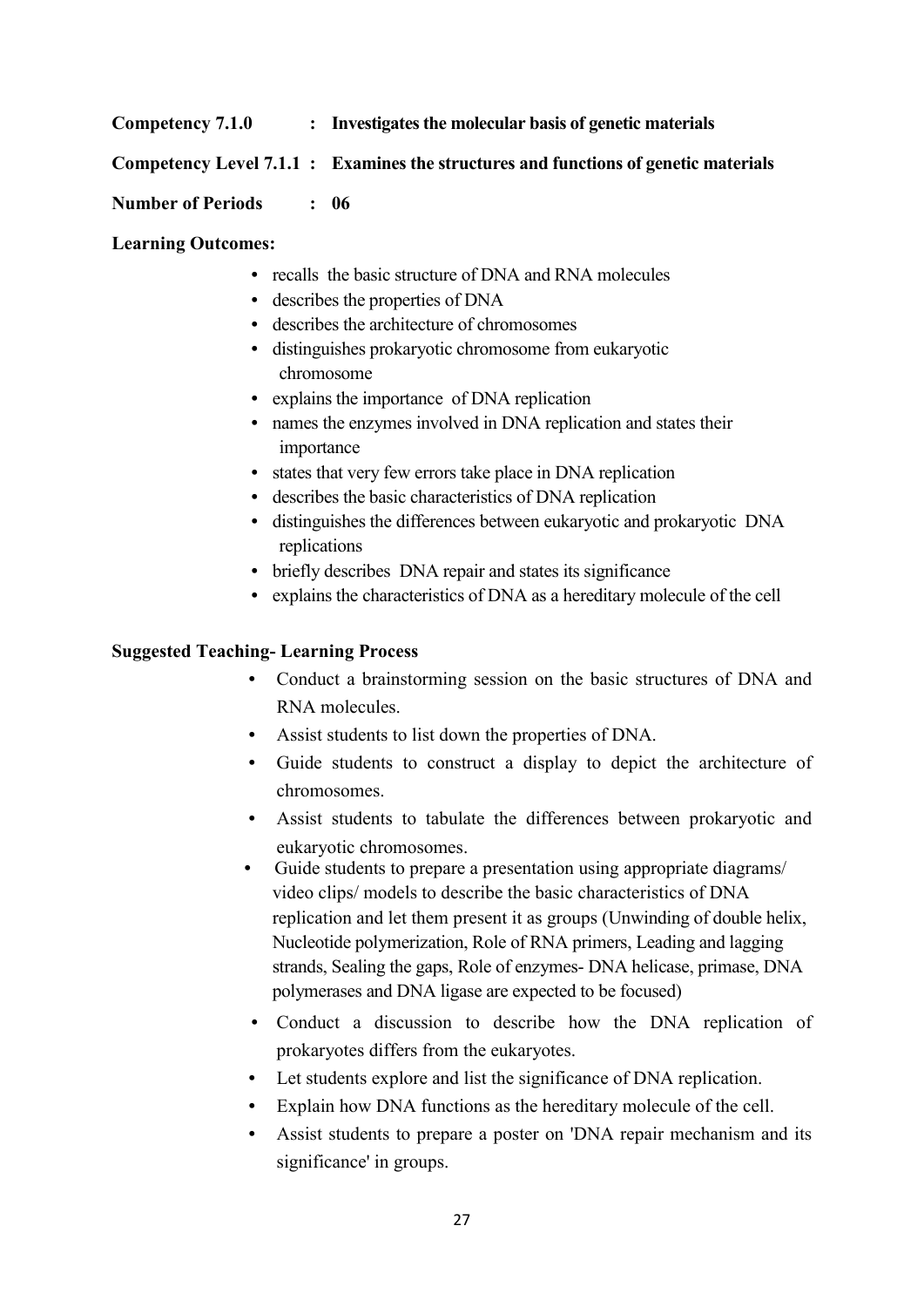**Competency 7.1.0 : Investigates the molecular basis of genetic materials**

**Competency Level 7.1.1 : Examines the structures and functions of genetic materials**

**Number of Periods : 06**

**Learning Outcomes:**

- recalls the basic structure of DNA and RNA molecules
- describes the properties of DNA
- describes the architecture of chromosomes
- distinguishes prokaryotic chromosome from eukaryotic chromosome
- explains the importance of DNA replication
- names the enzymes involved in DNA replication and states their importance
- states that very few errors take place in DNA replication
- describes the basic characteristics of DNA replication
- distinguishes the differences between eukaryotic and prokaryotic DNA replications
- briefly describes DNA repair and states its significance
- explains the characteristics of DNA as a hereditary molecule of the cell

**Suggested Teaching- Learning Process**

- Conduct a brainstorming session on the basic structures of DNA and RNA molecules.
- Assist students to list down the properties of DNA.
- Guide students to construct a display to depict the architecture of chromosomes.
- Assist students to tabulate the differences between prokaryotic and eukaryotic chromosomes.
- Guide students to prepare a presentation using appropriate diagrams/ video clips/ models to describe the basic characteristics of DNA replication and let them present it as groups (Unwinding of double helix, Nucleotide polymerization, Role of RNA primers, Leading and lagging strands, Sealing the gaps, Role of enzymes- DNA helicase, primase, DNA polymerases and DNA ligase are expected to be focused)
- Conduct a discussion to describe how the DNA replication of prokaryotes differs from the eukaryotes.
- Let students explore and list the significance of DNA replication.
- Explain how DNA functions as the hereditary molecule of the cell.
- Assist students to prepare a poster on 'DNA repair mechanism and its significance' in groups.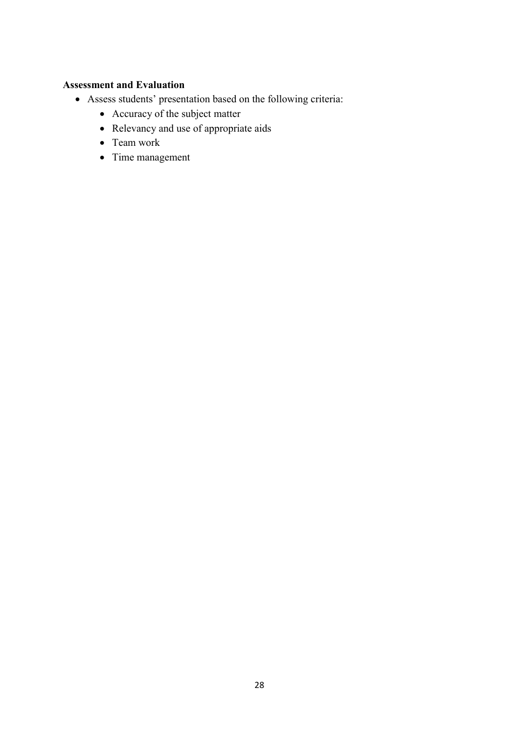**Assessment and Evaluation**

- Assess students' presentation based on the following criteria:
  - Accuracy of the subject matter
  - Relevancy and use of appropriate aids
  - Team work
  - Time management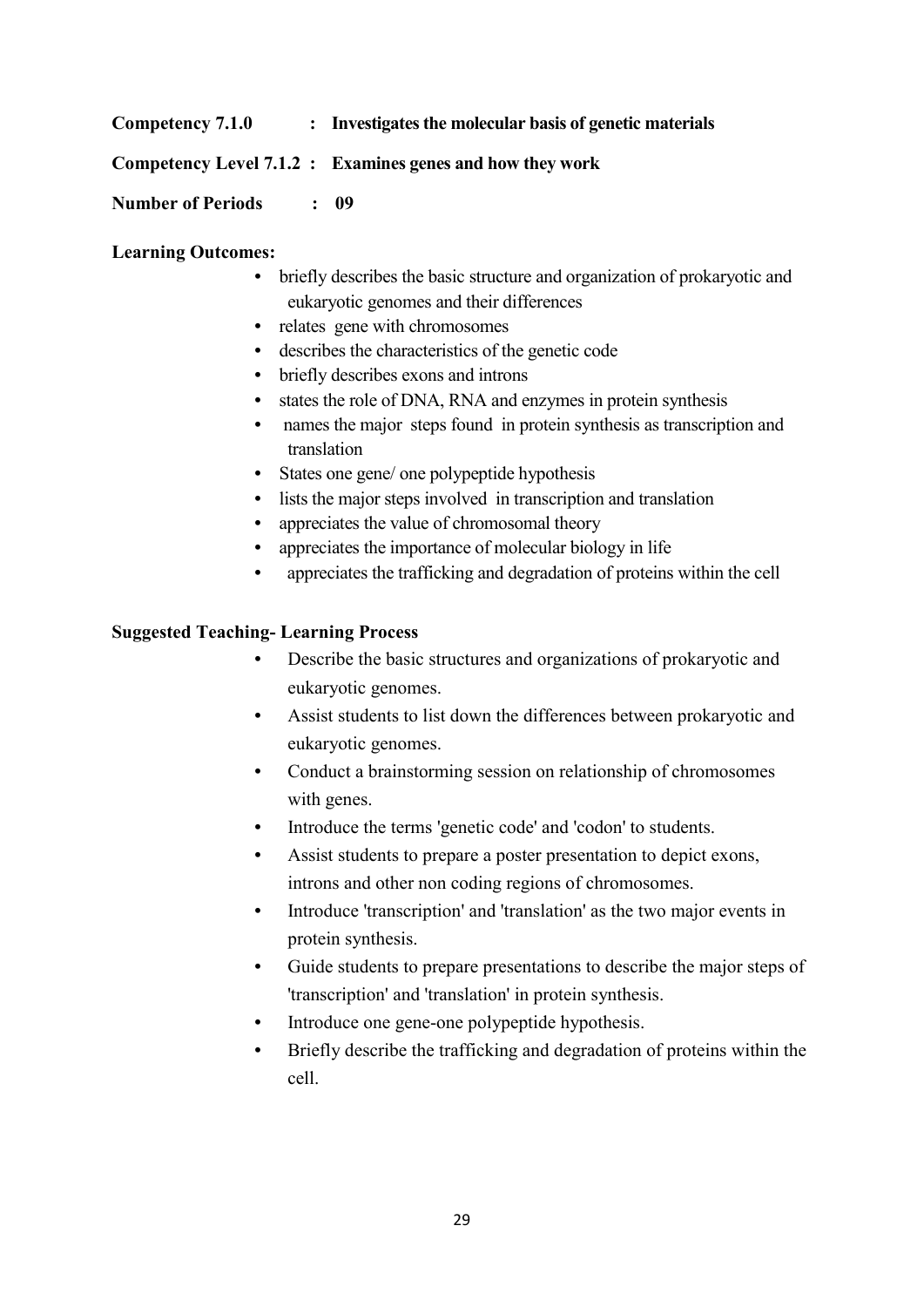**Competency 7.1.0 : Investigates the molecular basis of genetic materials**

**Competency Level 7.1.2 : Examines genes and how they work**

**Number of Periods : 09**

**Learning Outcomes:**

- briefly describes the basic structure and organization of prokaryotic and eukaryotic genomes and their differences
- relates gene with chromosomes
- describes the characteristics of the genetic code
- briefly describes exons and introns
- states the role of DNA, RNA and enzymes in protein synthesis
- names the major steps found in protein synthesis as transcription and translation
- States one gene/ one polypeptide hypothesis
- lists the major steps involved in transcription and translation
- appreciates the value of chromosomal theory
- appreciates the importance of molecular biology in life
- appreciates the trafficking and degradation of proteins within the cell

**Suggested Teaching- Learning Process**

- Describe the basic structures and organizations of prokaryotic and eukaryotic genomes.
- Assist students to list down the differences between prokaryotic and eukaryotic genomes.
- Conduct a brainstorming session on relationship of chromosomes with genes.
- Introduce the terms 'genetic code' and 'codon' to students.
- Assist students to prepare a poster presentation to depict exons, introns and other non coding regions of chromosomes.
- Introduce 'transcription' and 'translation' as the two major events in protein synthesis.
- Guide students to prepare presentations to describe the major steps of 'transcription' and 'translation' in protein synthesis.
- Introduce one gene-one polypeptide hypothesis.
- Briefly describe the trafficking and degradation of proteins within the cell.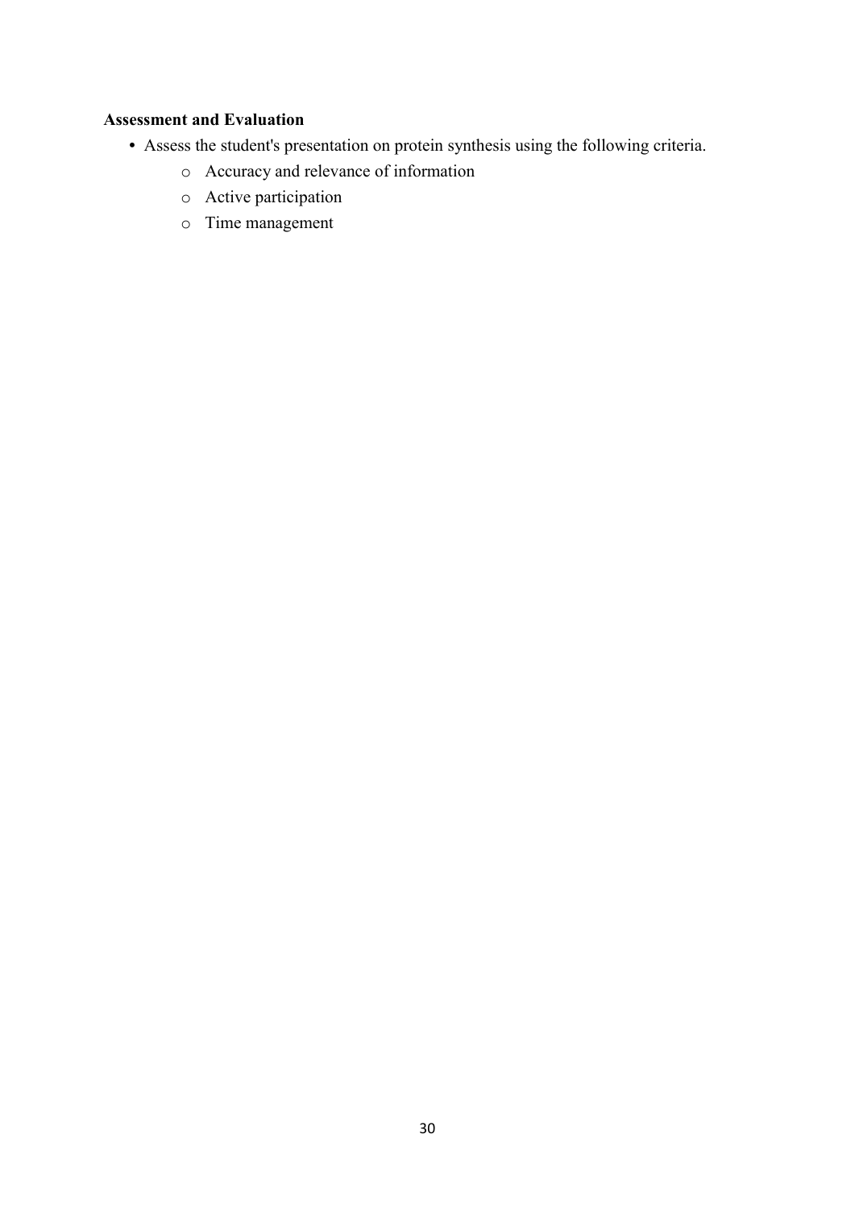**Assessment and Evaluation**

- Assess the student's presentation on protein synthesis using the following criteria.
  - Accuracy and relevance of information
  - Active participation
  - Time management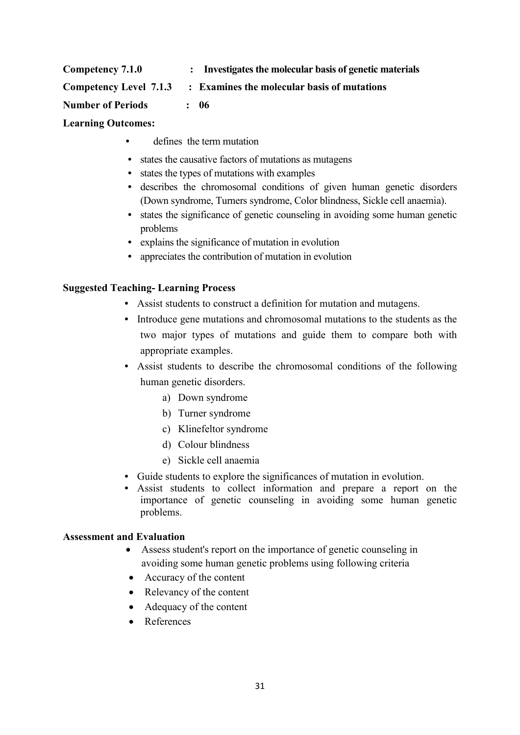**Competency 7.1.0** : **Investigates the molecular basis of genetic materials**

**Competency Level 7.1.3** : **Examines the molecular basis of mutations**

**Number of Periods** : **06**

**Learning Outcomes:**

- defines the term mutation
- states the causative factors of mutations as mutagens
- states the types of mutations with examples
- describes the chromosomal conditions of given human genetic disorders (Down syndrome, Turners syndrome, Color blindness, Sickle cell anaemia).
- states the significance of genetic counseling in avoiding some human genetic problems
- explains the significance of mutation in evolution
- appreciates the contribution of mutation in evolution

**Suggested Teaching- Learning Process**

- Assist students to construct a definition for mutation and mutagens.
- Introduce gene mutations and chromosomal mutations to the students as the two major types of mutations and guide them to compare both with appropriate examples.
- Assist students to describe the chromosomal conditions of the following human genetic disorders.
    a) Down syndrome
    b) Turner syndrome
    c) Klinefeltor syndrome
    d) Colour blindness
    e) Sickle cell anaemia
- Guide students to explore the significances of mutation in evolution.
- Assist students to collect information and prepare a report on the importance of genetic counseling in avoiding some human genetic problems.

**Assessment and Evaluation**

- Assess student's report on the importance of genetic counseling in avoiding some human genetic problems using following criteria
- Accuracy of the content
- Relevancy of the content
- Adequacy of the content
- References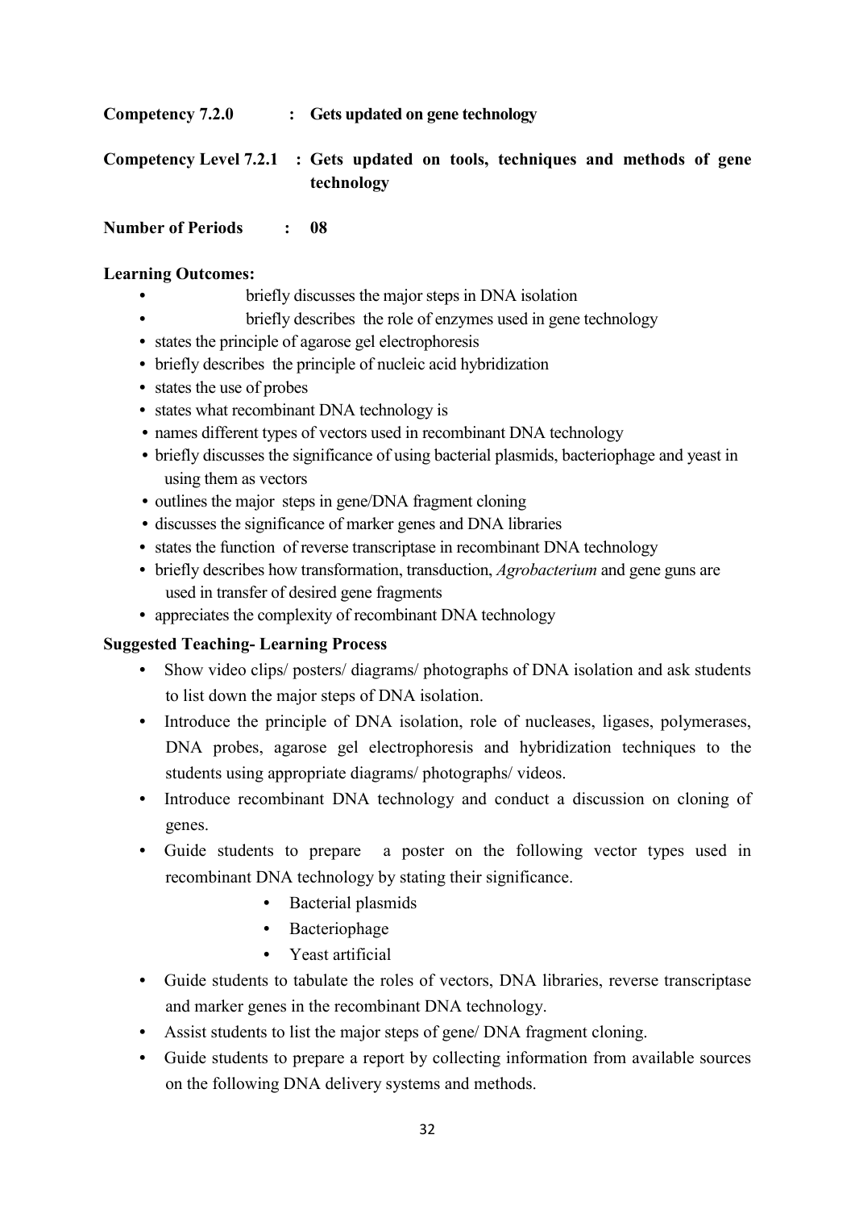**Competency 7.2.0 : Gets updated on gene technology**

**Competency Level 7.2.1 : Gets updated on tools, techniques and methods of gene technology**

**Number of Periods : 08**

**Learning Outcomes:**

- briefly discusses the major steps in DNA isolation
- briefly describes the role of enzymes used in gene technology
- states the principle of agarose gel electrophoresis
- briefly describes the principle of nucleic acid hybridization
- states the use of probes
- states what recombinant DNA technology is
- names different types of vectors used in recombinant DNA technology
- briefly discusses the significance of using bacterial plasmids, bacteriophage and yeast in using them as vectors
- outlines the major steps in gene/DNA fragment cloning
- discusses the significance of marker genes and DNA libraries
- states the function of reverse transcriptase in recombinant DNA technology
- briefly describes how transformation, transduction, *Agrobacterium* and gene guns are used in transfer of desired gene fragments
- appreciates the complexity of recombinant DNA technology

**Suggested Teaching- Learning Process**

- Show video clips/ posters/ diagrams/ photographs of DNA isolation and ask students to list down the major steps of DNA isolation.
- Introduce the principle of DNA isolation, role of nucleases, ligases, polymerases, DNA probes, agarose gel electrophoresis and hybridization techniques to the students using appropriate diagrams/ photographs/ videos.
- Introduce recombinant DNA technology and conduct a discussion on cloning of genes.
- Guide students to prepare a poster on the following vector types used in recombinant DNA technology by stating their significance.
    - Bacterial plasmids
    - Bacteriophage
    - Yeast artificial
- Guide students to tabulate the roles of vectors, DNA libraries, reverse transcriptase and marker genes in the recombinant DNA technology.
- Assist students to list the major steps of gene/ DNA fragment cloning.
- Guide students to prepare a report by collecting information from available sources on the following DNA delivery systems and methods.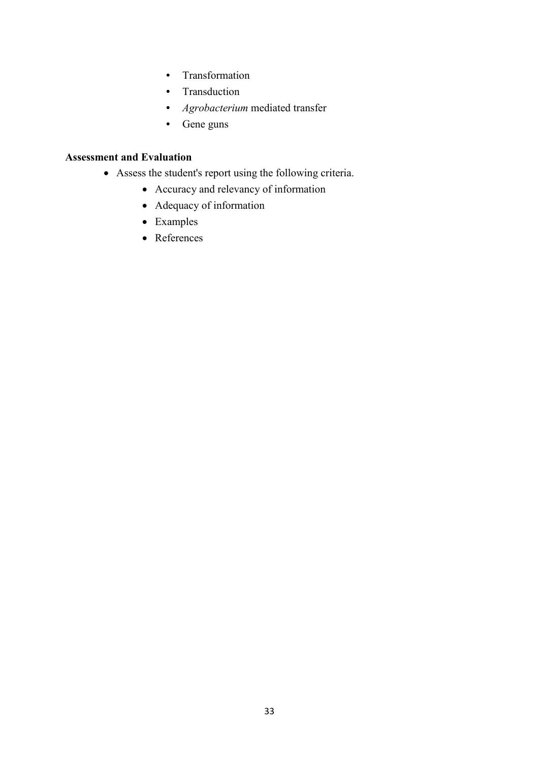- Transformation
- Transduction
- *Agrobacterium* mediated transfer
- Gene guns

**Assessment and Evaluation**

- Assess the student's report using the following criteria.
  - Accuracy and relevancy of information
  - Adequacy of information
  - Examples
  - References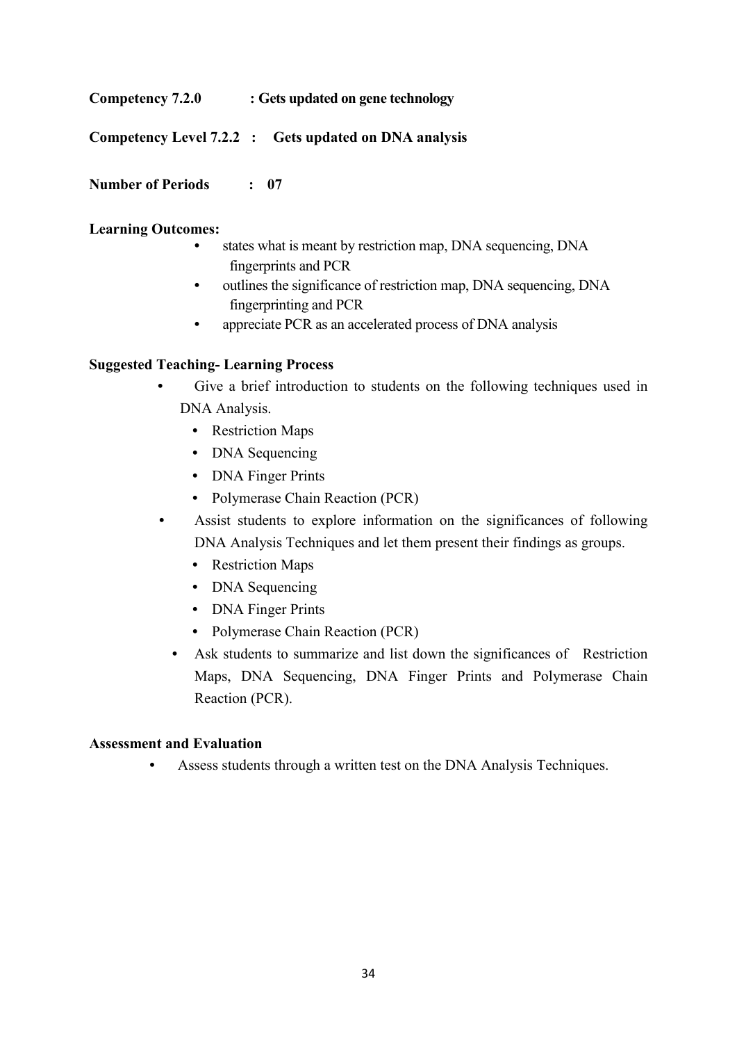**Competency 7.2.0 : Gets updated on gene technology**

**Competency Level 7.2.2 : Gets updated on DNA analysis**

**Number of Periods : 07**

**Learning Outcomes:**

- states what is meant by restriction map, DNA sequencing, DNA fingerprints and PCR
- outlines the significance of restriction map, DNA sequencing, DNA fingerprinting and PCR
- appreciate PCR as an accelerated process of DNA analysis

**Suggested Teaching- Learning Process**

- Give a brief introduction to students on the following techniques used in DNA Analysis.
  - Restriction Maps
  - DNA Sequencing
  - DNA Finger Prints
  - Polymerase Chain Reaction (PCR)
- Assist students to explore information on the significances of following DNA Analysis Techniques and let them present their findings as groups.
  - Restriction Maps
  - DNA Sequencing
  - DNA Finger Prints
  - Polymerase Chain Reaction (PCR)
- Ask students to summarize and list down the significances of Restriction Maps, DNA Sequencing, DNA Finger Prints and Polymerase Chain Reaction (PCR).

**Assessment and Evaluation**

- Assess students through a written test on the DNA Analysis Techniques.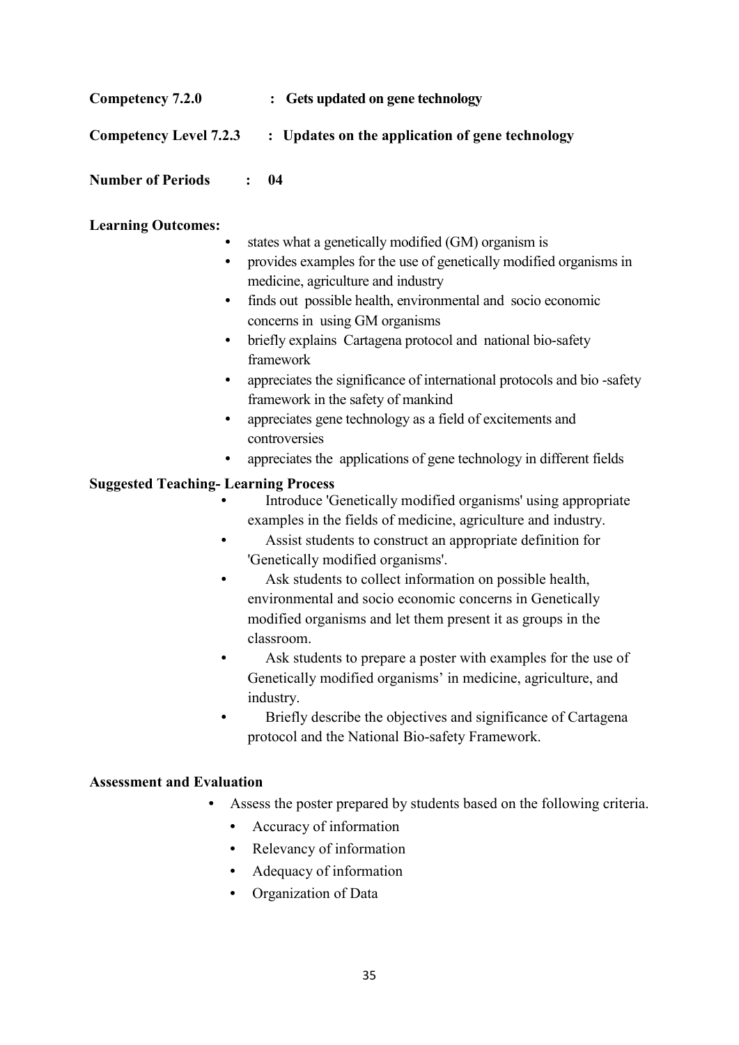**Competency 7.2.0 : Gets updated on gene technology**

**Competency Level 7.2.3 : Updates on the application of gene technology**

**Number of Periods : 04**

**Learning Outcomes:**

- states what a genetically modified (GM) organism is
- provides examples for the use of genetically modified organisms in medicine, agriculture and industry
- finds out possible health, environmental and socio economic concerns in using GM organisms
- briefly explains Cartagena protocol and national bio-safety framework
- appreciates the significance of international protocols and bio -safety framework in the safety of mankind
- appreciates gene technology as a field of excitements and controversies
- appreciates the applications of gene technology in different fields

**Suggested Teaching- Learning Process**

- Introduce 'Genetically modified organisms' using appropriate examples in the fields of medicine, agriculture and industry.
- Assist students to construct an appropriate definition for 'Genetically modified organisms'.
- Ask students to collect information on possible health, environmental and socio economic concerns in Genetically modified organisms and let them present it as groups in the classroom.
- Ask students to prepare a poster with examples for the use of Genetically modified organisms' in medicine, agriculture, and industry.
- Briefly describe the objectives and significance of Cartagena protocol and the National Bio-safety Framework.

**Assessment and Evaluation**

- Assess the poster prepared by students based on the following criteria.
  - Accuracy of information
  - Relevancy of information
  - Adequacy of information
  - Organization of Data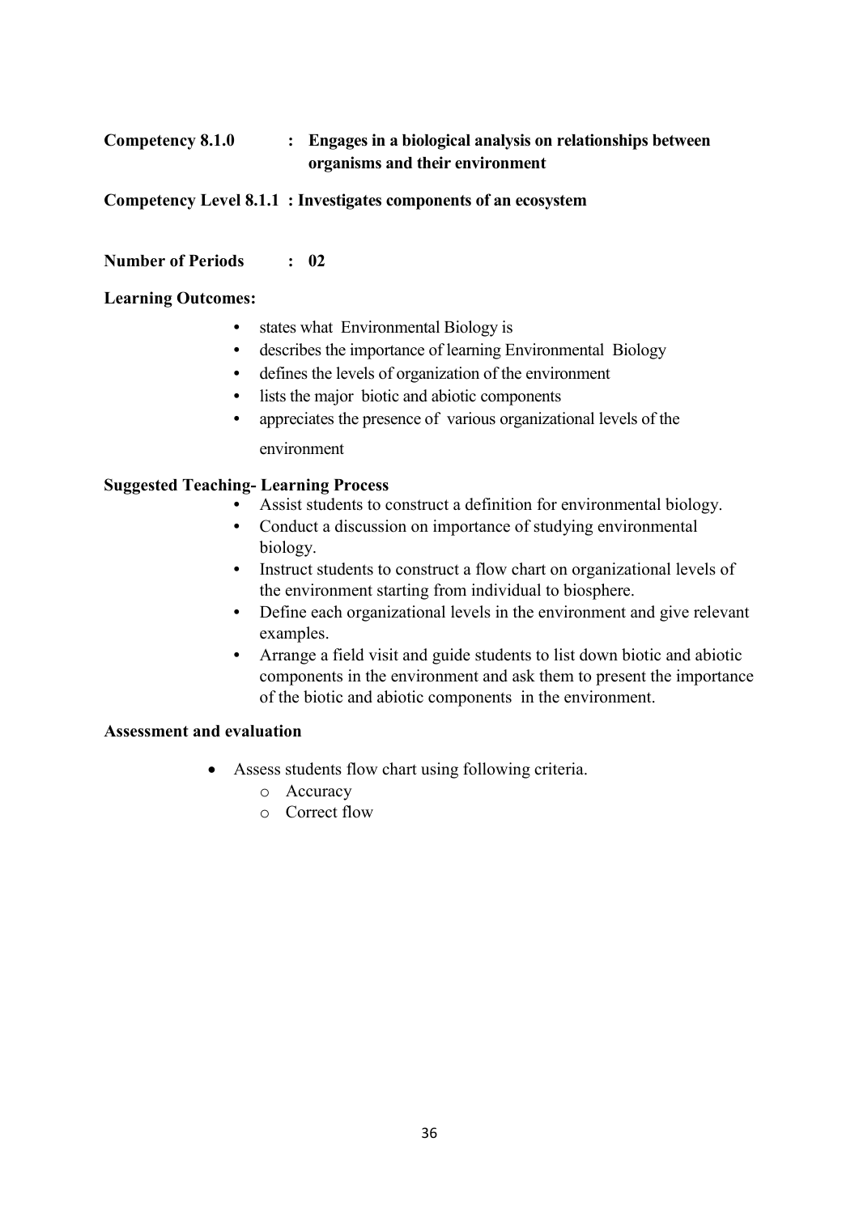**Competency 8.1.0** : **Engages in a biological analysis on relationships between organisms and their environment**

**Competency Level 8.1.1 : Investigates components of an ecosystem**

**Number of Periods : 02**

**Learning Outcomes:**

- states what Environmental Biology is
- describes the importance of learning Environmental Biology
- defines the levels of organization of the environment
- lists the major biotic and abiotic components
- appreciates the presence of various organizational levels of the environment

**Suggested Teaching- Learning Process**

- Assist students to construct a definition for environmental biology.
- Conduct a discussion on importance of studying environmental biology.
- Instruct students to construct a flow chart on organizational levels of the environment starting from individual to biosphere.
- Define each organizational levels in the environment and give relevant examples.
- Arrange a field visit and guide students to list down biotic and abiotic components in the environment and ask them to present the importance of the biotic and abiotic components in the environment.

**Assessment and evaluation**

- Assess students flow chart using following criteria.
  - Accuracy
  - Correct flow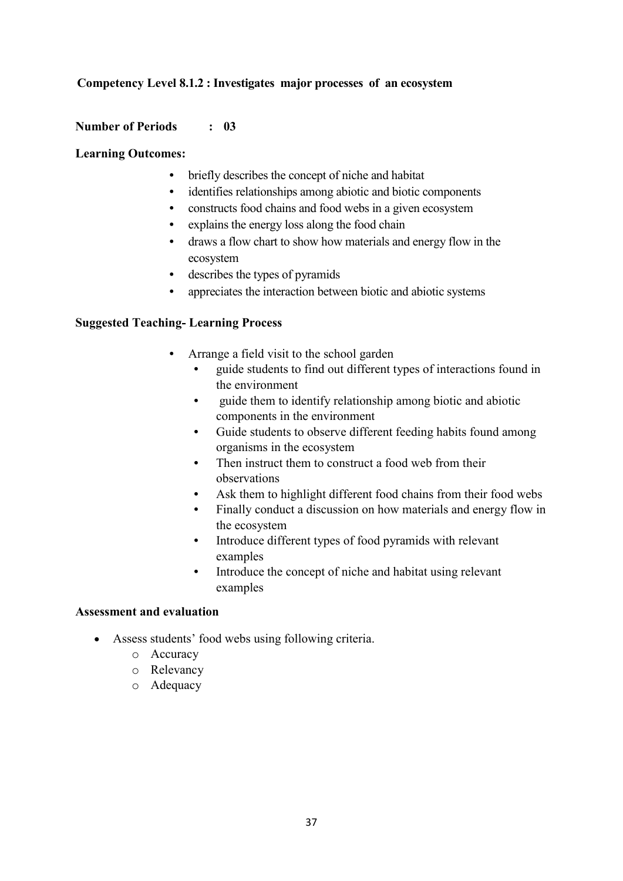**Competency Level 8.1.2 : Investigates major processes of an ecosystem**

**Number of Periods : 03**

**Learning Outcomes:**

- briefly describes the concept of niche and habitat
- identifies relationships among abiotic and biotic components
- constructs food chains and food webs in a given ecosystem
- explains the energy loss along the food chain
- draws a flow chart to show how materials and energy flow in the ecosystem
- describes the types of pyramids
- appreciates the interaction between biotic and abiotic systems

**Suggested Teaching- Learning Process**

- Arrange a field visit to the school garden
  - guide students to find out different types of interactions found in the environment
  - guide them to identify relationship among biotic and abiotic components in the environment
  - Guide students to observe different feeding habits found among organisms in the ecosystem
  - Then instruct them to construct a food web from their observations
  - Ask them to highlight different food chains from their food webs
  - Finally conduct a discussion on how materials and energy flow in the ecosystem
  - Introduce different types of food pyramids with relevant examples
  - Introduce the concept of niche and habitat using relevant examples

**Assessment and evaluation**

- Assess students' food webs using following criteria.
  - Accuracy
  - Relevancy
  - Adequacy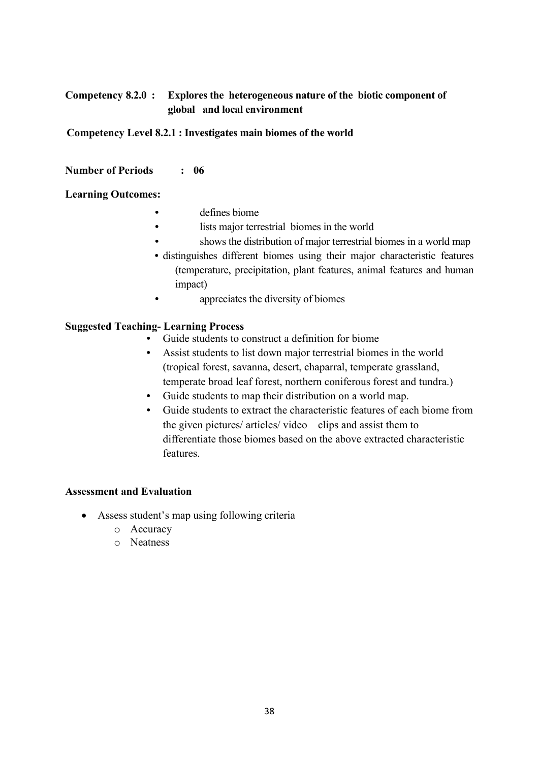**Competency 8.2.0 : Explores the heterogeneous nature of the biotic component of global and local environment**

**Competency Level 8.2.1 : Investigates main biomes of the world**

**Number of Periods : 06**

**Learning Outcomes:**

- defines biome
- lists major terrestrial biomes in the world
- shows the distribution of major terrestrial biomes in a world map
- distinguishes different biomes using their major characteristic features (temperature, precipitation, plant features, animal features and human impact)
- appreciates the diversity of biomes

**Suggested Teaching- Learning Process**

- Guide students to construct a definition for biome
- Assist students to list down major terrestrial biomes in the world (tropical forest, savanna, desert, chaparral, temperate grassland, temperate broad leaf forest, northern coniferous forest and tundra.)
- Guide students to map their distribution on a world map.
- Guide students to extract the characteristic features of each biome from the given pictures/ articles/ video clips and assist them to differentiate those biomes based on the above extracted characteristic features.

**Assessment and Evaluation**

- Assess student's map using following criteria
  - Accuracy
  - Neatness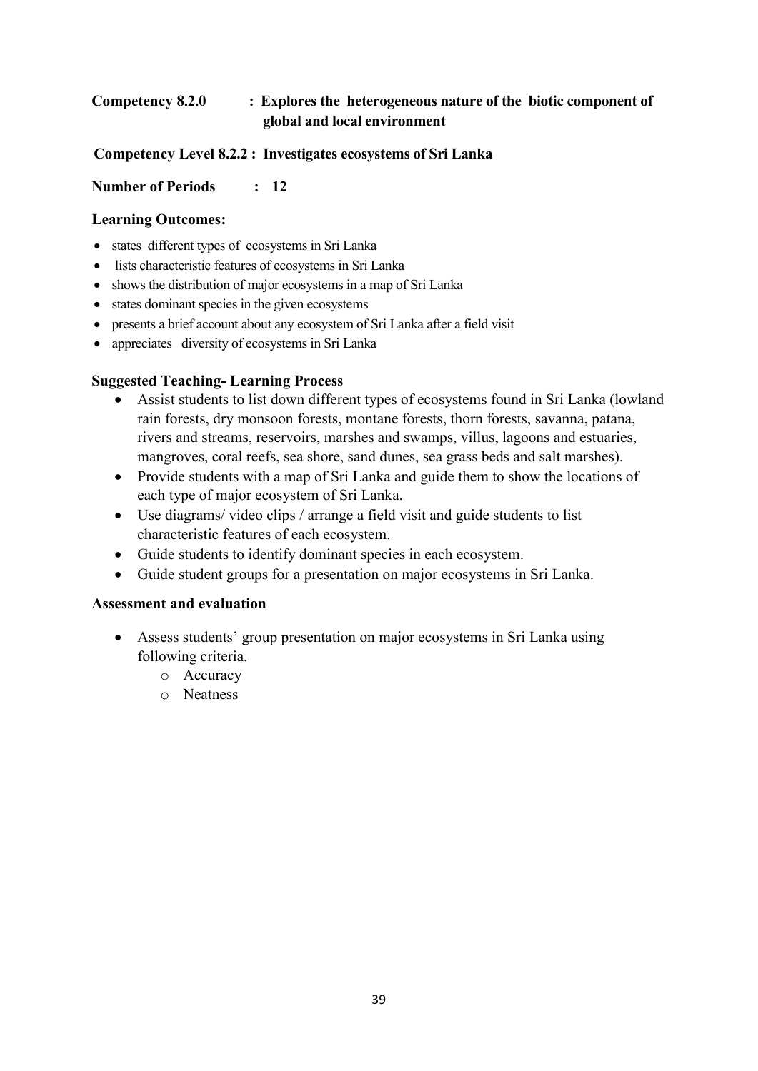**Competency 8.2.0 : Explores the heterogeneous nature of the biotic component of global and local environment**

**Competency Level 8.2.2 : Investigates ecosystems of Sri Lanka**

**Number of Periods : 12**

**Learning Outcomes:**

- states different types of ecosystems in Sri Lanka
- lists characteristic features of ecosystems in Sri Lanka
- shows the distribution of major ecosystems in a map of Sri Lanka
- states dominant species in the given ecosystems
- presents a brief account about any ecosystem of Sri Lanka after a field visit
- appreciates diversity of ecosystems in Sri Lanka

**Suggested Teaching- Learning Process**

- Assist students to list down different types of ecosystems found in Sri Lanka (lowland rain forests, dry monsoon forests, montane forests, thorn forests, savanna, patana, rivers and streams, reservoirs, marshes and swamps, villus, lagoons and estuaries, mangroves, coral reefs, sea shore, sand dunes, sea grass beds and salt marshes).
- Provide students with a map of Sri Lanka and guide them to show the locations of each type of major ecosystem of Sri Lanka.
- Use diagrams/ video clips / arrange a field visit and guide students to list characteristic features of each ecosystem.
- Guide students to identify dominant species in each ecosystem.
- Guide student groups for a presentation on major ecosystems in Sri Lanka.

**Assessment and evaluation**

- Assess students' group presentation on major ecosystems in Sri Lanka using following criteria.
  - Accuracy
  - Neatness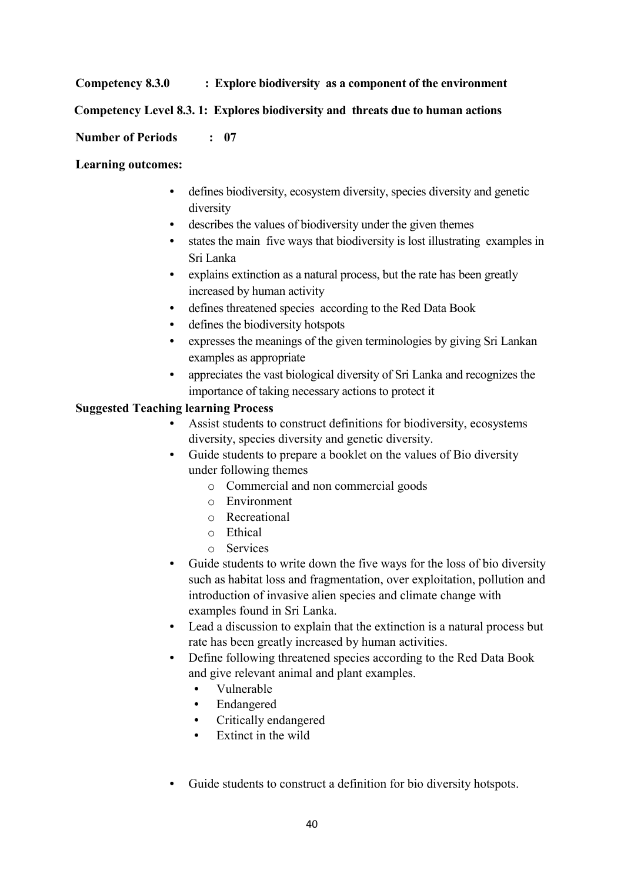**Competency 8.3.0 : Explore biodiversity as a component of the environment**

**Competency Level 8.3. 1: Explores biodiversity and threats due to human actions**

**Number of Periods : 07**

**Learning outcomes:**

- defines biodiversity, ecosystem diversity, species diversity and genetic diversity
- describes the values of biodiversity under the given themes
- states the main five ways that biodiversity is lost illustrating examples in Sri Lanka
- explains extinction as a natural process, but the rate has been greatly increased by human activity
- defines threatened species according to the Red Data Book
- defines the biodiversity hotspots
- expresses the meanings of the given terminologies by giving Sri Lankan examples as appropriate
- appreciates the vast biological diversity of Sri Lanka and recognizes the importance of taking necessary actions to protect it

**Suggested Teaching learning Process**

- Assist students to construct definitions for biodiversity, ecosystems diversity, species diversity and genetic diversity.
- Guide students to prepare a booklet on the values of Bio diversity under following themes
  - Commercial and non commercial goods
  - Environment
  - Recreational
  - Ethical
  - Services
- Guide students to write down the five ways for the loss of bio diversity such as habitat loss and fragmentation, over exploitation, pollution and introduction of invasive alien species and climate change with examples found in Sri Lanka.
- Lead a discussion to explain that the extinction is a natural process but rate has been greatly increased by human activities.
- Define following threatened species according to the Red Data Book and give relevant animal and plant examples.
  - Vulnerable
  - Endangered
  - Critically endangered
  - Extinct in the wild
- Guide students to construct a definition for bio diversity hotspots.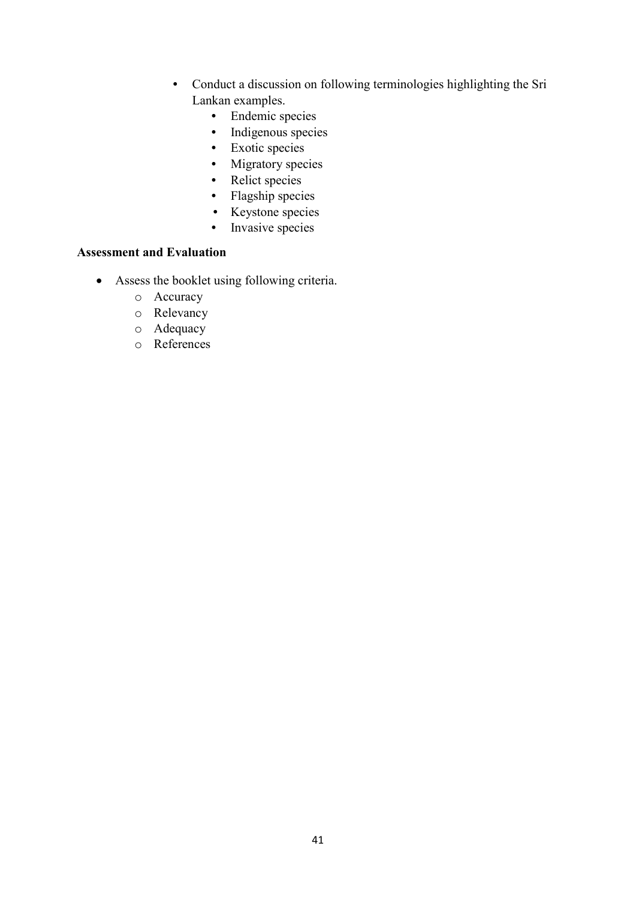- Conduct a discussion on following terminologies highlighting the Sri Lankan examples.
    - Endemic species
    - Indigenous species
    - Exotic species
    - Migratory species
    - Relict species
    - Flagship species
    - Keystone species
    - Invasive species

**Assessment and Evaluation**

- Assess the booklet using following criteria.
    - Accuracy
    - Relevancy
    - Adequacy
    - References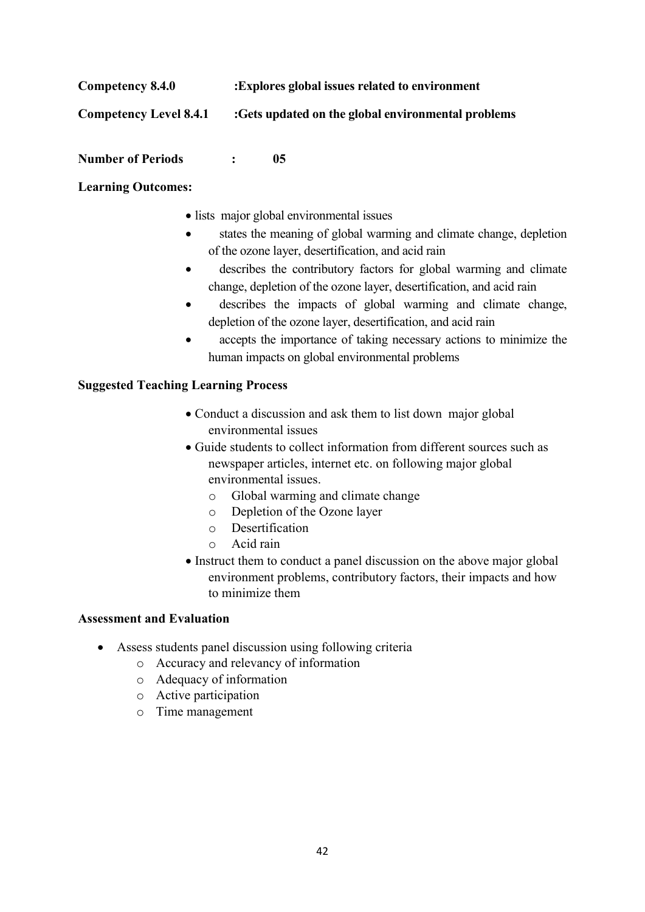**Competency 8.4.0** :**Explores global issues related to environment**

**Competency Level 8.4.1** :**Gets updated on the global environmental problems**

**Number of Periods** : **05**

**Learning Outcomes:**

- lists major global environmental issues
- states the meaning of global warming and climate change, depletion of the ozone layer, desertification, and acid rain
- describes the contributory factors for global warming and climate change, depletion of the ozone layer, desertification, and acid rain
- describes the impacts of global warming and climate change, depletion of the ozone layer, desertification, and acid rain
- accepts the importance of taking necessary actions to minimize the human impacts on global environmental problems

**Suggested Teaching Learning Process**

- Conduct a discussion and ask them to list down major global environmental issues
- Guide students to collect information from different sources such as newspaper articles, internet etc. on following major global environmental issues.
  - Global warming and climate change
  - Depletion of the Ozone layer
  - Desertification
  - Acid rain
- Instruct them to conduct a panel discussion on the above major global environment problems, contributory factors, their impacts and how to minimize them

**Assessment and Evaluation**

- Assess students panel discussion using following criteria
  - Accuracy and relevancy of information
  - Adequacy of information
  - Active participation
  - Time management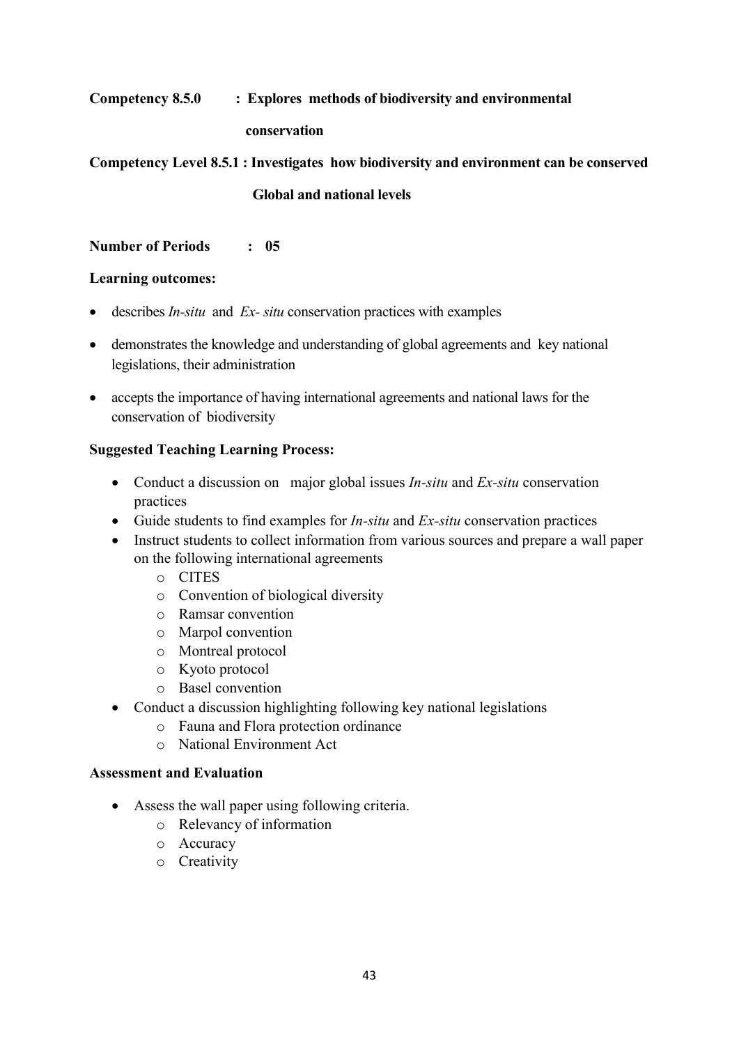**Competency 8.5.0 : Explores methods of biodiversity and environmental conservation**

**Competency Level 8.5.1 : Investigates how biodiversity and environment can be conserved Global and national levels**

**Number of Periods : 05**

**Learning outcomes:**

- describes *In-situ* and *Ex- situ* conservation practices with examples
- demonstrates the knowledge and understanding of global agreements and key national legislations, their administration
- accepts the importance of having international agreements and national laws for the conservation of biodiversity

**Suggested Teaching Learning Process:**

- Conduct a discussion on major global issues *In-situ* and *Ex-situ* conservation practices
- Guide students to find examples for *In-situ* and *Ex-situ* conservation practices
- Instruct students to collect information from various sources and prepare a wall paper on the following international agreements
    - CITES
    - Convention of biological diversity
    - Ramsar convention
    - Marpol convention
    - Montreal protocol
    - Kyoto protocol
    - Basel convention
- Conduct a discussion highlighting following key national legislations
    - Fauna and Flora protection ordinance
    - National Environment Act

**Assessment and Evaluation**

- Assess the wall paper using following criteria.
    - Relevancy of information
    - Accuracy
    - Creativity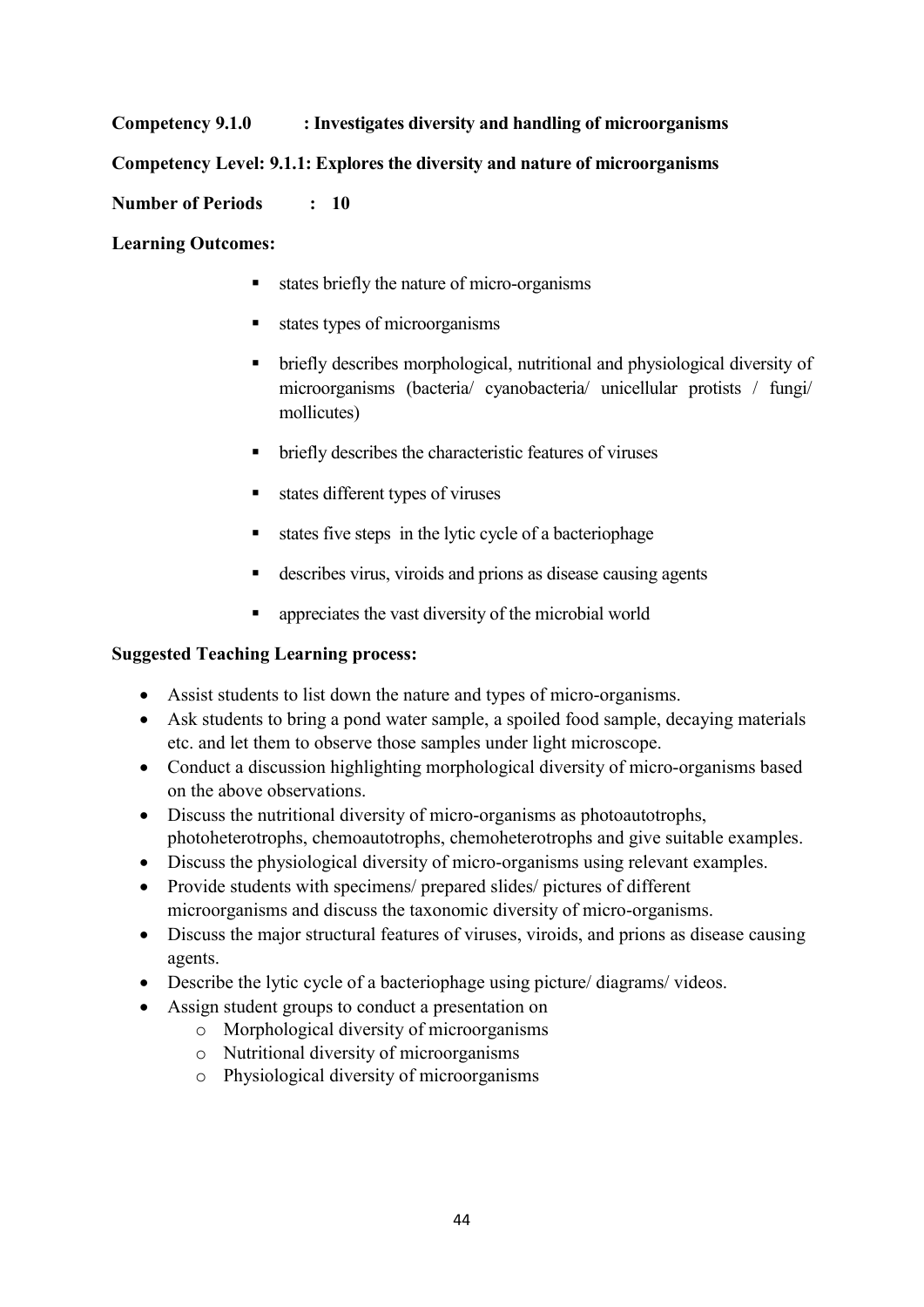**Competency 9.1.0 : Investigates diversity and handling of microorganisms**

**Competency Level: 9.1.1: Explores the diversity and nature of microorganisms**

**Number of Periods : 10**

**Learning Outcomes:**

- states briefly the nature of micro-organisms
- states types of microorganisms
- briefly describes morphological, nutritional and physiological diversity of microorganisms (bacteria/ cyanobacteria/ unicellular protists / fungi/ mollicutes)
- briefly describes the characteristic features of viruses
- states different types of viruses
- states five steps in the lytic cycle of a bacteriophage
- describes virus, viroids and prions as disease causing agents
- appreciates the vast diversity of the microbial world

**Suggested Teaching Learning process:**

- Assist students to list down the nature and types of micro-organisms.
- Ask students to bring a pond water sample, a spoiled food sample, decaying materials etc. and let them to observe those samples under light microscope.
- Conduct a discussion highlighting morphological diversity of micro-organisms based on the above observations.
- Discuss the nutritional diversity of micro-organisms as photoautotrophs, photoheterotrophs, chemoautotrophs, chemoheterotrophs and give suitable examples.
- Discuss the physiological diversity of micro-organisms using relevant examples.
- Provide students with specimens/ prepared slides/ pictures of different microorganisms and discuss the taxonomic diversity of micro-organisms.
- Discuss the major structural features of viruses, viroids, and prions as disease causing agents.
- Describe the lytic cycle of a bacteriophage using picture/ diagrams/ videos.
- Assign student groups to conduct a presentation on
  - Morphological diversity of microorganisms
  - Nutritional diversity of microorganisms
  - Physiological diversity of microorganisms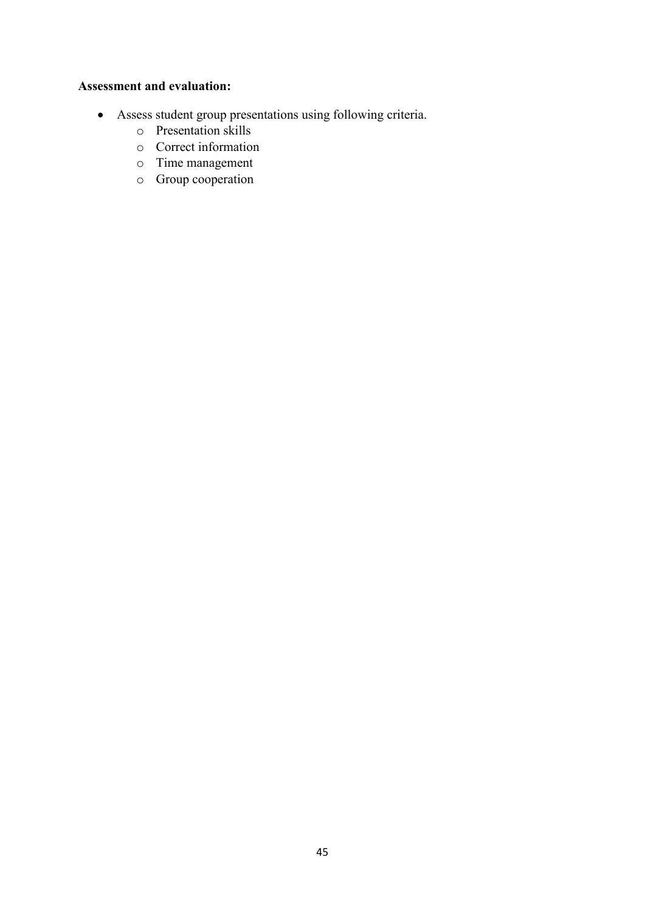**Assessment and evaluation:**

- Assess student group presentations using following criteria.
    - Presentation skills
    - Correct information
    - Time management
    - Group cooperation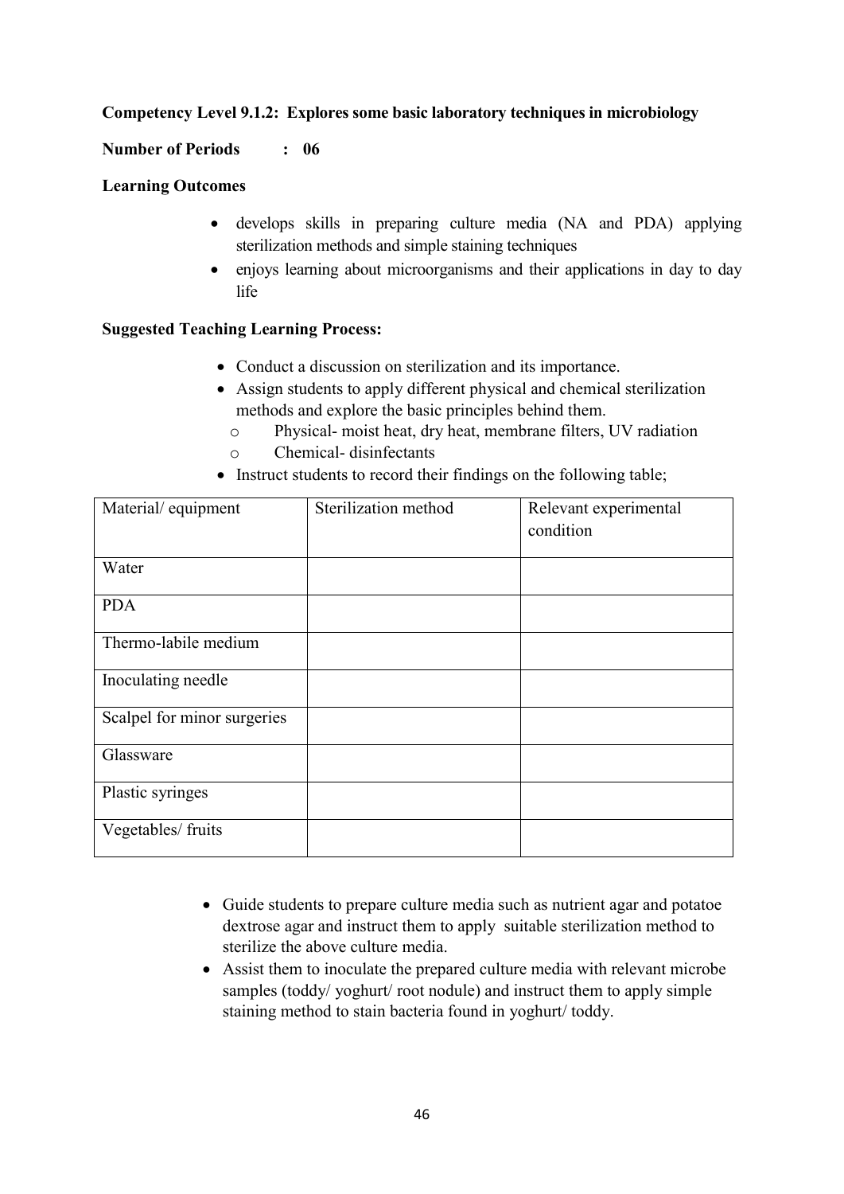**Competency Level 9.1.2: Explores some basic laboratory techniques in microbiology**

**Number of Periods : 06**

**Learning Outcomes**

- develops skills in preparing culture media (NA and PDA) applying sterilization methods and simple staining techniques
- enjoys learning about microorganisms and their applications in day to day life

**Suggested Teaching Learning Process:**

- Conduct a discussion on sterilization and its importance.
- Assign students to apply different physical and chemical sterilization methods and explore the basic principles behind them.
  - Physical- moist heat, dry heat, membrane filters, UV radiation
  - Chemical- disinfectants
- Instruct students to record their findings on the following table;

| Material/ equipment | Sterilization method | Relevant experimental condition |
|---|---|---|
| Water | | |
| PDA | | |
| Thermo-labile medium | | |
| Inoculating needle | | |
| Scalpel for minor surgeries | | |
| Glassware | | |
| Plastic syringes | | |
| Vegetables/ fruits | | |

- Guide students to prepare culture media such as nutrient agar and potatoe dextrose agar and instruct them to apply suitable sterilization method to sterilize the above culture media.
- Assist them to inoculate the prepared culture media with relevant microbe samples (toddy/ yoghurt/ root nodule) and instruct them to apply simple staining method to stain bacteria found in yoghurt/ toddy.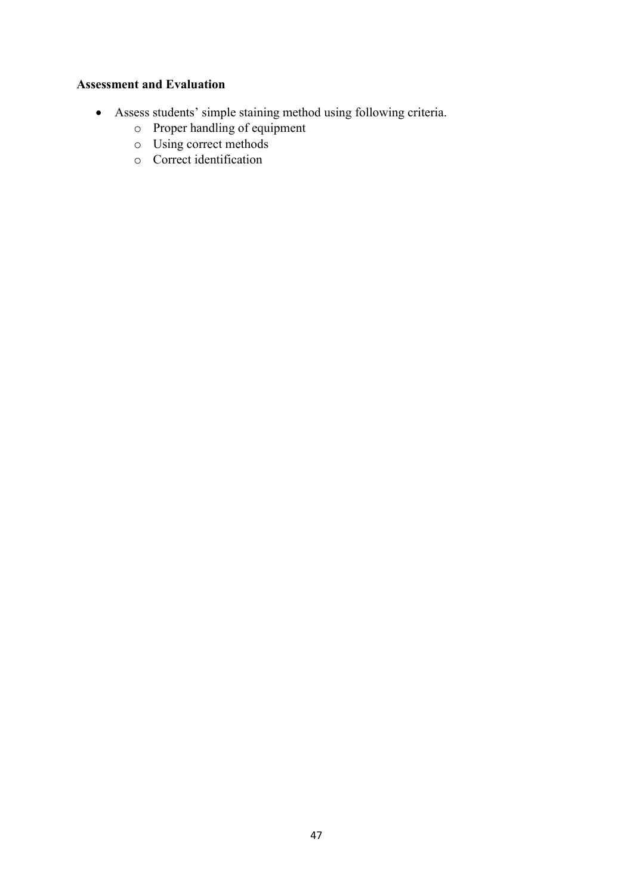**Assessment and Evaluation**

- Assess students' simple staining method using following criteria.
  - Proper handling of equipment
  - Using correct methods
  - Correct identification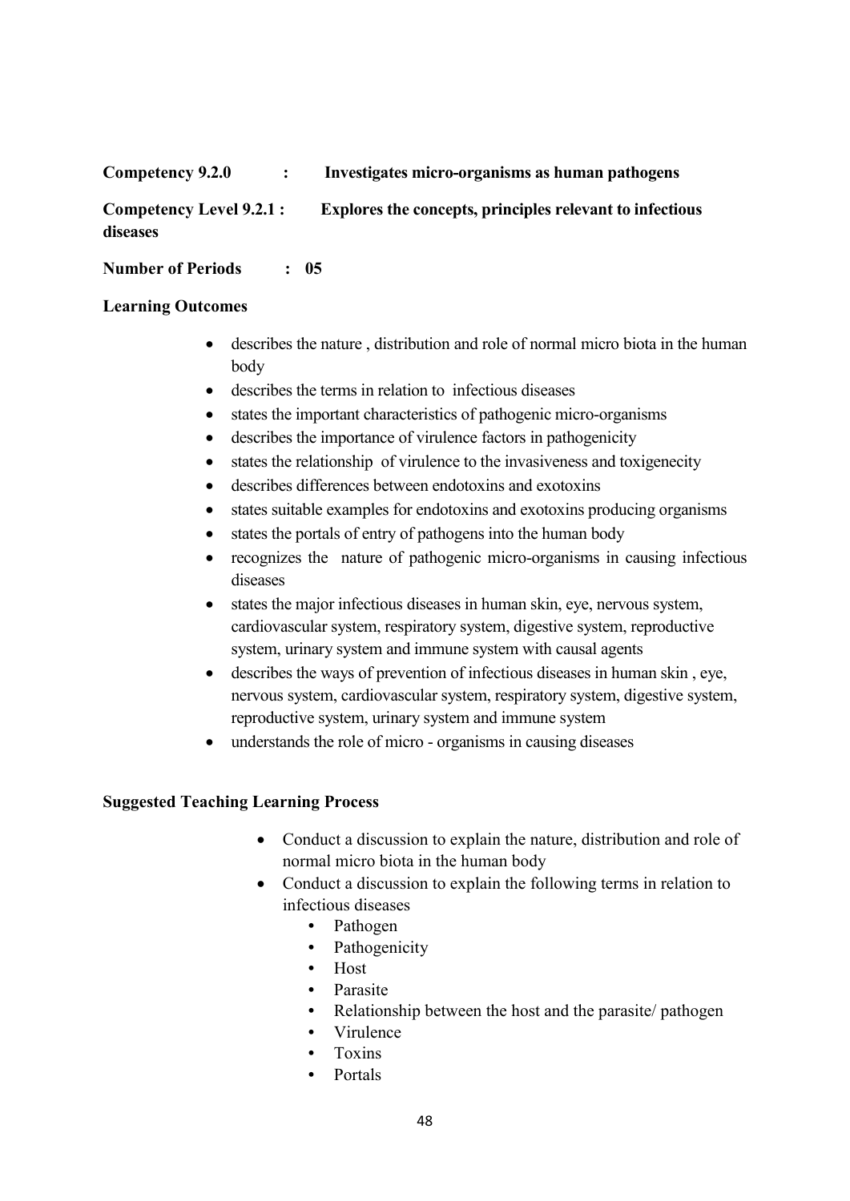**Competency 9.2.0 : Investigates micro-organisms as human pathogens**

**Competency Level 9.2.1 : Explores the concepts, principles relevant to infectious diseases**

**Number of Periods : 05**

**Learning Outcomes**

- describes the nature , distribution and role of normal micro biota in the human body
- describes the terms in relation to infectious diseases
- states the important characteristics of pathogenic micro-organisms
- describes the importance of virulence factors in pathogenicity
- states the relationship of virulence to the invasiveness and toxigenecity
- describes differences between endotoxins and exotoxins
- states suitable examples for endotoxins and exotoxins producing organisms
- states the portals of entry of pathogens into the human body
- recognizes the nature of pathogenic micro-organisms in causing infectious diseases
- states the major infectious diseases in human skin, eye, nervous system, cardiovascular system, respiratory system, digestive system, reproductive system, urinary system and immune system with causal agents
- describes the ways of prevention of infectious diseases in human skin , eye, nervous system, cardiovascular system, respiratory system, digestive system, reproductive system, urinary system and immune system
- understands the role of micro - organisms in causing diseases

**Suggested Teaching Learning Process**

- Conduct a discussion to explain the nature, distribution and role of normal micro biota in the human body
- Conduct a discussion to explain the following terms in relation to infectious diseases
    - Pathogen
    - Pathogenicity
    - Host
    - Parasite
    - Relationship between the host and the parasite/ pathogen
    - Virulence
    - Toxins
    - Portals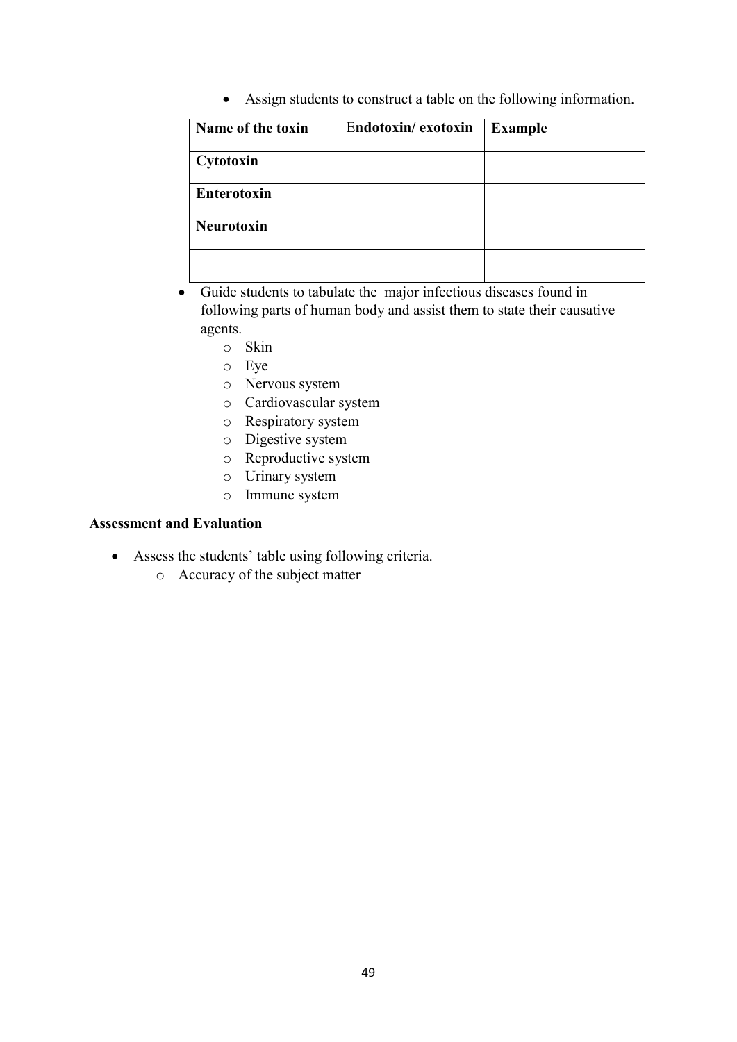- Assign students to construct a table on the following information.

| Name of the toxin | Endotoxin/ exotoxin | Example |
|---|---|---|
| Cytotoxin | | |
| Enterotoxin | | |
| Neurotoxin | | |
| | | |

- Guide students to tabulate the major infectious diseases found in following parts of human body and assist them to state their causative agents.
    - Skin
    - Eye
    - Nervous system
    - Cardiovascular system
    - Respiratory system
    - Digestive system
    - Reproductive system
    - Urinary system
    - Immune system

**Assessment and Evaluation**

- Assess the students' table using following criteria.
    - Accuracy of the subject matter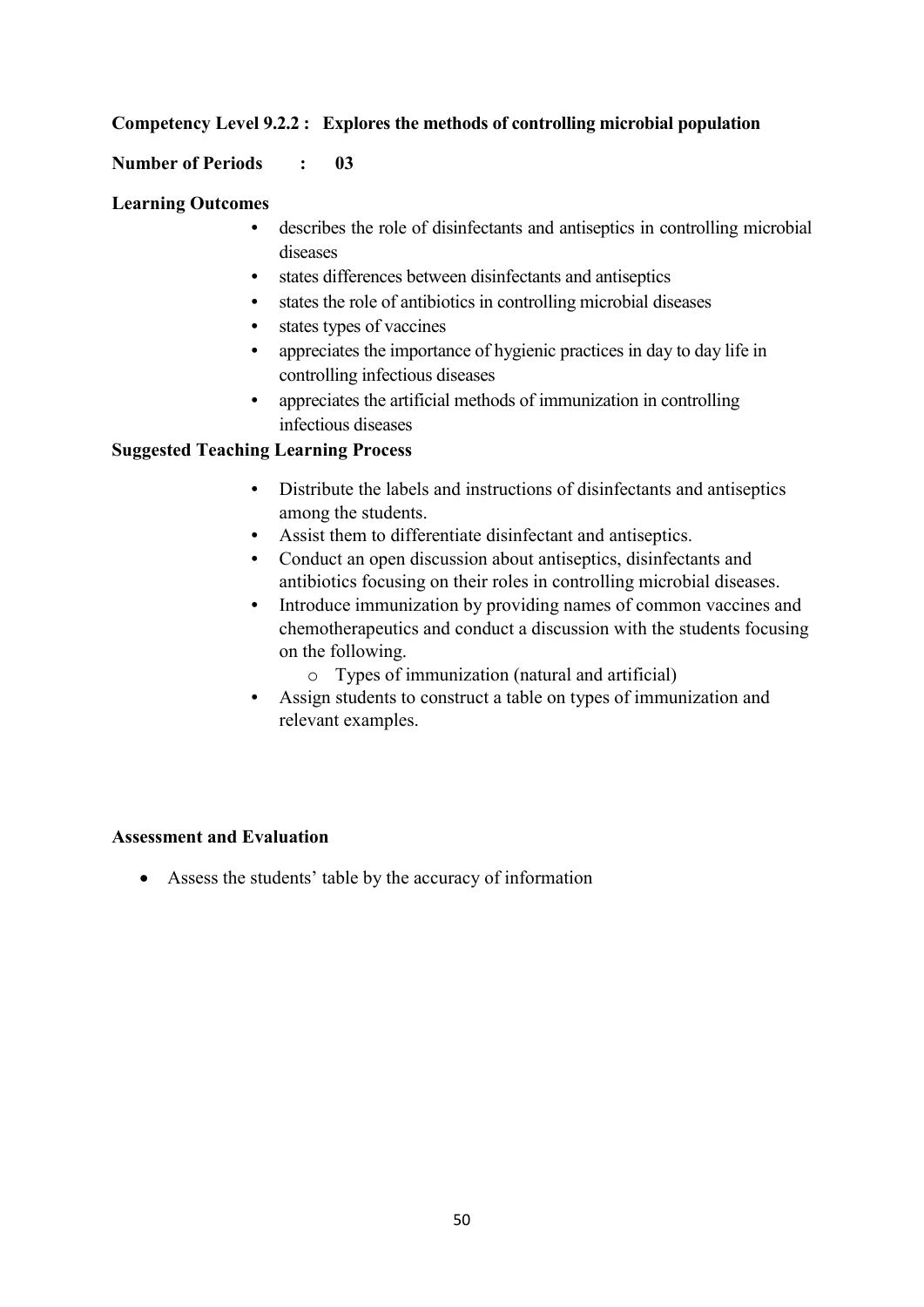**Competency Level 9.2.2 : Explores the methods of controlling microbial population**

**Number of Periods : 03**

**Learning Outcomes**

- describes the role of disinfectants and antiseptics in controlling microbial diseases
- states differences between disinfectants and antiseptics
- states the role of antibiotics in controlling microbial diseases
- states types of vaccines
- appreciates the importance of hygienic practices in day to day life in controlling infectious diseases
- appreciates the artificial methods of immunization in controlling infectious diseases

**Suggested Teaching Learning Process**

- Distribute the labels and instructions of disinfectants and antiseptics among the students.
- Assist them to differentiate disinfectant and antiseptics.
- Conduct an open discussion about antiseptics, disinfectants and antibiotics focusing on their roles in controlling microbial diseases.
- Introduce immunization by providing names of common vaccines and chemotherapeutics and conduct a discussion with the students focusing on the following.
    - Types of immunization (natural and artificial)
- Assign students to construct a table on types of immunization and relevant examples.

**Assessment and Evaluation**

- Assess the students' table by the accuracy of information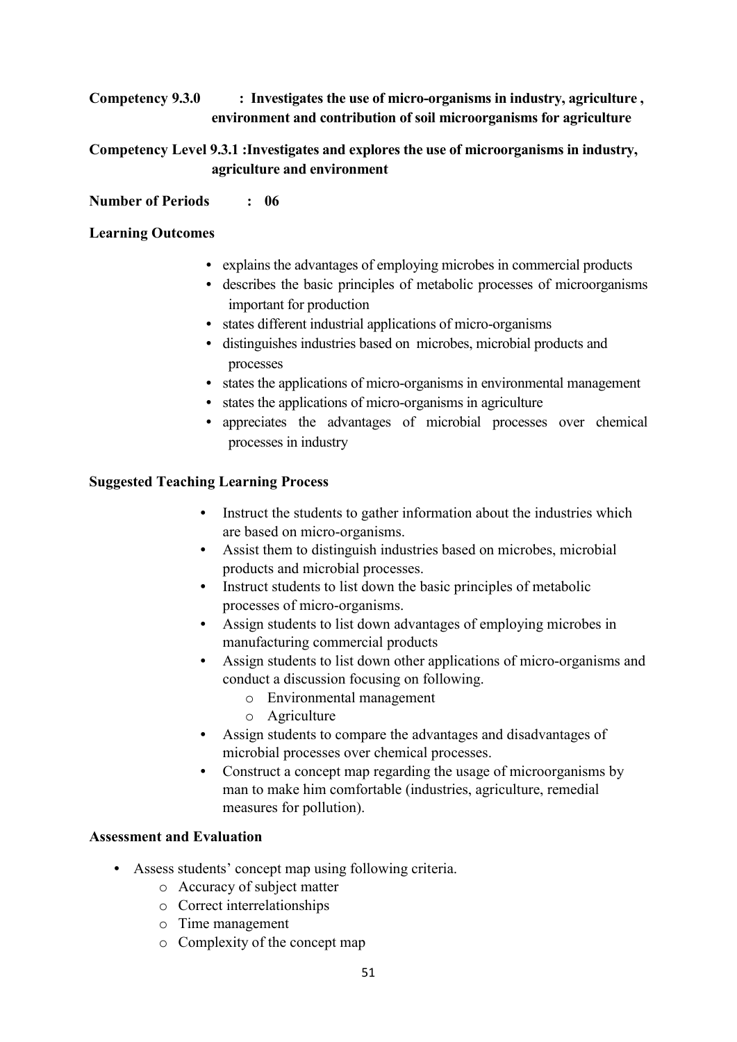**Competency 9.3.0 : Investigates the use of micro-organisms in industry, agriculture , environment and contribution of soil microorganisms for agriculture**

**Competency Level 9.3.1 :Investigates and explores the use of microorganisms in industry, agriculture and environment**

**Number of Periods : 06**

**Learning Outcomes**

- explains the advantages of employing microbes in commercial products
- describes the basic principles of metabolic processes of microorganisms important for production
- states different industrial applications of micro-organisms
- distinguishes industries based on microbes, microbial products and processes
- states the applications of micro-organisms in environmental management
- states the applications of micro-organisms in agriculture
- appreciates the advantages of microbial processes over chemical processes in industry

**Suggested Teaching Learning Process**

- Instruct the students to gather information about the industries which are based on micro-organisms.
- Assist them to distinguish industries based on microbes, microbial products and microbial processes.
- Instruct students to list down the basic principles of metabolic processes of micro-organisms.
- Assign students to list down advantages of employing microbes in manufacturing commercial products
- Assign students to list down other applications of micro-organisms and conduct a discussion focusing on following.
    - o Environmental management
    - o Agriculture
- Assign students to compare the advantages and disadvantages of microbial processes over chemical processes.
- Construct a concept map regarding the usage of microorganisms by man to make him comfortable (industries, agriculture, remedial measures for pollution).

**Assessment and Evaluation**

- Assess students' concept map using following criteria.
    - o Accuracy of subject matter
    - o Correct interrelationships
    - o Time management
    - o Complexity of the concept map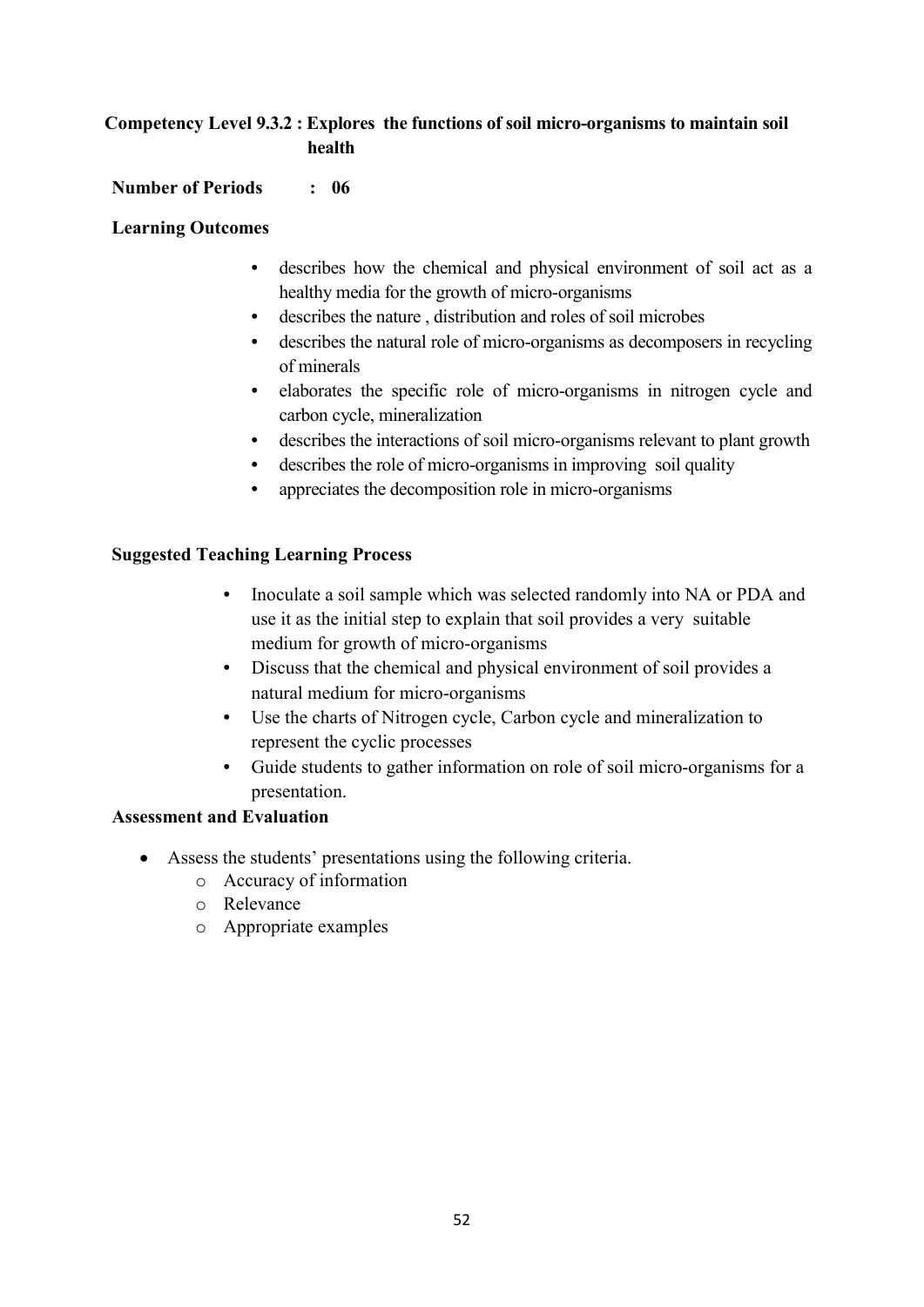**Competency Level 9.3.2 : Explores the functions of soil micro-organisms to maintain soil health**

**Number of Periods : 06**

**Learning Outcomes**

- describes how the chemical and physical environment of soil act as a healthy media for the growth of micro-organisms
- describes the nature , distribution and roles of soil microbes
- describes the natural role of micro-organisms as decomposers in recycling of minerals
- elaborates the specific role of micro-organisms in nitrogen cycle and carbon cycle, mineralization
- describes the interactions of soil micro-organisms relevant to plant growth
- describes the role of micro-organisms in improving soil quality
- appreciates the decomposition role in micro-organisms

**Suggested Teaching Learning Process**

- Inoculate a soil sample which was selected randomly into NA or PDA and use it as the initial step to explain that soil provides a very suitable medium for growth of micro-organisms
- Discuss that the chemical and physical environment of soil provides a natural medium for micro-organisms
- Use the charts of Nitrogen cycle, Carbon cycle and mineralization to represent the cyclic processes
- Guide students to gather information on role of soil micro-organisms for a presentation.

**Assessment and Evaluation**

- Assess the students' presentations using the following criteria.
  - Accuracy of information
  - Relevance
  - Appropriate examples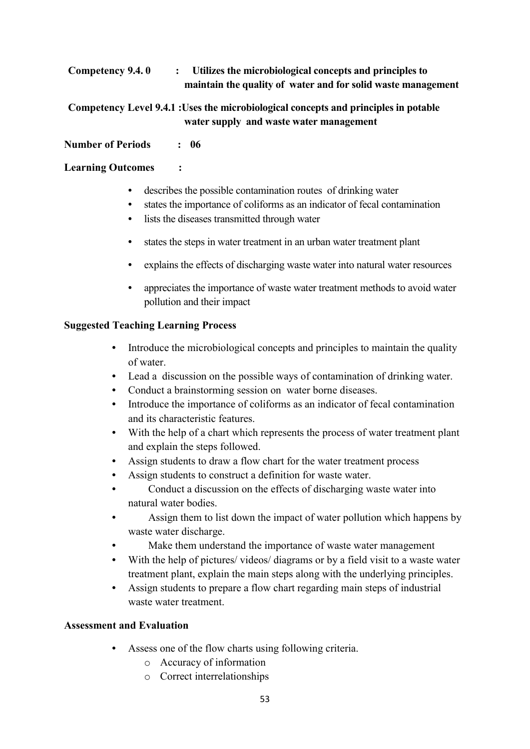**Competency 9.4. 0 : Utilizes the microbiological concepts and principles to maintain the quality of water and for solid waste management**

**Competency Level 9.4.1 : Uses the microbiological concepts and principles in potable water supply and waste water management**

**Number of Periods : 06**

**Learning Outcomes :**

- describes the possible contamination routes of drinking water
- states the importance of coliforms as an indicator of fecal contamination
- lists the diseases transmitted through water
- states the steps in water treatment in an urban water treatment plant
- explains the effects of discharging waste water into natural water resources
- appreciates the importance of waste water treatment methods to avoid water pollution and their impact

**Suggested Teaching Learning Process**

- Introduce the microbiological concepts and principles to maintain the quality of water.
- Lead a discussion on the possible ways of contamination of drinking water.
- Conduct a brainstorming session on water borne diseases.
- Introduce the importance of coliforms as an indicator of fecal contamination and its characteristic features.
- With the help of a chart which represents the process of water treatment plant and explain the steps followed.
- Assign students to draw a flow chart for the water treatment process
- Assign students to construct a definition for waste water.
- Conduct a discussion on the effects of discharging waste water into natural water bodies.
- Assign them to list down the impact of water pollution which happens by waste water discharge.
- Make them understand the importance of waste water management
- With the help of pictures/ videos/ diagrams or by a field visit to a waste water treatment plant, explain the main steps along with the underlying principles.
- Assign students to prepare a flow chart regarding main steps of industrial waste water treatment.

**Assessment and Evaluation**

- Assess one of the flow charts using following criteria.
  - Accuracy of information
  - Correct interrelationships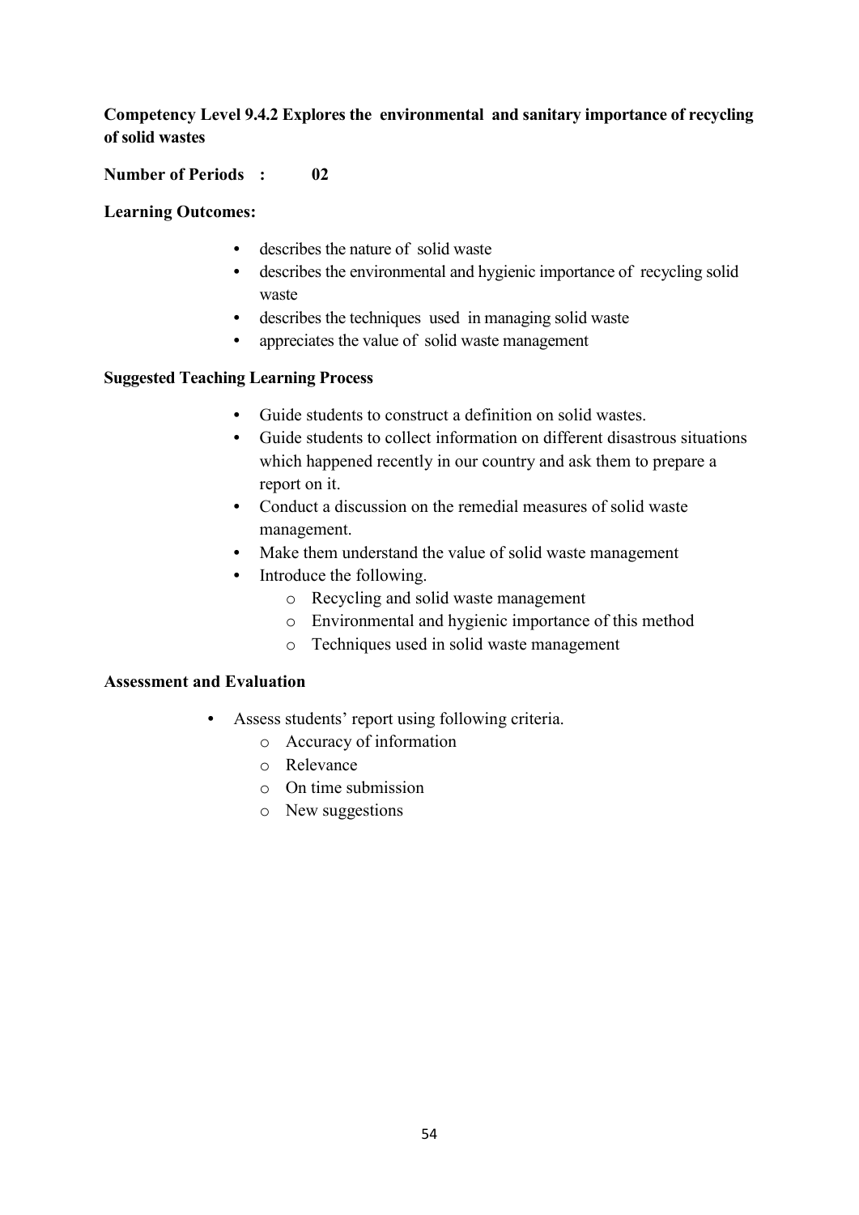**Competency Level 9.4.2 Explores the environmental and sanitary importance of recycling of solid wastes**

**Number of Periods : 02**

**Learning Outcomes:**

- describes the nature of solid waste
- describes the environmental and hygienic importance of recycling solid waste
- describes the techniques used in managing solid waste
- appreciates the value of solid waste management

**Suggested Teaching Learning Process**

- Guide students to construct a definition on solid wastes.
- Guide students to collect information on different disastrous situations which happened recently in our country and ask them to prepare a report on it.
- Conduct a discussion on the remedial measures of solid waste management.
- Make them understand the value of solid waste management
- Introduce the following.
    - Recycling and solid waste management
    - Environmental and hygienic importance of this method
    - Techniques used in solid waste management

**Assessment and Evaluation**

- Assess students' report using following criteria.
    - Accuracy of information
    - Relevance
    - On time submission
    - New suggestions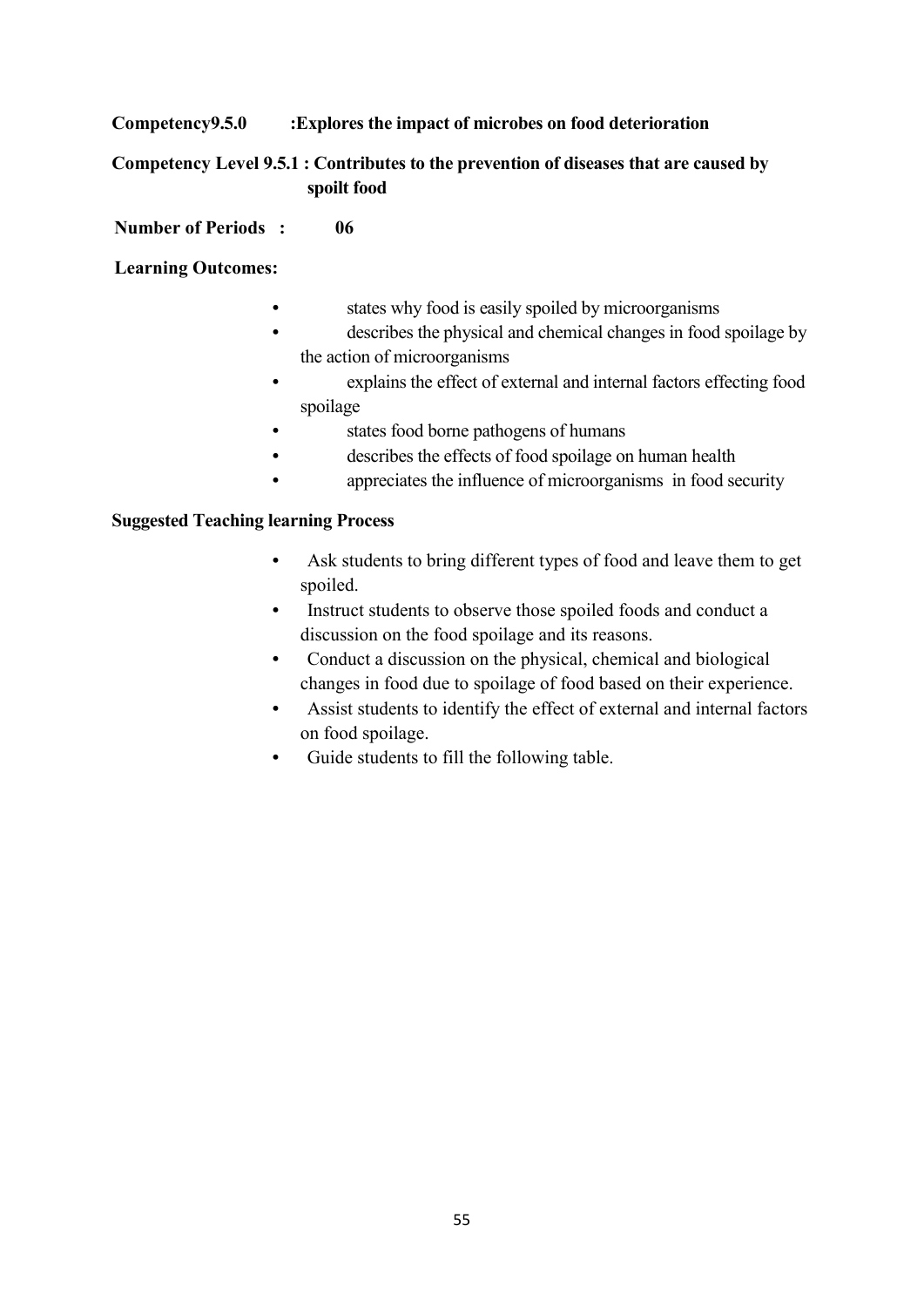**Competency9.5.0 :Explores the impact of microbes on food deterioration**

**Competency Level 9.5.1 : Contributes to the prevention of diseases that are caused by spoilt food**

**Number of Periods : 06**

**Learning Outcomes:**

- states why food is easily spoiled by microorganisms
- describes the physical and chemical changes in food spoilage by the action of microorganisms
- explains the effect of external and internal factors effecting food spoilage
- states food borne pathogens of humans
- describes the effects of food spoilage on human health
- appreciates the influence of microorganisms in food security

**Suggested Teaching learning Process**

- Ask students to bring different types of food and leave them to get spoiled.
- Instruct students to observe those spoiled foods and conduct a discussion on the food spoilage and its reasons.
- Conduct a discussion on the physical, chemical and biological changes in food due to spoilage of food based on their experience.
- Assist students to identify the effect of external and internal factors on food spoilage.
- Guide students to fill the following table.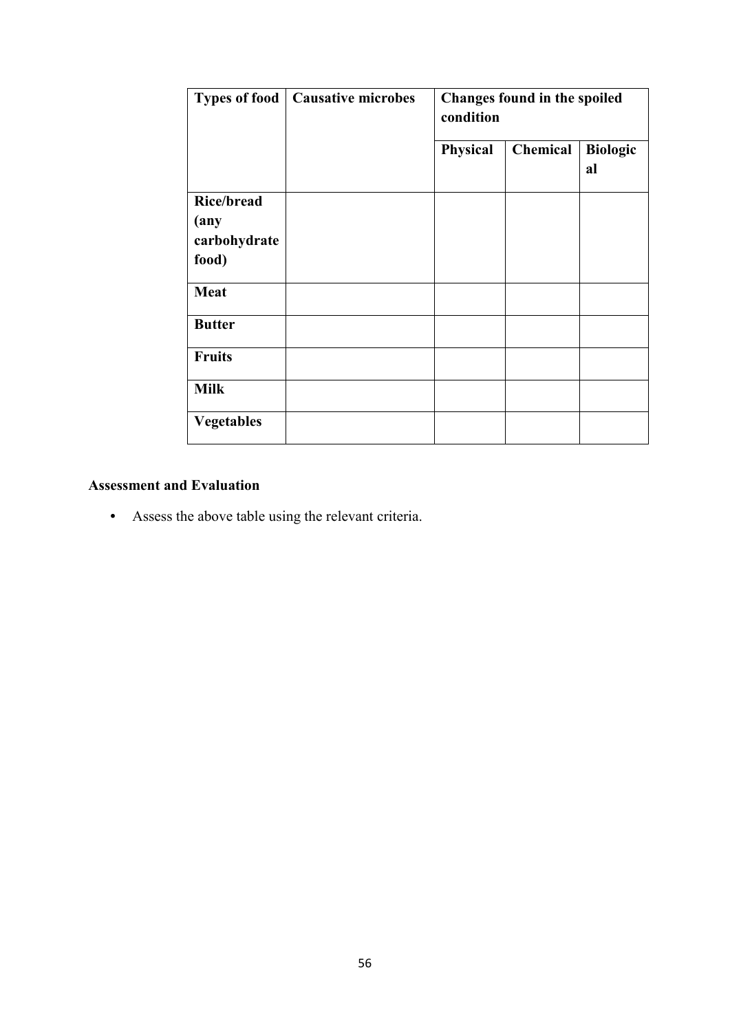| Types of food | Causative microbes | Changes found in the spoiled condition | | |
|---|---|---|---|---|
| | | Physical | Chemical | Biological |
| Rice/bread (any carbohydrate food) | | | | |
| Meat | | | | |
| Butter | | | | |
| Fruits | | | | |
| Milk | | | | |
| Vegetables | | | | |

**Assessment and Evaluation**

- Assess the above table using the relevant criteria.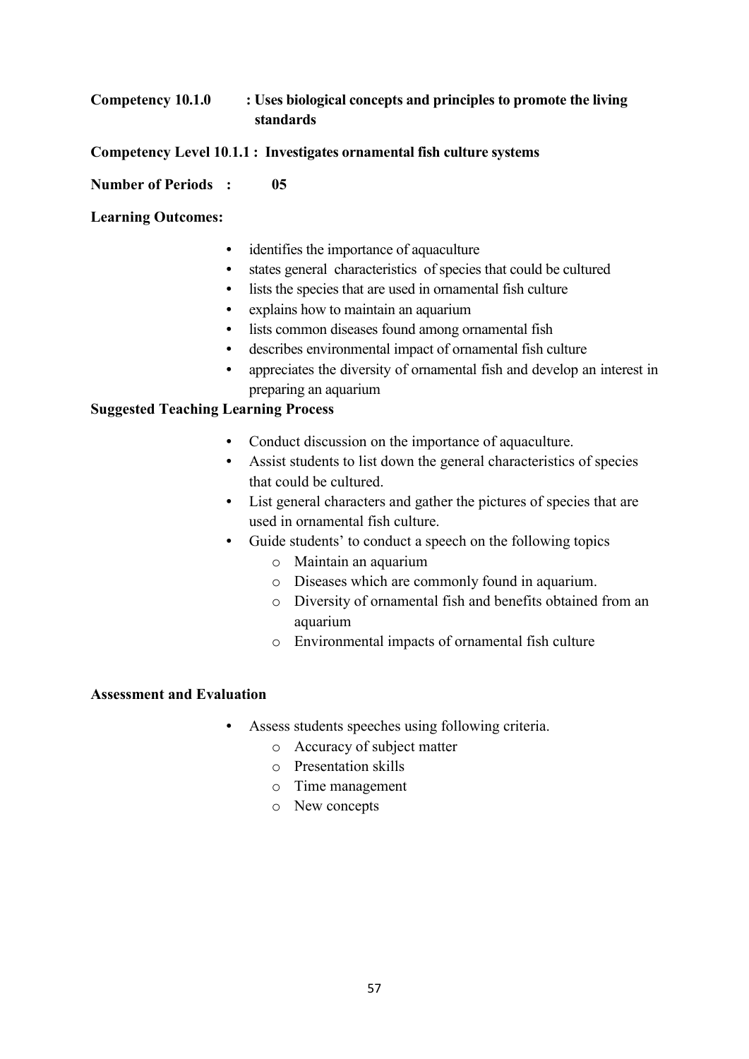**Competency 10.1.0 : Uses biological concepts and principles to promote the living standards**

**Competency Level 10.1.1 : Investigates ornamental fish culture systems**

**Number of Periods : 05**

**Learning Outcomes:**

- identifies the importance of aquaculture
- states general characteristics of species that could be cultured
- lists the species that are used in ornamental fish culture
- explains how to maintain an aquarium
- lists common diseases found among ornamental fish
- describes environmental impact of ornamental fish culture
- appreciates the diversity of ornamental fish and develop an interest in preparing an aquarium

**Suggested Teaching Learning Process**

- Conduct discussion on the importance of aquaculture.
- Assist students to list down the general characteristics of species that could be cultured.
- List general characters and gather the pictures of species that are used in ornamental fish culture.
- Guide students' to conduct a speech on the following topics
  - Maintain an aquarium
  - Diseases which are commonly found in aquarium.
  - Diversity of ornamental fish and benefits obtained from an aquarium
  - Environmental impacts of ornamental fish culture

**Assessment and Evaluation**

- Assess students speeches using following criteria.
  - Accuracy of subject matter
  - Presentation skills
  - Time management
  - New concepts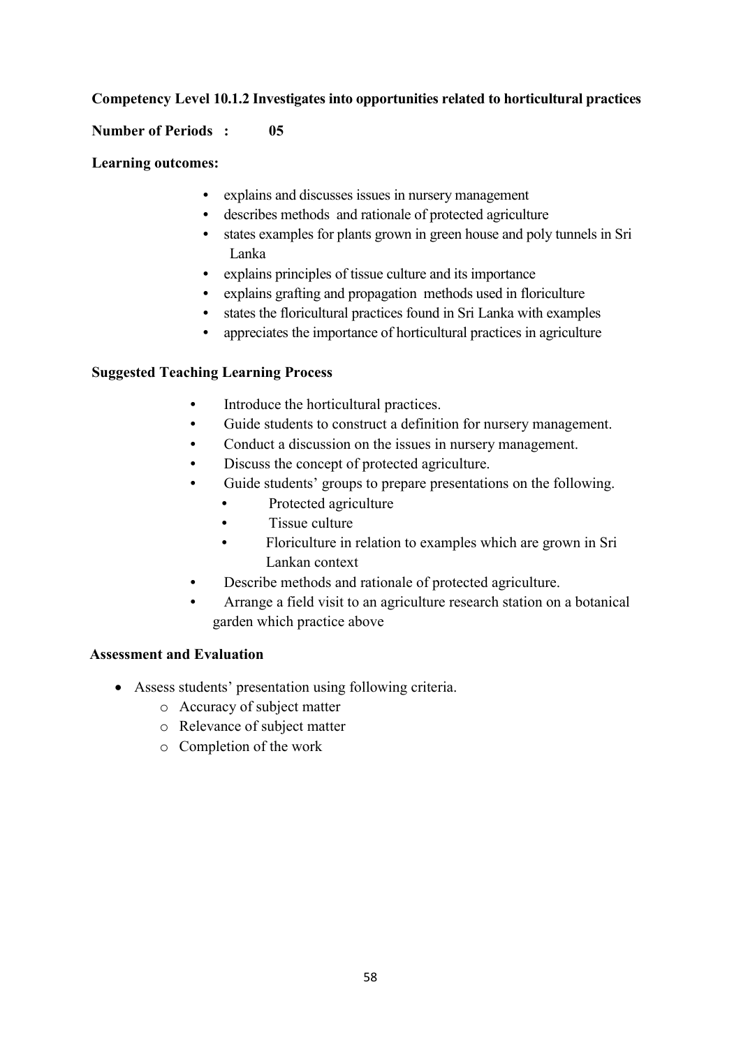**Competency Level 10.1.2 Investigates into opportunities related to horticultural practices**

**Number of Periods : 05**

**Learning outcomes:**

- explains and discusses issues in nursery management
- describes methods and rationale of protected agriculture
- states examples for plants grown in green house and poly tunnels in Sri Lanka
- explains principles of tissue culture and its importance
- explains grafting and propagation methods used in floriculture
- states the floricultural practices found in Sri Lanka with examples
- appreciates the importance of horticultural practices in agriculture

**Suggested Teaching Learning Process**

- Introduce the horticultural practices.
- Guide students to construct a definition for nursery management.
- Conduct a discussion on the issues in nursery management.
- Discuss the concept of protected agriculture.
- Guide students' groups to prepare presentations on the following.
  - Protected agriculture
  - Tissue culture
  - Floriculture in relation to examples which are grown in Sri Lankan context
- Describe methods and rationale of protected agriculture.
- Arrange a field visit to an agriculture research station on a botanical garden which practice above

**Assessment and Evaluation**

- Assess students' presentation using following criteria.
  - Accuracy of subject matter
  - Relevance of subject matter
  - Completion of the work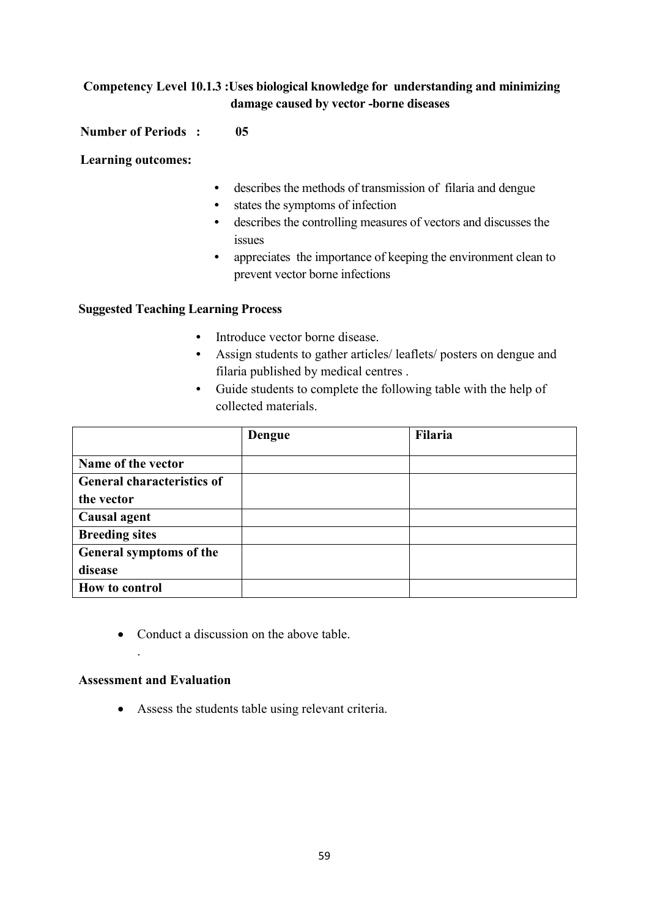**Competency Level 10.1.3 : Uses biological knowledge for understanding and minimizing damage caused by vector -borne diseases**

**Number of Periods : 05**

**Learning outcomes:**

- describes the methods of transmission of filaria and dengue
- states the symptoms of infection
- describes the controlling measures of vectors and discusses the issues
- appreciates the importance of keeping the environment clean to prevent vector borne infections

**Suggested Teaching Learning Process**

- Introduce vector borne disease.
- Assign students to gather articles/ leaflets/ posters on dengue and filaria published by medical centres .
- Guide students to complete the following table with the help of collected materials.

| | **Dengue** | **Filaria** |
|---|---|---|
| **Name of the vector** | | |
| **General characteristics of the vector** | | |
| **Causal agent** | | |
| **Breeding sites** | | |
| **General symptoms of the disease** | | |
| **How to control** | | |

- Conduct a discussion on the above table.

**Assessment and Evaluation**

- Assess the students table using relevant criteria.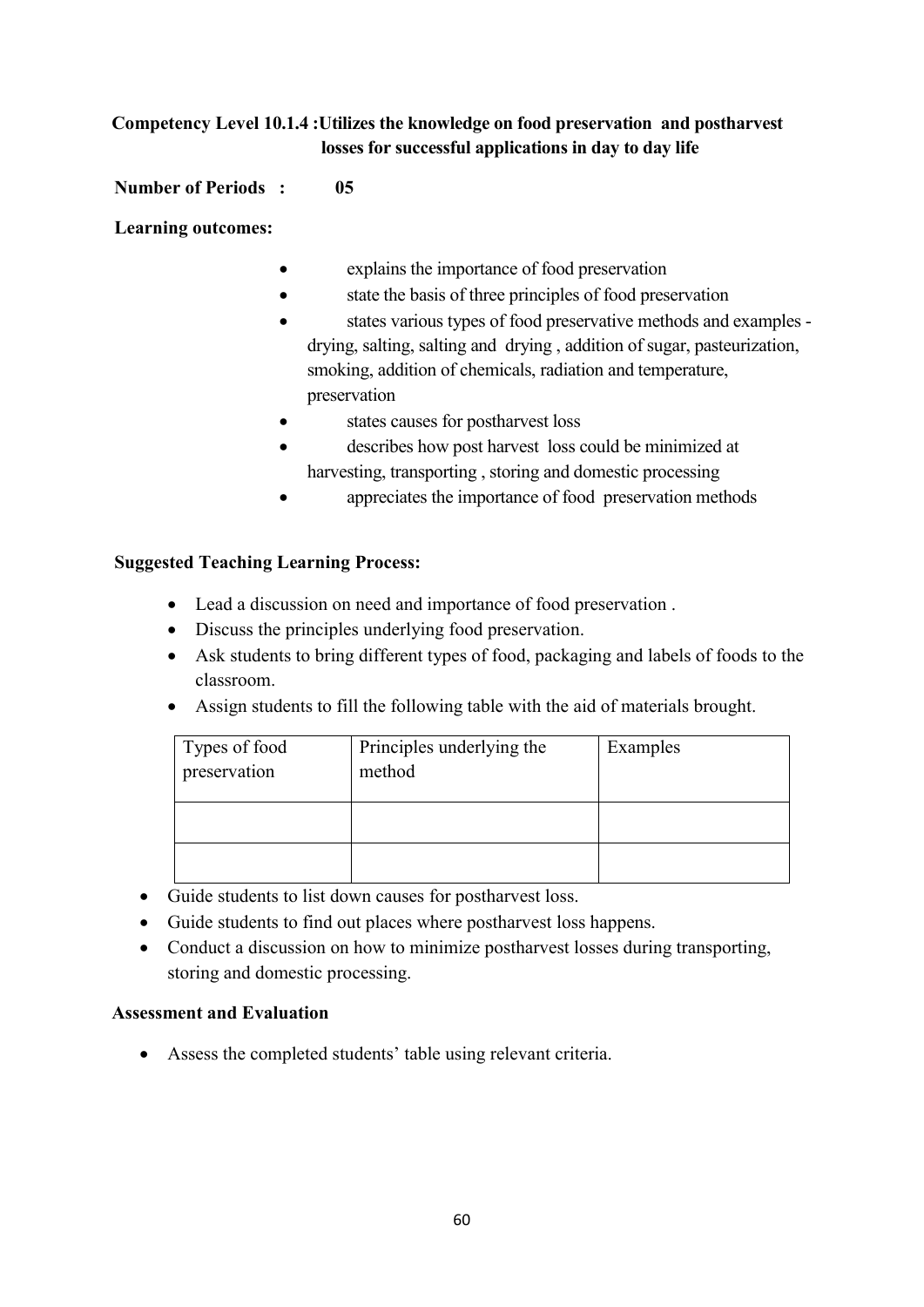**Competency Level 10.1.4 :Utilizes the knowledge on food preservation and postharvest losses for successful applications in day to day life**

**Number of Periods : 05**

**Learning outcomes:**

- explains the importance of food preservation
- state the basis of three principles of food preservation
- states various types of food preservative methods and examples - drying, salting, salting and drying , addition of sugar, pasteurization, smoking, addition of chemicals, radiation and temperature, preservation
- states causes for postharvest loss
- describes how post harvest loss could be minimized at harvesting, transporting , storing and domestic processing
- appreciates the importance of food preservation methods

**Suggested Teaching Learning Process:**

- Lead a discussion on need and importance of food preservation .
- Discuss the principles underlying food preservation.
- Ask students to bring different types of food, packaging and labels of foods to the classroom.
- Assign students to fill the following table with the aid of materials brought.

| Types of food preservation | Principles underlying the method | Examples |
|---|---|---|
| | | |
| | | |

- Guide students to list down causes for postharvest loss.
- Guide students to find out places where postharvest loss happens.
- Conduct a discussion on how to minimize postharvest losses during transporting, storing and domestic processing.

**Assessment and Evaluation**

- Assess the completed students' table using relevant criteria.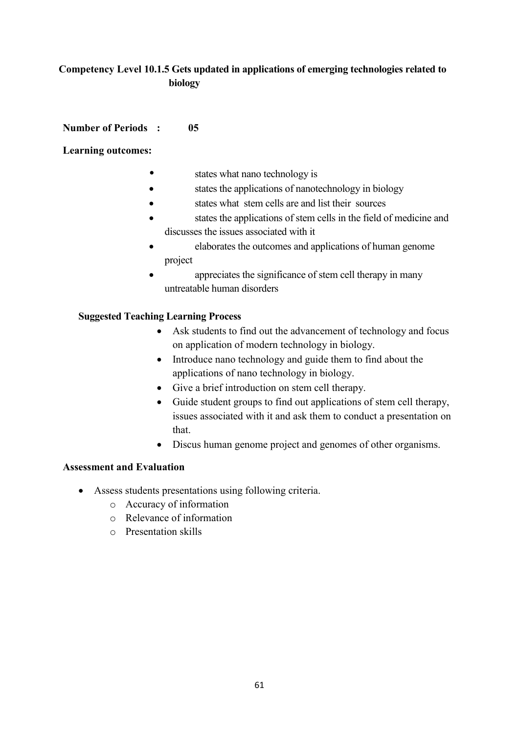**Competency Level 10.1.5 Gets updated in applications of emerging technologies related to biology**

**Number of Periods : 05**

**Learning outcomes:**

- states what nano technology is
- states the applications of nanotechnology in biology
- states what stem cells are and list their sources
- states the applications of stem cells in the field of medicine and discusses the issues associated with it
- elaborates the outcomes and applications of human genome project
- appreciates the significance of stem cell therapy in many untreatable human disorders

**Suggested Teaching Learning Process**

- Ask students to find out the advancement of technology and focus on application of modern technology in biology.
- Introduce nano technology and guide them to find about the applications of nano technology in biology.
- Give a brief introduction on stem cell therapy.
- Guide student groups to find out applications of stem cell therapy, issues associated with it and ask them to conduct a presentation on that.
- Discus human genome project and genomes of other organisms.

**Assessment and Evaluation**

- Assess students presentations using following criteria.
  - Accuracy of information
  - Relevance of information
  - Presentation skills